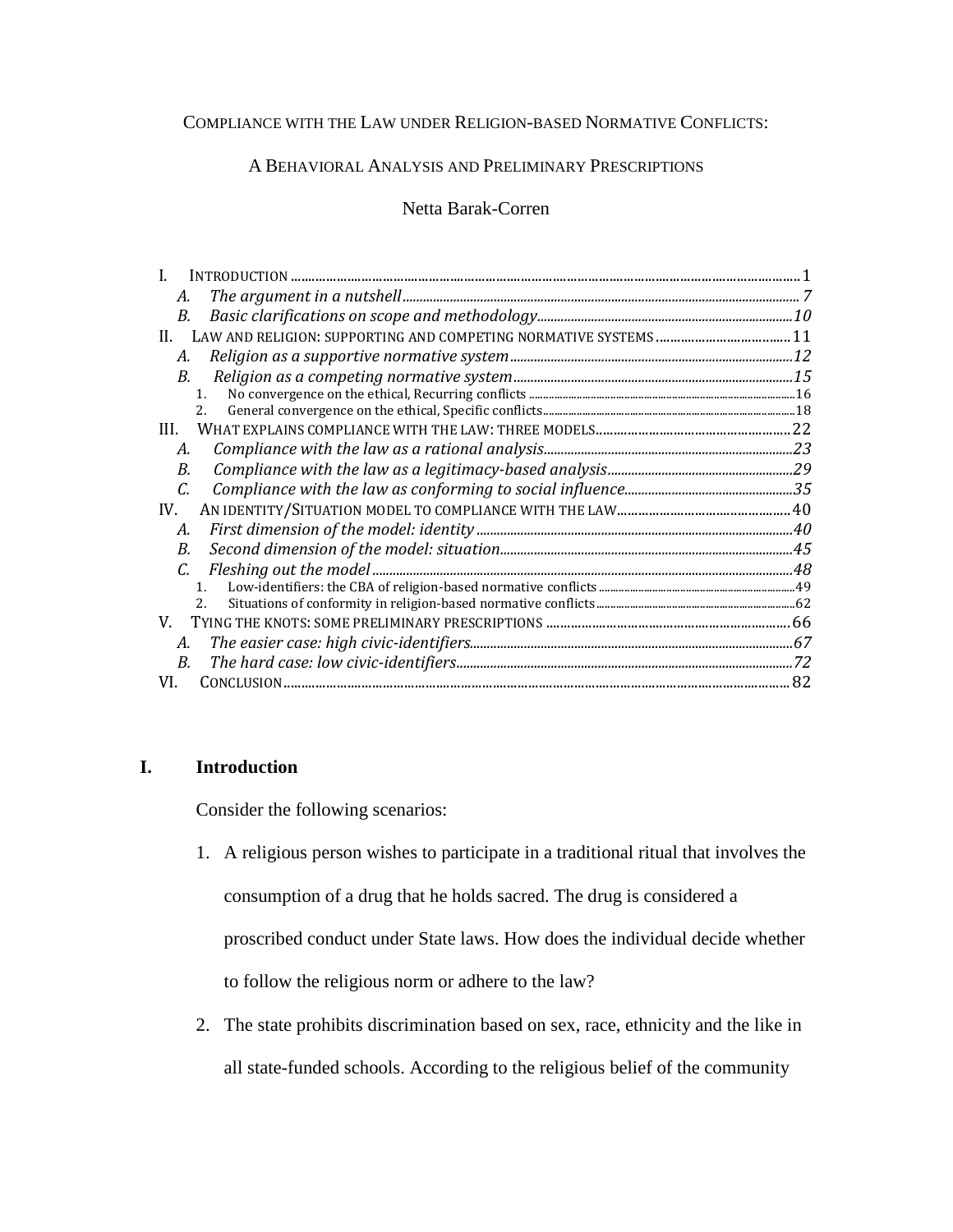# COMPLIANCE WITH THE LAW UNDER RELIGION-BASED NORMATIVE CONFLICTS:

## A BEHAVIORAL ANALYSIS AND PRELIMINARY PRESCRIPTIONS

Netta Barak-Corren

- I. INTRODUCTION ..... 1
  - *A. The argument in a nutshell* ..... *7*
  - *B. Basic clarifications on scope and methodology* ..... *10*
- II. LAW AND RELIGION: SUPPORTING AND COMPETING NORMATIVE SYSTEMS ..... 11
  - *A. Religion as a supportive normative system* ..... *12*
  - *B. Religion as a competing normative system* ..... *15*
    1. No convergence on the ethical, Recurring conflicts ..... 16
    2. General convergence on the ethical, Specific conflicts ..... 18
- III. WHAT EXPLAINS COMPLIANCE WITH THE LAW: THREE MODELS ..... 22
  - *A. Compliance with the law as a rational analysis* ..... *23*
  - *B. Compliance with the law as a legitimacy-based analysis* ..... *29*
  - *C. Compliance with the law as conforming to social influence* ..... *35*
- IV. AN IDENTITY/SITUATION MODEL TO COMPLIANCE WITH THE LAW ..... 40
  - *A. First dimension of the model: identity* ..... *40*
  - *B. Second dimension of the model: situation* ..... *45*
  - *C. Fleshing out the model* ..... *48*
    1. Low-identifiers: the CBA of religion-based normative conflicts ..... 49
    2. Situations of conformity in religion-based normative conflicts ..... 62
- V. TYING THE KNOTS: SOME PRELIMINARY PRESCRIPTIONS ..... 66
  - *A. The easier case: high civic-identifiers* ..... *67*
  - *B. The hard case: low civic-identifiers* ..... *72*
- VI. CONCLUSION ..... 82

# I. Introduction

Consider the following scenarios:

1. A religious person wishes to participate in a traditional ritual that involves the consumption of a drug that he holds sacred. The drug is considered a proscribed conduct under State laws. How does the individual decide whether to follow the religious norm or adhere to the law?
2. The state prohibits discrimination based on sex, race, ethnicity and the like in all state-funded schools. According to the religious belief of the community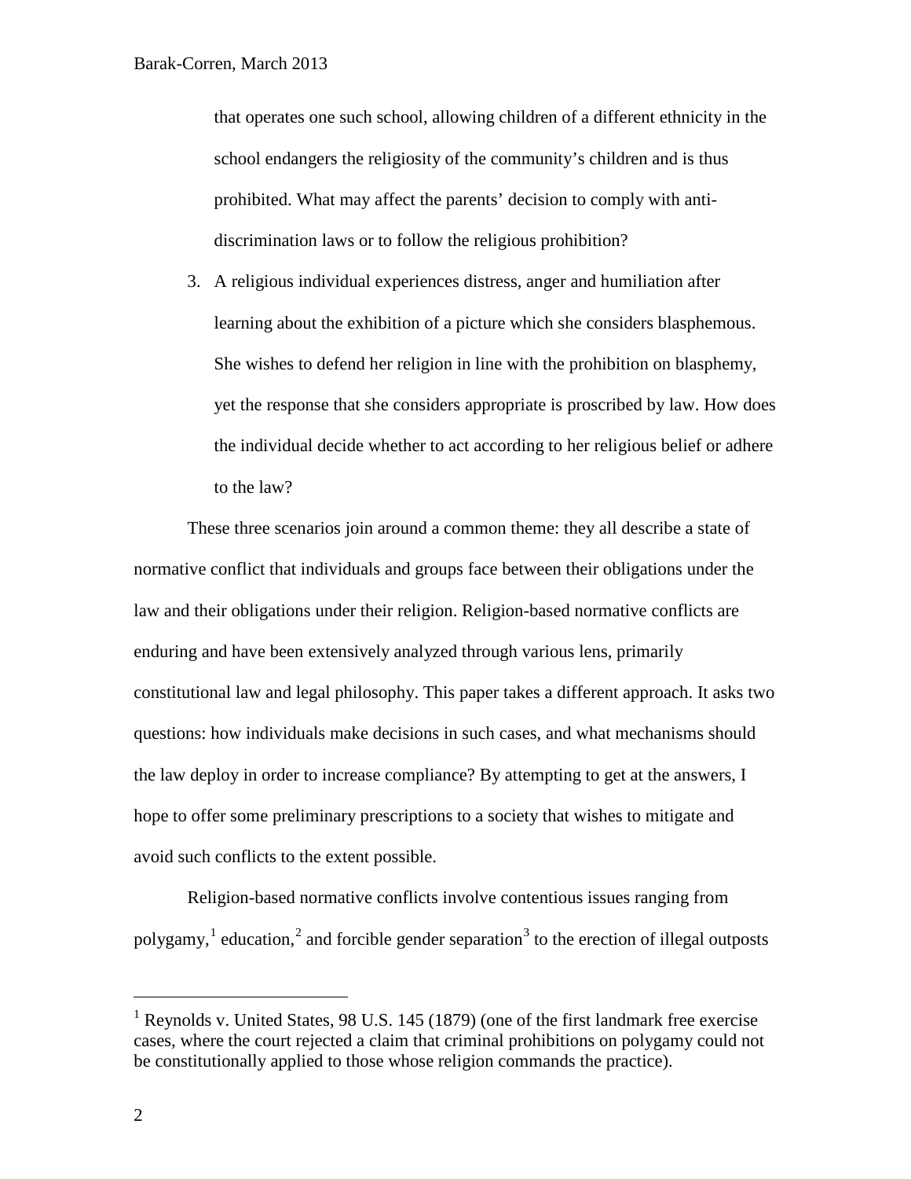that operates one such school, allowing children of a different ethnicity in the school endangers the religiosity of the community's children and is thus prohibited. What may affect the parents' decision to comply with anti-discrimination laws or to follow the religious prohibition?

3. A religious individual experiences distress, anger and humiliation after learning about the exhibition of a picture which she considers blasphemous. She wishes to defend her religion in line with the prohibition on blasphemy, yet the response that she considers appropriate is proscribed by law. How does the individual decide whether to act according to her religious belief or adhere to the law?

These three scenarios join around a common theme: they all describe a state of normative conflict that individuals and groups face between their obligations under the law and their obligations under their religion. Religion-based normative conflicts are enduring and have been extensively analyzed through various lens, primarily constitutional law and legal philosophy. This paper takes a different approach. It asks two questions: how individuals make decisions in such cases, and what mechanisms should the law deploy in order to increase compliance? By attempting to get at the answers, I hope to offer some preliminary prescriptions to a society that wishes to mitigate and avoid such conflicts to the extent possible.

Religion-based normative conflicts involve contentious issues ranging from polygamy,[1] education,[2] and forcible gender separation[3] to the erection of illegal outposts

---

[1] Reynolds v. United States, 98 U.S. 145 (1879) (one of the first landmark free exercise cases, where the court rejected a claim that criminal prohibitions on polygamy could not be constitutionally applied to those whose religion commands the practice).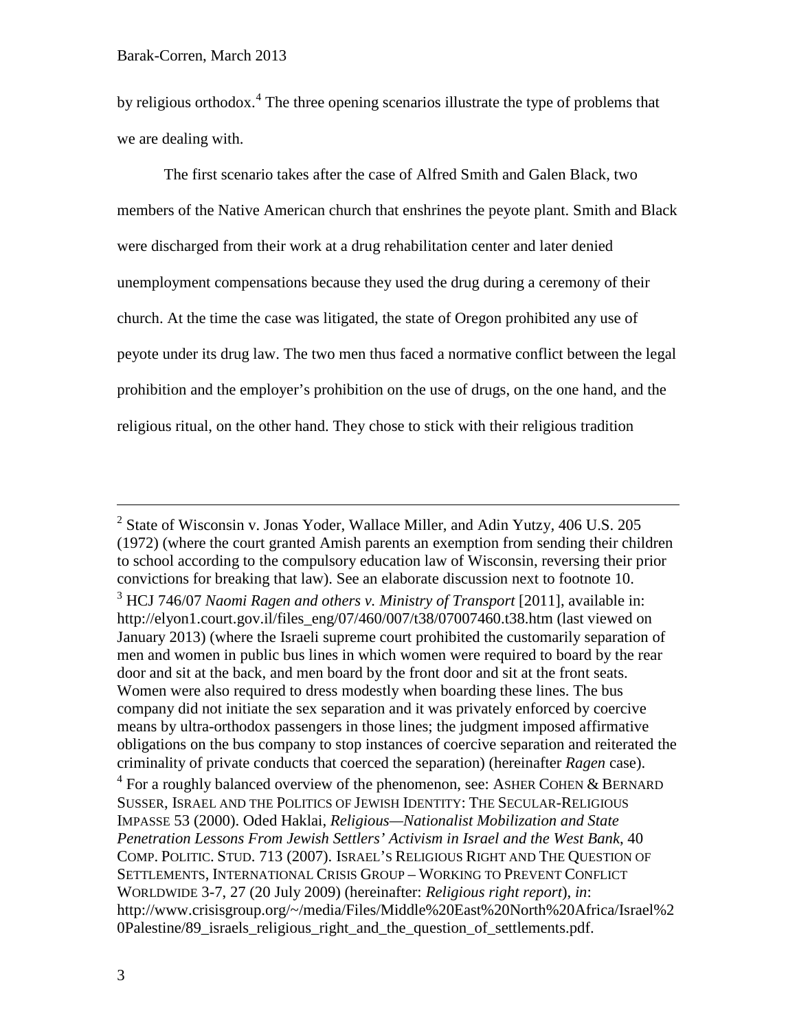by religious orthodox.[4] The three opening scenarios illustrate the type of problems that we are dealing with.

The first scenario takes after the case of Alfred Smith and Galen Black, two members of the Native American church that enshrines the peyote plant. Smith and Black were discharged from their work at a drug rehabilitation center and later denied unemployment compensations because they used the drug during a ceremony of their church. At the time the case was litigated, the state of Oregon prohibited any use of peyote under its drug law. The two men thus faced a normative conflict between the legal prohibition and the employer's prohibition on the use of drugs, on the one hand, and the religious ritual, on the other hand. They chose to stick with their religious tradition

---

[2] State of Wisconsin v. Jonas Yoder, Wallace Miller, and Adin Yutzy, 406 U.S. 205 (1972) (where the court granted Amish parents an exemption from sending their children to school according to the compulsory education law of Wisconsin, reversing their prior convictions for breaking that law). See an elaborate discussion next to footnote 10.

[3] HCJ 746/07 *Naomi Ragen and others v. Ministry of Transport* [2011], available in: http://elyon1.court.gov.il/files_eng/07/460/007/t38/07007460.t38.htm (last viewed on January 2013) (where the Israeli supreme court prohibited the customarily separation of men and women in public bus lines in which women were required to board by the rear door and sit at the back, and men board by the front door and sit at the front seats. Women were also required to dress modestly when boarding these lines. The bus company did not initiate the sex separation and it was privately enforced by coercive means by ultra-orthodox passengers in those lines; the judgment imposed affirmative obligations on the bus company to stop instances of coercive separation and reiterated the criminality of private conducts that coerced the separation) (hereinafter *Ragen* case).

[4] For a roughly balanced overview of the phenomenon, see: ASHER COHEN & BERNARD SUSSER, ISRAEL AND THE POLITICS OF JEWISH IDENTITY: THE SECULAR-RELIGIOUS IMPASSE 53 (2000). Oded Haklai, *Religious—Nationalist Mobilization and State Penetration Lessons From Jewish Settlers' Activism in Israel and the West Bank*, 40 COMP. POLITIC. STUD. 713 (2007). ISRAEL'S RELIGIOUS RIGHT AND THE QUESTION OF SETTLEMENTS, INTERNATIONAL CRISIS GROUP – WORKING TO PREVENT CONFLICT WORLDWIDE 3-7, 27 (20 July 2009) (hereinafter: *Religious right report*), *in*: http://www.crisisgroup.org/~/media/Files/Middle%20East%20North%20Africa/Israel%20Palestine/89_israels_religious_right_and_the_question_of_settlements.pdf.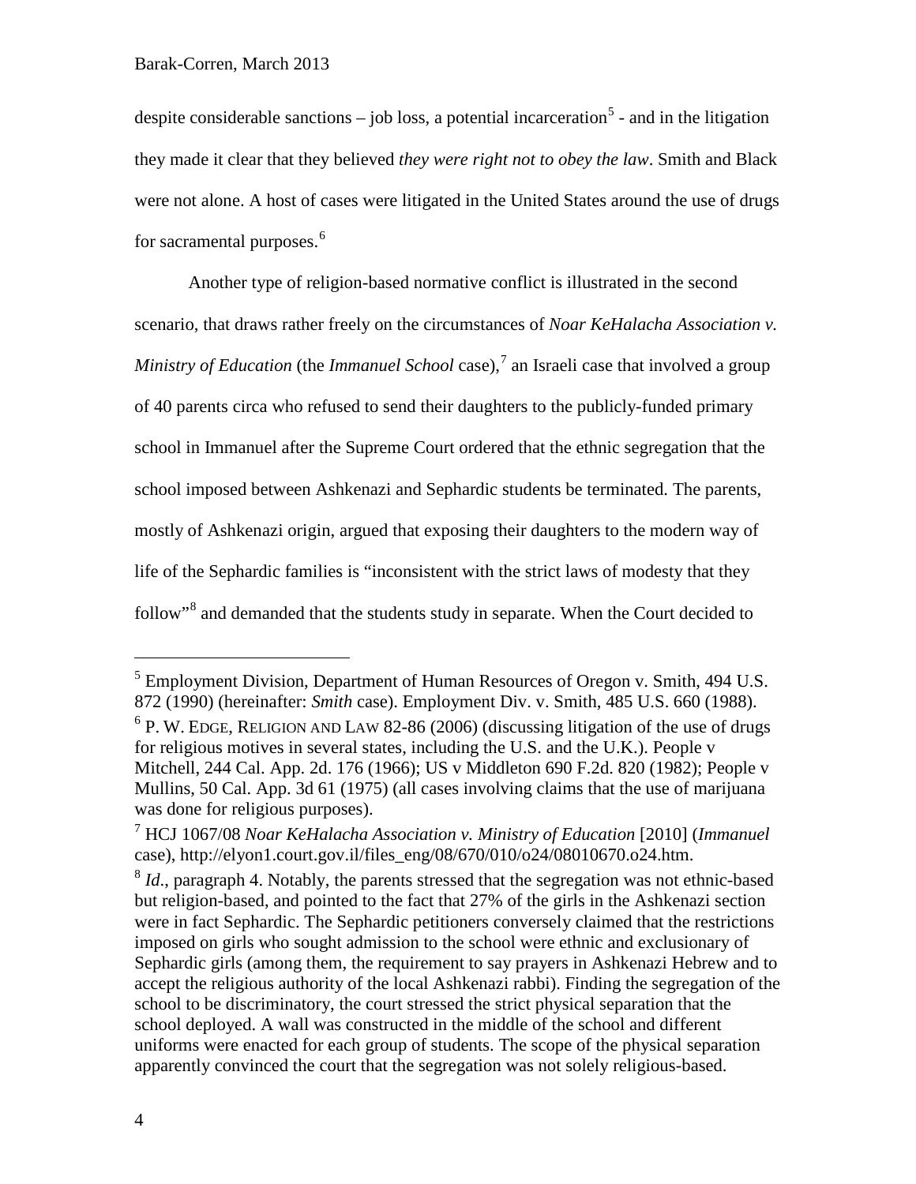despite considerable sanctions – job loss, a potential incarceration[5] - and in the litigation they made it clear that they believed *they were right not to obey the law*. Smith and Black were not alone. A host of cases were litigated in the United States around the use of drugs for sacramental purposes.[6]

Another type of religion-based normative conflict is illustrated in the second scenario, that draws rather freely on the circumstances of *Noar KeHalacha Association v. Ministry of Education* (the *Immanuel School* case),[7] an Israeli case that involved a group of 40 parents circa who refused to send their daughters to the publicly-funded primary school in Immanuel after the Supreme Court ordered that the ethnic segregation that the school imposed between Ashkenazi and Sephardic students be terminated. The parents, mostly of Ashkenazi origin, argued that exposing their daughters to the modern way of life of the Sephardic families is "inconsistent with the strict laws of modesty that they follow"[8] and demanded that the students study in separate. When the Court decided to

---

[5] Employment Division, Department of Human Resources of Oregon v. Smith, 494 U.S. 872 (1990) (hereinafter: *Smith* case). Employment Div. v. Smith, 485 U.S. 660 (1988).

[6] P. W. EDGE, RELIGION AND LAW 82-86 (2006) (discussing litigation of the use of drugs for religious motives in several states, including the U.S. and the U.K.). People v Mitchell, 244 Cal. App. 2d. 176 (1966); US v Middleton 690 F.2d. 820 (1982); People v Mullins, 50 Cal. App. 3d 61 (1975) (all cases involving claims that the use of marijuana was done for religious purposes).

[7] HCJ 1067/08 *Noar KeHalacha Association v. Ministry of Education* [2010] (*Immanuel* case), http://elyon1.court.gov.il/files_eng/08/670/010/o24/08010670.o24.htm.

[8] *Id*., paragraph 4. Notably, the parents stressed that the segregation was not ethnic-based but religion-based, and pointed to the fact that 27% of the girls in the Ashkenazi section were in fact Sephardic. The Sephardic petitioners conversely claimed that the restrictions imposed on girls who sought admission to the school were ethnic and exclusionary of Sephardic girls (among them, the requirement to say prayers in Ashkenazi Hebrew and to accept the religious authority of the local Ashkenazi rabbi). Finding the segregation of the school to be discriminatory, the court stressed the strict physical separation that the school deployed. A wall was constructed in the middle of the school and different uniforms were enacted for each group of students. The scope of the physical separation apparently convinced the court that the segregation was not solely religious-based.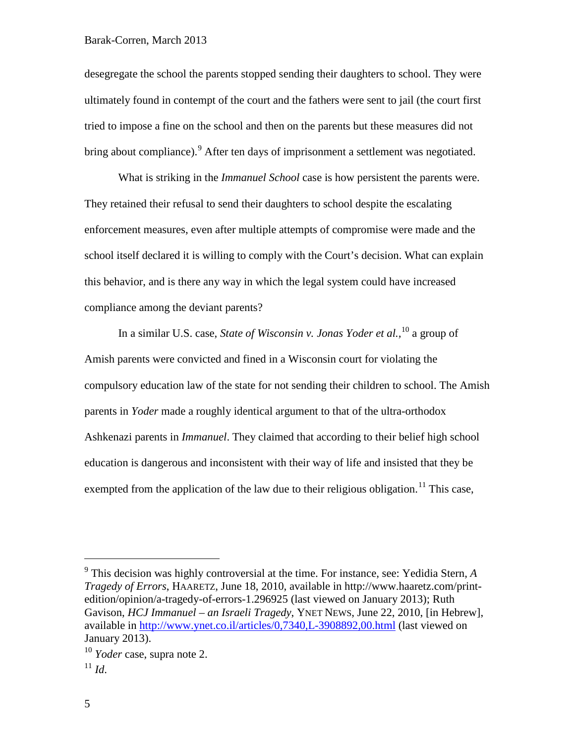desegregate the school the parents stopped sending their daughters to school. They were ultimately found in contempt of the court and the fathers were sent to jail (the court first tried to impose a fine on the school and then on the parents but these measures did not bring about compliance).[9] After ten days of imprisonment a settlement was negotiated.

What is striking in the *Immanuel School* case is how persistent the parents were. They retained their refusal to send their daughters to school despite the escalating enforcement measures, even after multiple attempts of compromise were made and the school itself declared it is willing to comply with the Court's decision. What can explain this behavior, and is there any way in which the legal system could have increased compliance among the deviant parents?

In a similar U.S. case, *State of Wisconsin v. Jonas Yoder et al.*,[10] a group of Amish parents were convicted and fined in a Wisconsin court for violating the compulsory education law of the state for not sending their children to school. The Amish parents in *Yoder* made a roughly identical argument to that of the ultra-orthodox Ashkenazi parents in *Immanuel*. They claimed that according to their belief high school education is dangerous and inconsistent with their way of life and insisted that they be exempted from the application of the law due to their religious obligation.[11] This case,

---

[9] This decision was highly controversial at the time. For instance, see: Yedidia Stern, *A Tragedy of Errors*, HAARETZ, June 18, 2010, available in http://www.haaretz.com/print-edition/opinion/a-tragedy-of-errors-1.296925 (last viewed on January 2013); Ruth Gavison, *HCJ Immanuel – an Israeli Tragedy*, YNET NEWS, June 22, 2010, [in Hebrew], available in http://www.ynet.co.il/articles/0,7340,L-3908892,00.html (last viewed on January 2013).

[10] *Yoder* case, supra note 2.

[11] *Id.*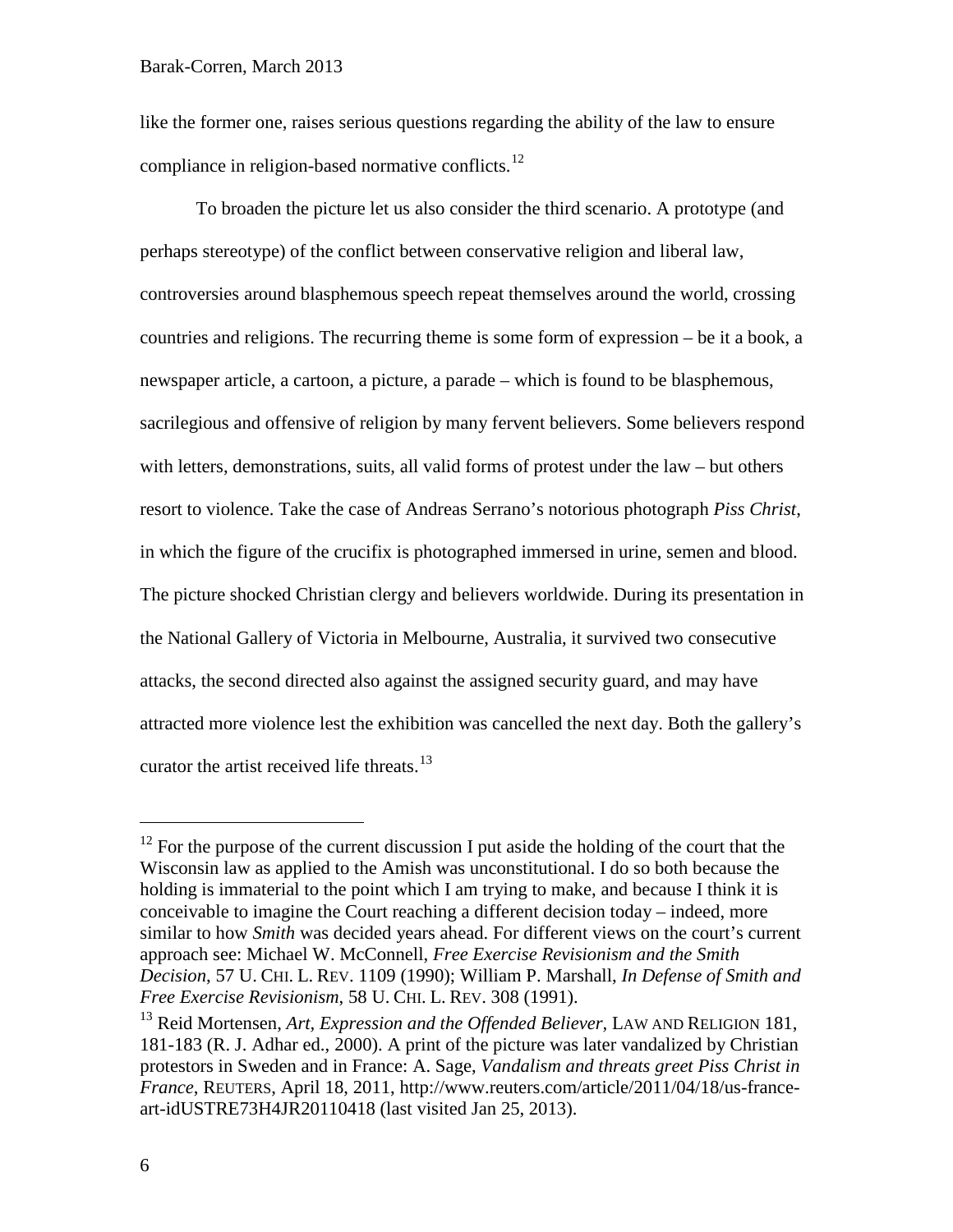like the former one, raises serious questions regarding the ability of the law to ensure compliance in religion-based normative conflicts.[12]

To broaden the picture let us also consider the third scenario. A prototype (and perhaps stereotype) of the conflict between conservative religion and liberal law, controversies around blasphemous speech repeat themselves around the world, crossing countries and religions. The recurring theme is some form of expression – be it a book, a newspaper article, a cartoon, a picture, a parade – which is found to be blasphemous, sacrilegious and offensive of religion by many fervent believers. Some believers respond with letters, demonstrations, suits, all valid forms of protest under the law – but others resort to violence. Take the case of Andreas Serrano's notorious photograph *Piss Christ*, in which the figure of the crucifix is photographed immersed in urine, semen and blood. The picture shocked Christian clergy and believers worldwide. During its presentation in the National Gallery of Victoria in Melbourne, Australia, it survived two consecutive attacks, the second directed also against the assigned security guard, and may have attracted more violence lest the exhibition was cancelled the next day. Both the gallery's curator the artist received life threats.[13]

---

[12] For the purpose of the current discussion I put aside the holding of the court that the Wisconsin law as applied to the Amish was unconstitutional. I do so both because the holding is immaterial to the point which I am trying to make, and because I think it is conceivable to imagine the Court reaching a different decision today – indeed, more similar to how *Smith* was decided years ahead. For different views on the court's current approach see: Michael W. McConnell, *Free Exercise Revisionism and the Smith Decision*, 57 U. CHI. L. REV. 1109 (1990); William P. Marshall, *In Defense of Smith and Free Exercise Revisionism*, 58 U. CHI. L. REV. 308 (1991).

[13] Reid Mortensen, *Art, Expression and the Offended Believer*, LAW AND RELIGION 181, 181-183 (R. J. Adhar ed., 2000). A print of the picture was later vandalized by Christian protestors in Sweden and in France: A. Sage, *Vandalism and threats greet Piss Christ in France*, REUTERS, April 18, 2011, http://www.reuters.com/article/2011/04/18/us-france-art-idUSTRE73H4JR20110418 (last visited Jan 25, 2013).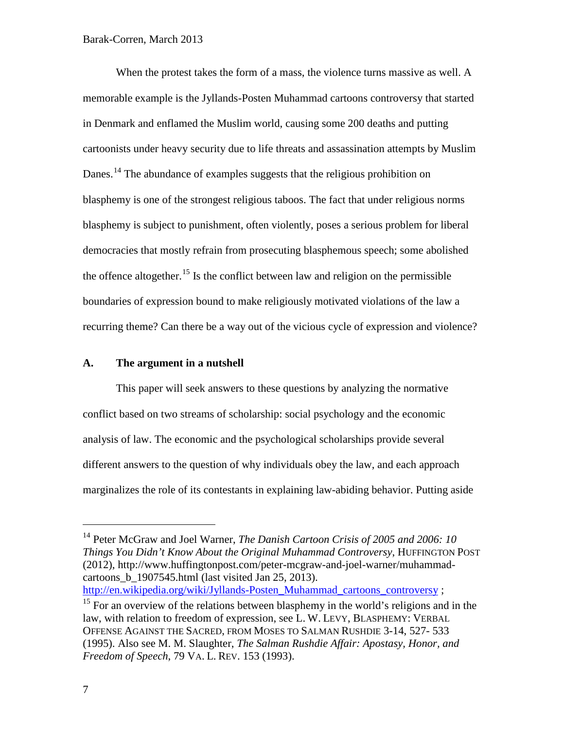When the protest takes the form of a mass, the violence turns massive as well. A memorable example is the Jyllands-Posten Muhammad cartoons controversy that started in Denmark and enflamed the Muslim world, causing some 200 deaths and putting cartoonists under heavy security due to life threats and assassination attempts by Muslim Danes.[14] The abundance of examples suggests that the religious prohibition on blasphemy is one of the strongest religious taboos. The fact that under religious norms blasphemy is subject to punishment, often violently, poses a serious problem for liberal democracies that mostly refrain from prosecuting blasphemous speech; some abolished the offence altogether.[15] Is the conflict between law and religion on the permissible boundaries of expression bound to make religiously motivated violations of the law a recurring theme? Can there be a way out of the vicious cycle of expression and violence?

### A. The argument in a nutshell

This paper will seek answers to these questions by analyzing the normative conflict based on two streams of scholarship: social psychology and the economic analysis of law. The economic and the psychological scholarships provide several different answers to the question of why individuals obey the law, and each approach marginalizes the role of its contestants in explaining law-abiding behavior. Putting aside

---

[14] Peter McGraw and Joel Warner, *The Danish Cartoon Crisis of 2005 and 2006: 10 Things You Didn't Know About the Original Muhammad Controversy*, HUFFINGTON POST (2012), http://www.huffingtonpost.com/peter-mcgraw-and-joel-warner/muhammad-cartoons_b_1907545.html (last visited Jan 25, 2013). http://en.wikipedia.org/wiki/Jyllands-Posten_Muhammad_cartoons_controversy ;

[15] For an overview of the relations between blasphemy in the world's religions and in the law, with relation to freedom of expression, see L. W. LEVY, BLASPHEMY: VERBAL OFFENSE AGAINST THE SACRED, FROM MOSES TO SALMAN RUSHDIE 3-14, 527- 533 (1995). Also see M. M. Slaughter, *The Salman Rushdie Affair: Apostasy, Honor, and Freedom of Speech*, 79 VA. L. REV. 153 (1993).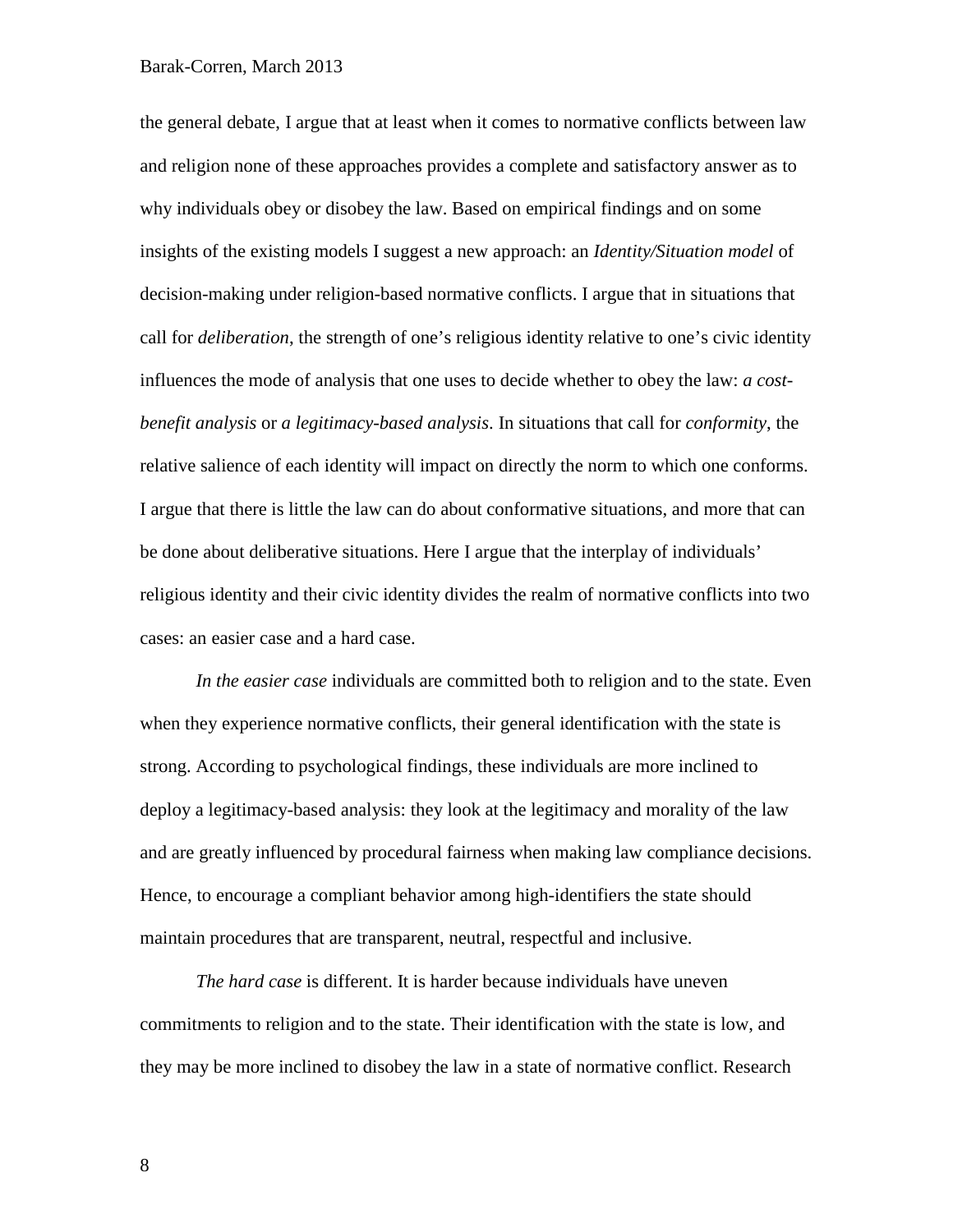the general debate, I argue that at least when it comes to normative conflicts between law and religion none of these approaches provides a complete and satisfactory answer as to why individuals obey or disobey the law. Based on empirical findings and on some insights of the existing models I suggest a new approach: an *Identity/Situation model* of decision-making under religion-based normative conflicts. I argue that in situations that call for *deliberation*, the strength of one's religious identity relative to one's civic identity influences the mode of analysis that one uses to decide whether to obey the law: *a cost-benefit analysis* or *a legitimacy-based analysis*. In situations that call for *conformity*, the relative salience of each identity will impact on directly the norm to which one conforms. I argue that there is little the law can do about conformative situations, and more that can be done about deliberative situations. Here I argue that the interplay of individuals' religious identity and their civic identity divides the realm of normative conflicts into two cases: an easier case and a hard case.

*In the easier case* individuals are committed both to religion and to the state. Even when they experience normative conflicts, their general identification with the state is strong. According to psychological findings, these individuals are more inclined to deploy a legitimacy-based analysis: they look at the legitimacy and morality of the law and are greatly influenced by procedural fairness when making law compliance decisions. Hence, to encourage a compliant behavior among high-identifiers the state should maintain procedures that are transparent, neutral, respectful and inclusive.

*The hard case* is different. It is harder because individuals have uneven commitments to religion and to the state. Their identification with the state is low, and they may be more inclined to disobey the law in a state of normative conflict. Research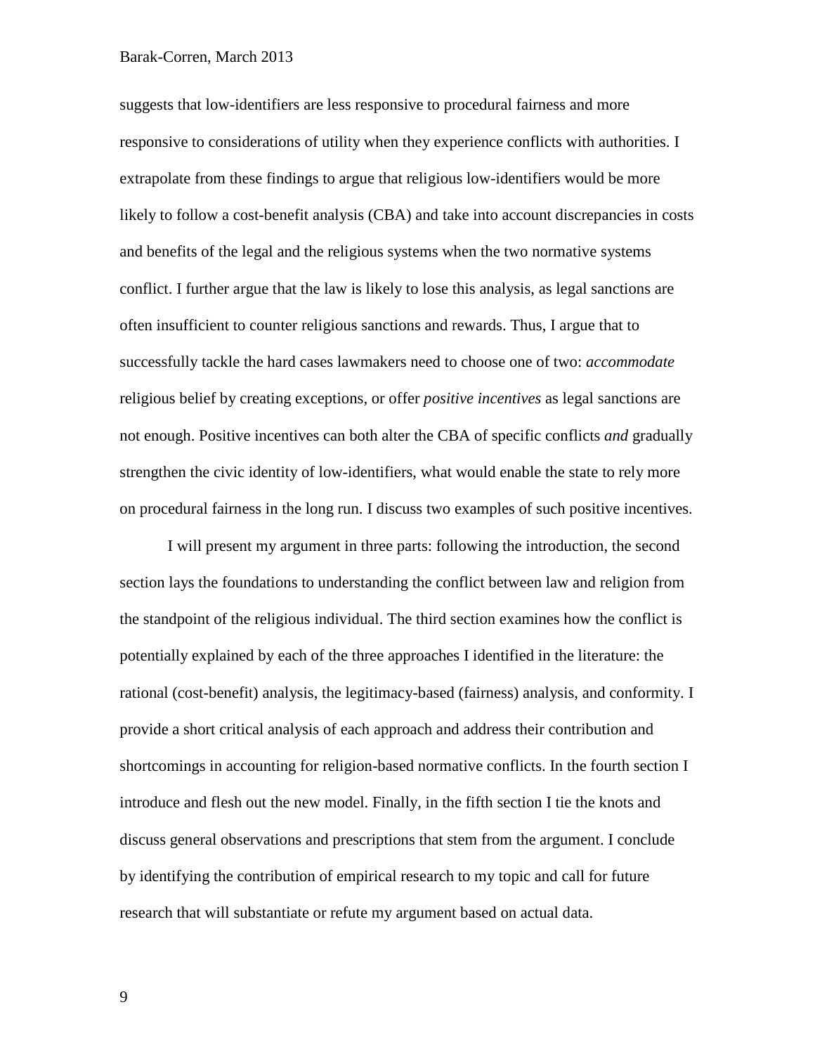suggests that low-identifiers are less responsive to procedural fairness and more responsive to considerations of utility when they experience conflicts with authorities. I extrapolate from these findings to argue that religious low-identifiers would be more likely to follow a cost-benefit analysis (CBA) and take into account discrepancies in costs and benefits of the legal and the religious systems when the two normative systems conflict. I further argue that the law is likely to lose this analysis, as legal sanctions are often insufficient to counter religious sanctions and rewards. Thus, I argue that to successfully tackle the hard cases lawmakers need to choose one of two: *accommodate* religious belief by creating exceptions, or offer *positive incentives* as legal sanctions are not enough. Positive incentives can both alter the CBA of specific conflicts *and* gradually strengthen the civic identity of low-identifiers, what would enable the state to rely more on procedural fairness in the long run. I discuss two examples of such positive incentives.

I will present my argument in three parts: following the introduction, the second section lays the foundations to understanding the conflict between law and religion from the standpoint of the religious individual. The third section examines how the conflict is potentially explained by each of the three approaches I identified in the literature: the rational (cost-benefit) analysis, the legitimacy-based (fairness) analysis, and conformity. I provide a short critical analysis of each approach and address their contribution and shortcomings in accounting for religion-based normative conflicts. In the fourth section I introduce and flesh out the new model. Finally, in the fifth section I tie the knots and discuss general observations and prescriptions that stem from the argument. I conclude by identifying the contribution of empirical research to my topic and call for future research that will substantiate or refute my argument based on actual data.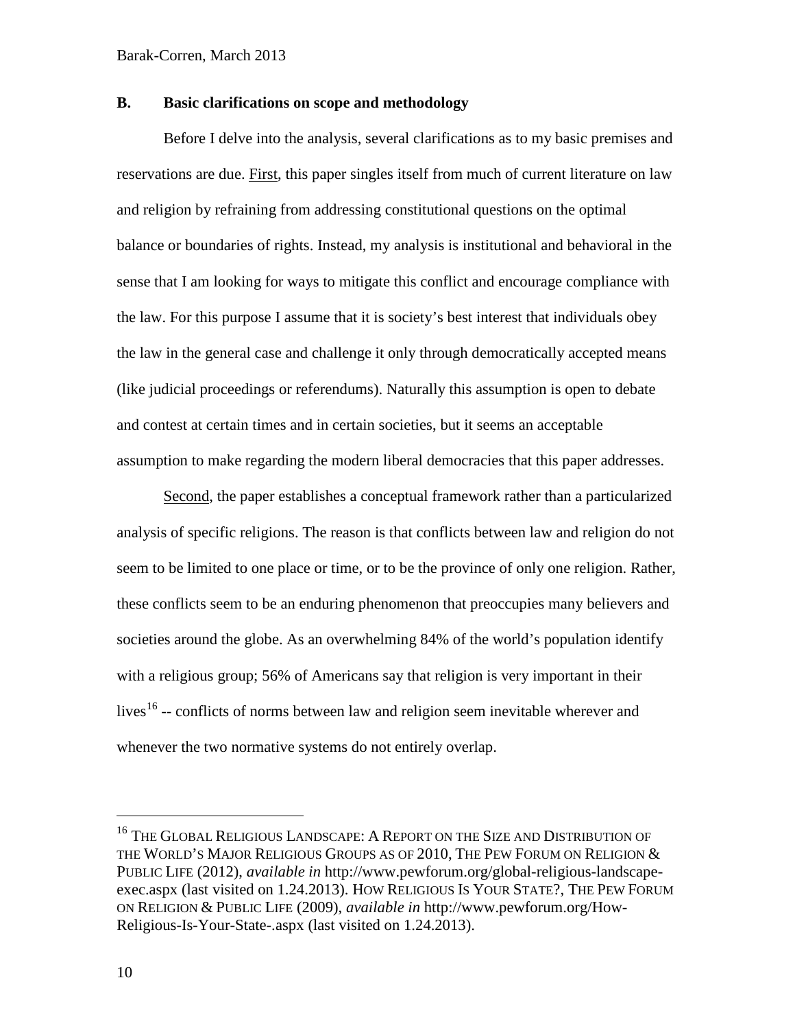### B. Basic clarifications on scope and methodology

Before I delve into the analysis, several clarifications as to my basic premises and reservations are due. First, this paper singles itself from much of current literature on law and religion by refraining from addressing constitutional questions on the optimal balance or boundaries of rights. Instead, my analysis is institutional and behavioral in the sense that I am looking for ways to mitigate this conflict and encourage compliance with the law. For this purpose I assume that it is society's best interest that individuals obey the law in the general case and challenge it only through democratically accepted means (like judicial proceedings or referendums). Naturally this assumption is open to debate and contest at certain times and in certain societies, but it seems an acceptable assumption to make regarding the modern liberal democracies that this paper addresses.

Second, the paper establishes a conceptual framework rather than a particularized analysis of specific religions. The reason is that conflicts between law and religion do not seem to be limited to one place or time, or to be the province of only one religion. Rather, these conflicts seem to be an enduring phenomenon that preoccupies many believers and societies around the globe. As an overwhelming 84% of the world's population identify with a religious group; 56% of Americans say that religion is very important in their lives[16] -- conflicts of norms between law and religion seem inevitable wherever and whenever the two normative systems do not entirely overlap.

---

[16] THE GLOBAL RELIGIOUS LANDSCAPE: A REPORT ON THE SIZE AND DISTRIBUTION OF THE WORLD'S MAJOR RELIGIOUS GROUPS AS OF 2010, THE PEW FORUM ON RELIGION & PUBLIC LIFE (2012), *available in* http://www.pewforum.org/global-religious-landscape-exec.aspx (last visited on 1.24.2013). HOW RELIGIOUS IS YOUR STATE?, THE PEW FORUM ON RELIGION & PUBLIC LIFE (2009), *available in* http://www.pewforum.org/How-Religious-Is-Your-State-.aspx (last visited on 1.24.2013).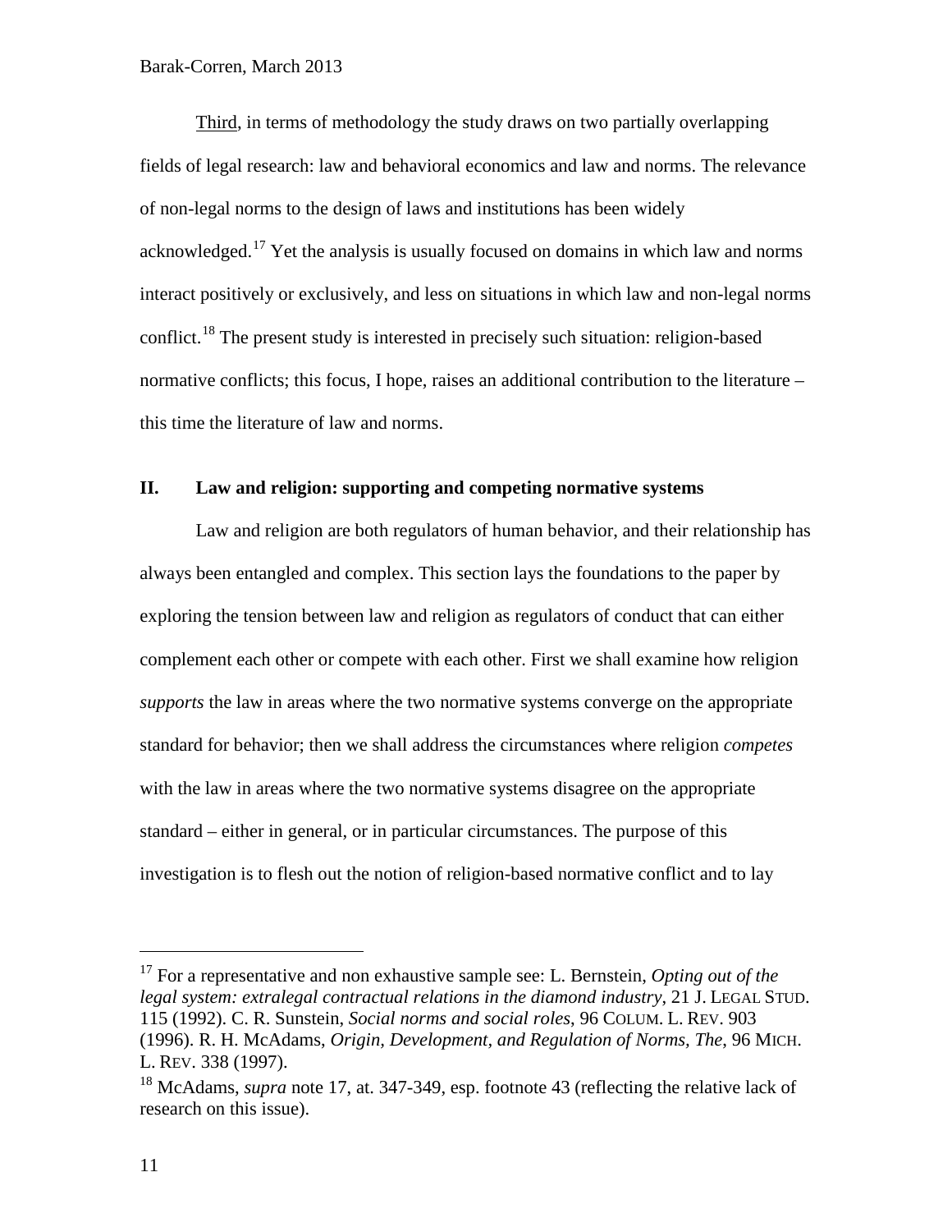Third, in terms of methodology the study draws on two partially overlapping fields of legal research: law and behavioral economics and law and norms. The relevance of non-legal norms to the design of laws and institutions has been widely acknowledged.[17] Yet the analysis is usually focused on domains in which law and norms interact positively or exclusively, and less on situations in which law and non-legal norms conflict.[18] The present study is interested in precisely such situation: religion-based normative conflicts; this focus, I hope, raises an additional contribution to the literature – this time the literature of law and norms.

## II. Law and religion: supporting and competing normative systems

Law and religion are both regulators of human behavior, and their relationship has always been entangled and complex. This section lays the foundations to the paper by exploring the tension between law and religion as regulators of conduct that can either complement each other or compete with each other. First we shall examine how religion *supports* the law in areas where the two normative systems converge on the appropriate standard for behavior; then we shall address the circumstances where religion *competes* with the law in areas where the two normative systems disagree on the appropriate standard – either in general, or in particular circumstances. The purpose of this investigation is to flesh out the notion of religion-based normative conflict and to lay

---

[17] For a representative and non exhaustive sample see: L. Bernstein, *Opting out of the legal system: extralegal contractual relations in the diamond industry*, 21 J. LEGAL STUD. 115 (1992). C. R. Sunstein, *Social norms and social roles*, 96 COLUM. L. REV. 903 (1996). R. H. McAdams, *Origin, Development, and Regulation of Norms, The*, 96 MICH. L. REV. 338 (1997).

[18] McAdams, *supra* note 17, at. 347-349, esp. footnote 43 (reflecting the relative lack of research on this issue).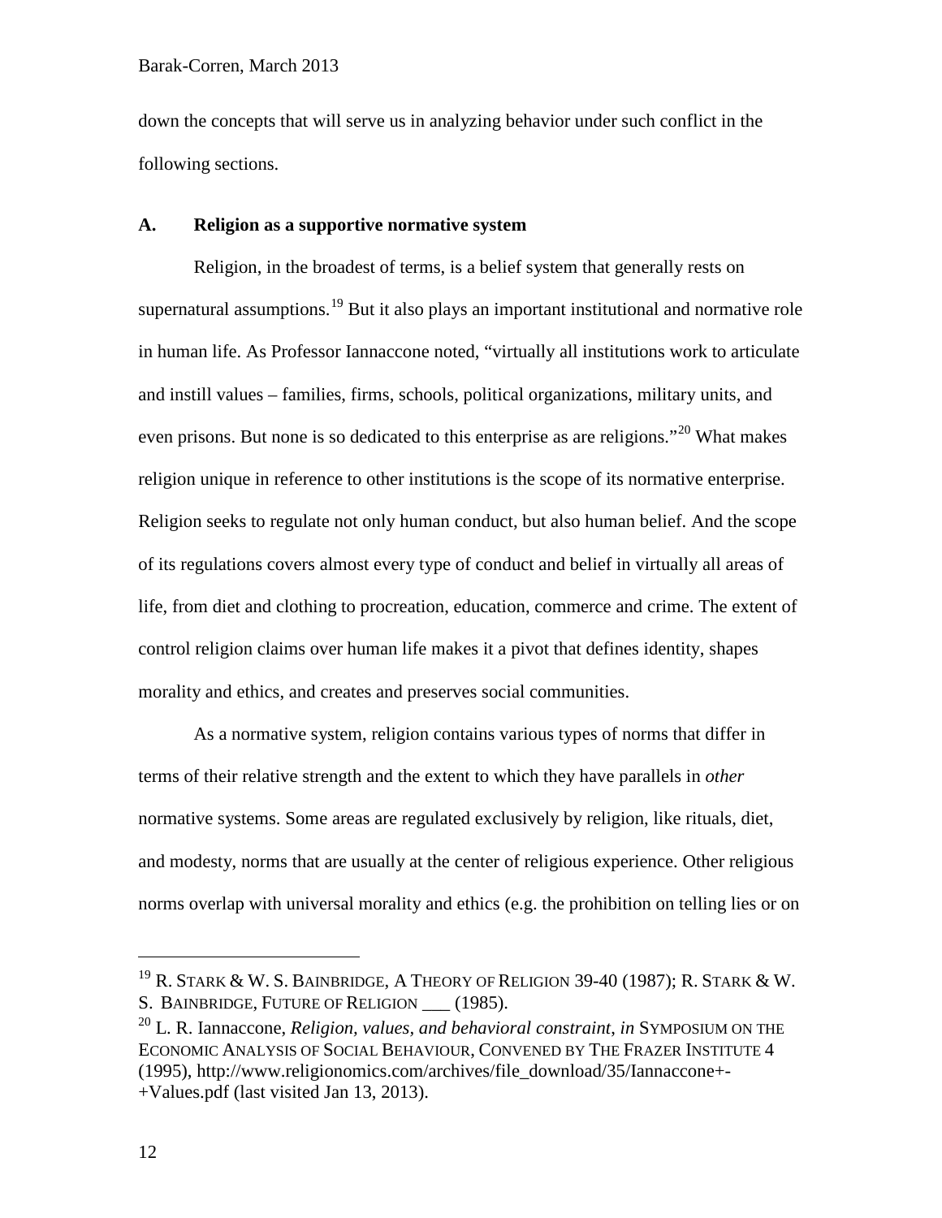down the concepts that will serve us in analyzing behavior under such conflict in the following sections.

### A. Religion as a supportive normative system

Religion, in the broadest of terms, is a belief system that generally rests on supernatural assumptions.[19] But it also plays an important institutional and normative role in human life. As Professor Iannaccone noted, "virtually all institutions work to articulate and instill values – families, firms, schools, political organizations, military units, and even prisons. But none is so dedicated to this enterprise as are religions."[20] What makes religion unique in reference to other institutions is the scope of its normative enterprise. Religion seeks to regulate not only human conduct, but also human belief. And the scope of its regulations covers almost every type of conduct and belief in virtually all areas of life, from diet and clothing to procreation, education, commerce and crime. The extent of control religion claims over human life makes it a pivot that defines identity, shapes morality and ethics, and creates and preserves social communities.

As a normative system, religion contains various types of norms that differ in terms of their relative strength and the extent to which they have parallels in *other* normative systems. Some areas are regulated exclusively by religion, like rituals, diet, and modesty, norms that are usually at the center of religious experience. Other religious norms overlap with universal morality and ethics (e.g. the prohibition on telling lies or on

---

[19] R. STARK & W. S. BAINBRIDGE, A THEORY OF RELIGION 39-40 (1987); R. STARK & W. S. BAINBRIDGE, FUTURE OF RELIGION ___ (1985).

[20] L. R. Iannaccone, *Religion, values, and behavioral constraint*, *in* SYMPOSIUM ON THE ECONOMIC ANALYSIS OF SOCIAL BEHAVIOUR, CONVENED BY THE FRAZER INSTITUTE 4 (1995), http://www.religionomics.com/archives/file_download/35/Iannaccone+-+Values.pdf (last visited Jan 13, 2013).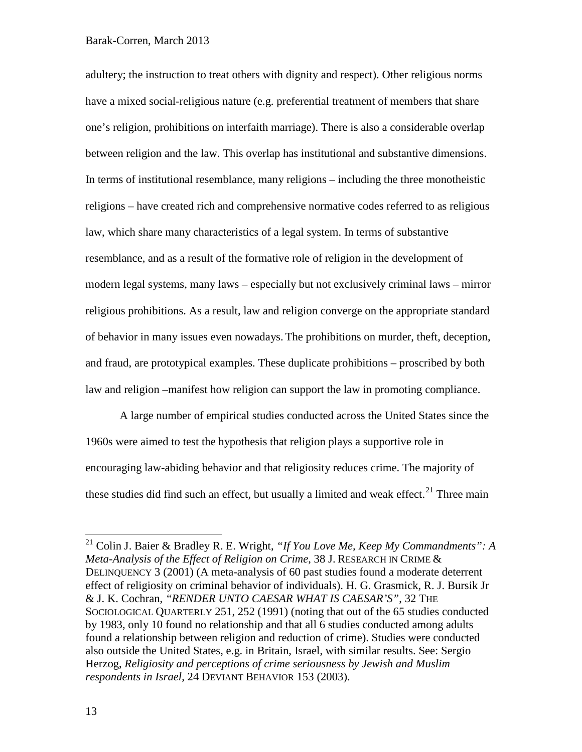adultery; the instruction to treat others with dignity and respect). Other religious norms have a mixed social-religious nature (e.g. preferential treatment of members that share one's religion, prohibitions on interfaith marriage). There is also a considerable overlap between religion and the law. This overlap has institutional and substantive dimensions. In terms of institutional resemblance, many religions – including the three monotheistic religions – have created rich and comprehensive normative codes referred to as religious law, which share many characteristics of a legal system. In terms of substantive resemblance, and as a result of the formative role of religion in the development of modern legal systems, many laws – especially but not exclusively criminal laws – mirror religious prohibitions. As a result, law and religion converge on the appropriate standard of behavior in many issues even nowadays. The prohibitions on murder, theft, deception, and fraud, are prototypical examples. These duplicate prohibitions – proscribed by both law and religion –manifest how religion can support the law in promoting compliance.

A large number of empirical studies conducted across the United States since the 1960s were aimed to test the hypothesis that religion plays a supportive role in encouraging law-abiding behavior and that religiosity reduces crime. The majority of these studies did find such an effect, but usually a limited and weak effect.[21] Three main

---

[21] Colin J. Baier & Bradley R. E. Wright, *"If You Love Me, Keep My Commandments": A Meta-Analysis of the Effect of Religion on Crime*, 38 J. RESEARCH IN CRIME & DELINQUENCY 3 (2001) (A meta-analysis of 60 past studies found a moderate deterrent effect of religiosity on criminal behavior of individuals). H. G. Grasmick, R. J. Bursik Jr & J. K. Cochran, *"RENDER UNTO CAESAR WHAT IS CAESAR'S"*, 32 THE SOCIOLOGICAL QUARTERLY 251, 252 (1991) (noting that out of the 65 studies conducted by 1983, only 10 found no relationship and that all 6 studies conducted among adults found a relationship between religion and reduction of crime). Studies were conducted also outside the United States, e.g. in Britain, Israel, with similar results. See: Sergio Herzog, *Religiosity and perceptions of crime seriousness by Jewish and Muslim respondents in Israel*, 24 DEVIANT BEHAVIOR 153 (2003).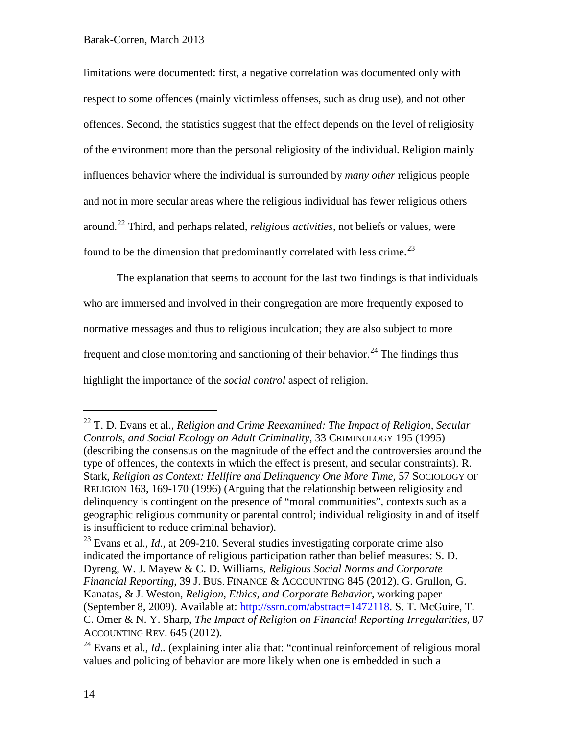limitations were documented: first, a negative correlation was documented only with respect to some offences (mainly victimless offenses, such as drug use), and not other offences. Second, the statistics suggest that the effect depends on the level of religiosity of the environment more than the personal religiosity of the individual. Religion mainly influences behavior where the individual is surrounded by *many other* religious people and not in more secular areas where the religious individual has fewer religious others around.[22] Third, and perhaps related, *religious activities*, not beliefs or values, were found to be the dimension that predominantly correlated with less crime.[23]

The explanation that seems to account for the last two findings is that individuals who are immersed and involved in their congregation are more frequently exposed to normative messages and thus to religious inculcation; they are also subject to more frequent and close monitoring and sanctioning of their behavior.[24] The findings thus highlight the importance of the *social control* aspect of religion.

---

[22] T. D. Evans et al., *Religion and Crime Reexamined: The Impact of Religion, Secular Controls, and Social Ecology on Adult Criminality*, 33 CRIMINOLOGY 195 (1995) (describing the consensus on the magnitude of the effect and the controversies around the type of offences, the contexts in which the effect is present, and secular constraints). R. Stark, *Religion as Context: Hellfire and Delinquency One More Time*, 57 SOCIOLOGY OF RELIGION 163, 169-170 (1996) (Arguing that the relationship between religiosity and delinquency is contingent on the presence of "moral communities", contexts such as a geographic religious community or parental control; individual religiosity in and of itself is insufficient to reduce criminal behavior).

[23] Evans et al., *Id.*, at 209-210. Several studies investigating corporate crime also indicated the importance of religious participation rather than belief measures: S. D. Dyreng, W. J. Mayew & C. D. Williams, *Religious Social Norms and Corporate Financial Reporting*, 39 J. BUS. FINANCE & ACCOUNTING 845 (2012). G. Grullon, G. Kanatas, & J. Weston, *Religion, Ethics, and Corporate Behavior*, working paper (September 8, 2009). Available at: http://ssrn.com/abstract=1472118. S. T. McGuire, T. C. Omer & N. Y. Sharp, *The Impact of Religion on Financial Reporting Irregularities*, 87 ACCOUNTING REV. 645 (2012).

[24] Evans et al., *Id.*. (explaining inter alia that: "continual reinforcement of religious moral values and policing of behavior are more likely when one is embedded in such a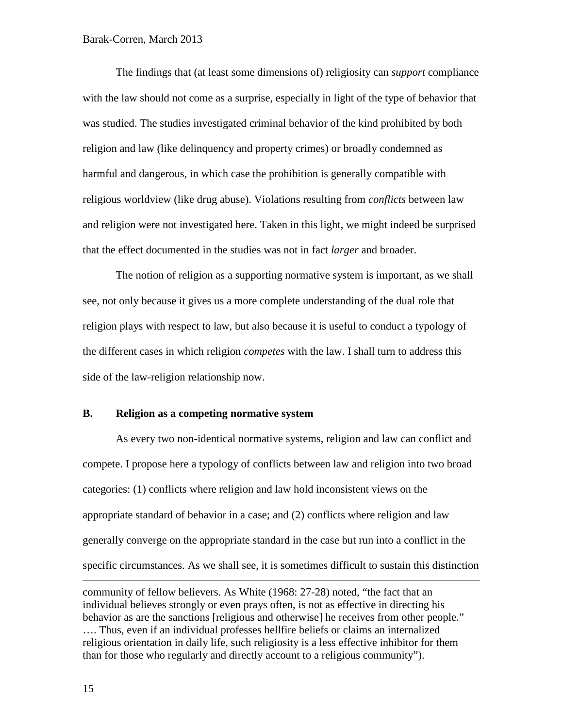The findings that (at least some dimensions of) religiosity can *support* compliance with the law should not come as a surprise, especially in light of the type of behavior that was studied. The studies investigated criminal behavior of the kind prohibited by both religion and law (like delinquency and property crimes) or broadly condemned as harmful and dangerous, in which case the prohibition is generally compatible with religious worldview (like drug abuse). Violations resulting from *conflicts* between law and religion were not investigated here. Taken in this light, we might indeed be surprised that the effect documented in the studies was not in fact *larger* and broader.

The notion of religion as a supporting normative system is important, as we shall see, not only because it gives us a more complete understanding of the dual role that religion plays with respect to law, but also because it is useful to conduct a typology of the different cases in which religion *competes* with the law. I shall turn to address this side of the law-religion relationship now.

### B. Religion as a competing normative system

As every two non-identical normative systems, religion and law can conflict and compete. I propose here a typology of conflicts between law and religion into two broad categories: (1) conflicts where religion and law hold inconsistent views on the appropriate standard of behavior in a case; and (2) conflicts where religion and law generally converge on the appropriate standard in the case but run into a conflict in the specific circumstances. As we shall see, it is sometimes difficult to sustain this distinction

---

community of fellow believers. As White (1968: 27-28) noted, "the fact that an individual believes strongly or even prays often, is not as effective in directing his behavior as are the sanctions [religious and otherwise] he receives from other people." …. Thus, even if an individual professes hellfire beliefs or claims an internalized religious orientation in daily life, such religiosity is a less effective inhibitor for them than for those who regularly and directly account to a religious community").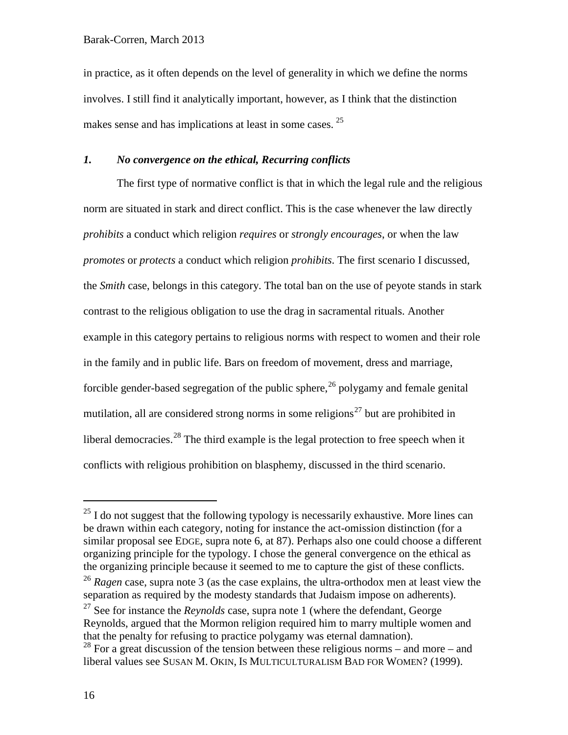in practice, as it often depends on the level of generality in which we define the norms involves. I still find it analytically important, however, as I think that the distinction makes sense and has implications at least in some cases. [25]

### *1. No convergence on the ethical, Recurring conflicts*

The first type of normative conflict is that in which the legal rule and the religious norm are situated in stark and direct conflict. This is the case whenever the law directly *prohibits* a conduct which religion *requires* or *strongly encourages*, or when the law *promotes* or *protects* a conduct which religion *prohibits*. The first scenario I discussed, the *Smith* case, belongs in this category. The total ban on the use of peyote stands in stark contrast to the religious obligation to use the drag in sacramental rituals. Another example in this category pertains to religious norms with respect to women and their role in the family and in public life. Bars on freedom of movement, dress and marriage, forcible gender-based segregation of the public sphere,[26] polygamy and female genital mutilation, all are considered strong norms in some religions[27] but are prohibited in liberal democracies.[28] The third example is the legal protection to free speech when it conflicts with religious prohibition on blasphemy, discussed in the third scenario.

---

[25] I do not suggest that the following typology is necessarily exhaustive. More lines can be drawn within each category, noting for instance the act-omission distinction (for a similar proposal see EDGE, supra note 6, at 87). Perhaps also one could choose a different organizing principle for the typology. I chose the general convergence on the ethical as the organizing principle because it seemed to me to capture the gist of these conflicts.

[26] *Ragen* case, supra note 3 (as the case explains, the ultra-orthodox men at least view the separation as required by the modesty standards that Judaism impose on adherents).

[27] See for instance the *Reynolds* case, supra note 1 (where the defendant, George Reynolds, argued that the Mormon religion required him to marry multiple women and that the penalty for refusing to practice polygamy was eternal damnation).

[28] For a great discussion of the tension between these religious norms – and more – and liberal values see SUSAN M. OKIN, IS MULTICULTURALISM BAD FOR WOMEN? (1999).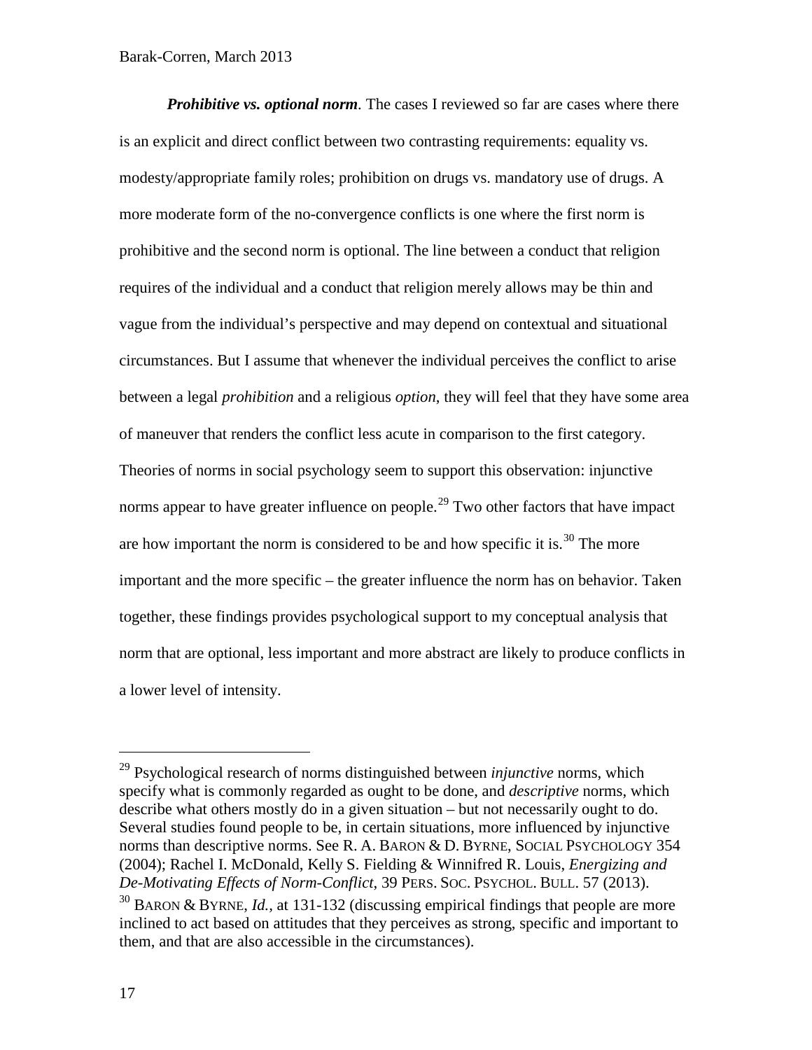***Prohibitive vs. optional norm***. The cases I reviewed so far are cases where there is an explicit and direct conflict between two contrasting requirements: equality vs. modesty/appropriate family roles; prohibition on drugs vs. mandatory use of drugs. A more moderate form of the no-convergence conflicts is one where the first norm is prohibitive and the second norm is optional. The line between a conduct that religion requires of the individual and a conduct that religion merely allows may be thin and vague from the individual's perspective and may depend on contextual and situational circumstances. But I assume that whenever the individual perceives the conflict to arise between a legal *prohibition* and a religious *option*, they will feel that they have some area of maneuver that renders the conflict less acute in comparison to the first category. Theories of norms in social psychology seem to support this observation: injunctive norms appear to have greater influence on people.[29] Two other factors that have impact are how important the norm is considered to be and how specific it is.[30] The more important and the more specific – the greater influence the norm has on behavior. Taken together, these findings provides psychological support to my conceptual analysis that norm that are optional, less important and more abstract are likely to produce conflicts in a lower level of intensity.

---

[29] Psychological research of norms distinguished between *injunctive* norms, which specify what is commonly regarded as ought to be done, and *descriptive* norms, which describe what others mostly do in a given situation – but not necessarily ought to do. Several studies found people to be, in certain situations, more influenced by injunctive norms than descriptive norms. See R. A. BARON & D. BYRNE, SOCIAL PSYCHOLOGY 354 (2004); Rachel I. McDonald, Kelly S. Fielding & Winnifred R. Louis, *Energizing and De-Motivating Effects of Norm-Conflict*, 39 PERS. SOC. PSYCHOL. BULL. 57 (2013).

[30] BARON & BYRNE, *Id.*, at 131-132 (discussing empirical findings that people are more inclined to act based on attitudes that they perceives as strong, specific and important to them, and that are also accessible in the circumstances).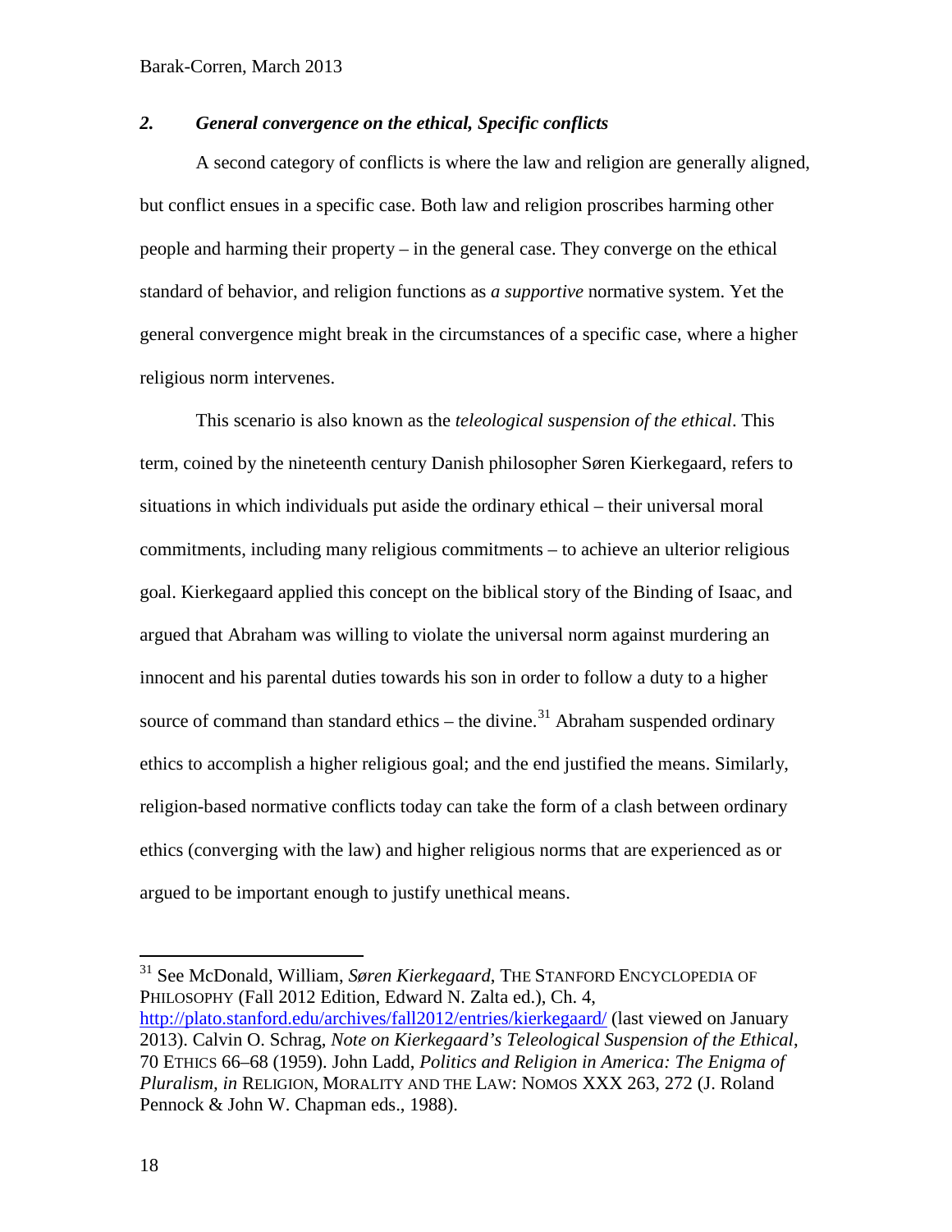### *2. General convergence on the ethical, Specific conflicts*

A second category of conflicts is where the law and religion are generally aligned, but conflict ensues in a specific case. Both law and religion proscribes harming other people and harming their property – in the general case. They converge on the ethical standard of behavior, and religion functions as *a supportive* normative system. Yet the general convergence might break in the circumstances of a specific case, where a higher religious norm intervenes.

This scenario is also known as the *teleological suspension of the ethical*. This term, coined by the nineteenth century Danish philosopher Søren Kierkegaard, refers to situations in which individuals put aside the ordinary ethical – their universal moral commitments, including many religious commitments – to achieve an ulterior religious goal. Kierkegaard applied this concept on the biblical story of the Binding of Isaac, and argued that Abraham was willing to violate the universal norm against murdering an innocent and his parental duties towards his son in order to follow a duty to a higher source of command than standard ethics – the divine.[31] Abraham suspended ordinary ethics to accomplish a higher religious goal; and the end justified the means. Similarly, religion-based normative conflicts today can take the form of a clash between ordinary ethics (converging with the law) and higher religious norms that are experienced as or argued to be important enough to justify unethical means.

---

[31] See McDonald, William, *Søren Kierkegaard*, THE STANFORD ENCYCLOPEDIA OF PHILOSOPHY (Fall 2012 Edition, Edward N. Zalta ed.), Ch. 4, http://plato.stanford.edu/archives/fall2012/entries/kierkegaard/ (last viewed on January 2013). Calvin O. Schrag, *Note on Kierkegaard's Teleological Suspension of the Ethical*, 70 ETHICS 66–68 (1959). John Ladd, *Politics and Religion in America: The Enigma of Pluralism*, *in* RELIGION, MORALITY AND THE LAW: NOMOS XXX 263, 272 (J. Roland Pennock & John W. Chapman eds., 1988).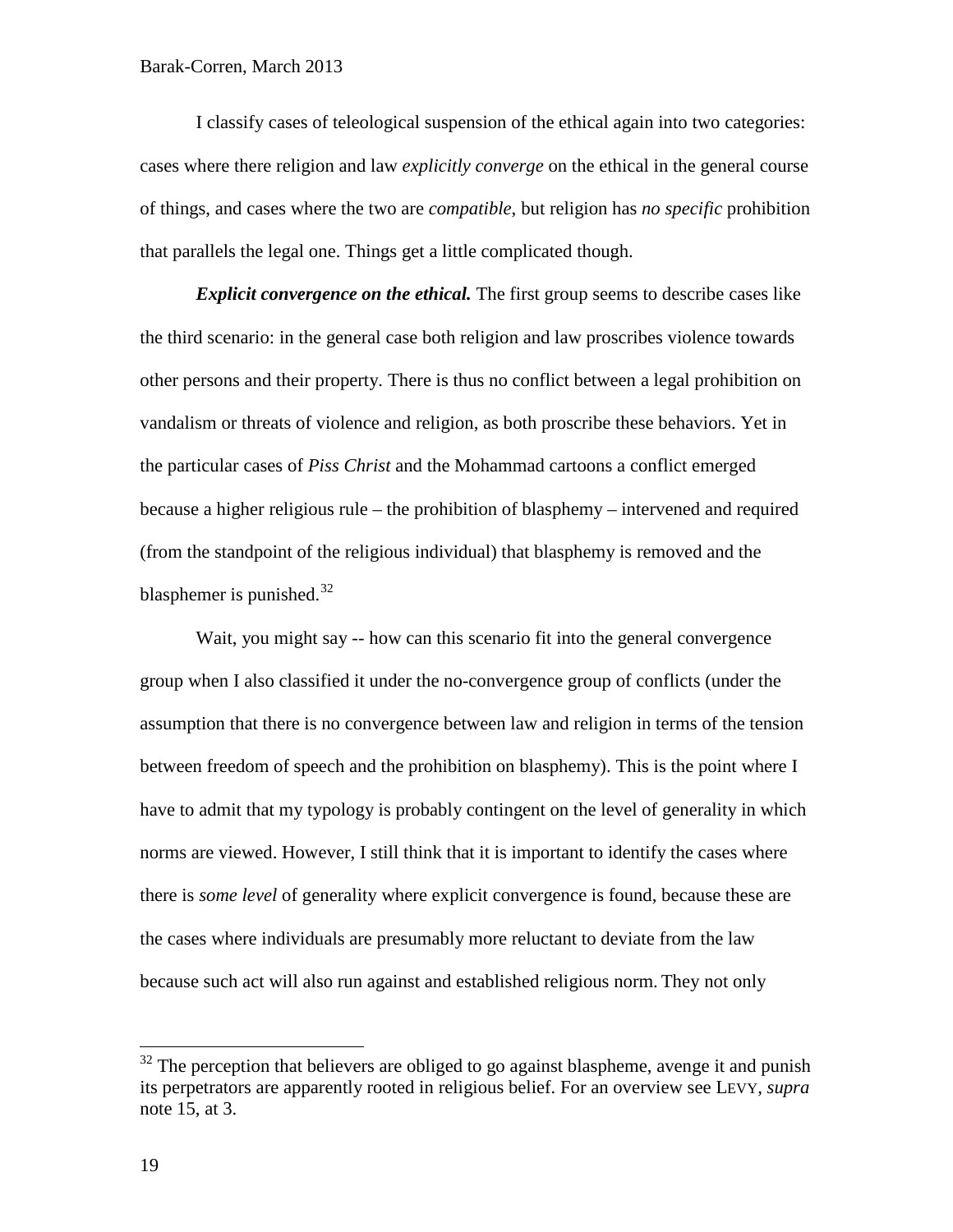I classify cases of teleological suspension of the ethical again into two categories: cases where there religion and law *explicitly converge* on the ethical in the general course of things, and cases where the two are *compatible*, but religion has *no specific* prohibition that parallels the legal one. Things get a little complicated though.

***Explicit convergence on the ethical.*** The first group seems to describe cases like the third scenario: in the general case both religion and law proscribes violence towards other persons and their property. There is thus no conflict between a legal prohibition on vandalism or threats of violence and religion, as both proscribe these behaviors. Yet in the particular cases of *Piss Christ* and the Mohammad cartoons a conflict emerged because a higher religious rule – the prohibition of blasphemy – intervened and required (from the standpoint of the religious individual) that blasphemy is removed and the blasphemer is punished.[32]

Wait, you might say -- how can this scenario fit into the general convergence group when I also classified it under the no-convergence group of conflicts (under the assumption that there is no convergence between law and religion in terms of the tension between freedom of speech and the prohibition on blasphemy). This is the point where I have to admit that my typology is probably contingent on the level of generality in which norms are viewed. However, I still think that it is important to identify the cases where there is *some level* of generality where explicit convergence is found, because these are the cases where individuals are presumably more reluctant to deviate from the law because such act will also run against and established religious norm. They not only

---

[32] The perception that believers are obliged to go against blaspheme, avenge it and punish its perpetrators are apparently rooted in religious belief. For an overview see LEVY, *supra* note 15, at 3.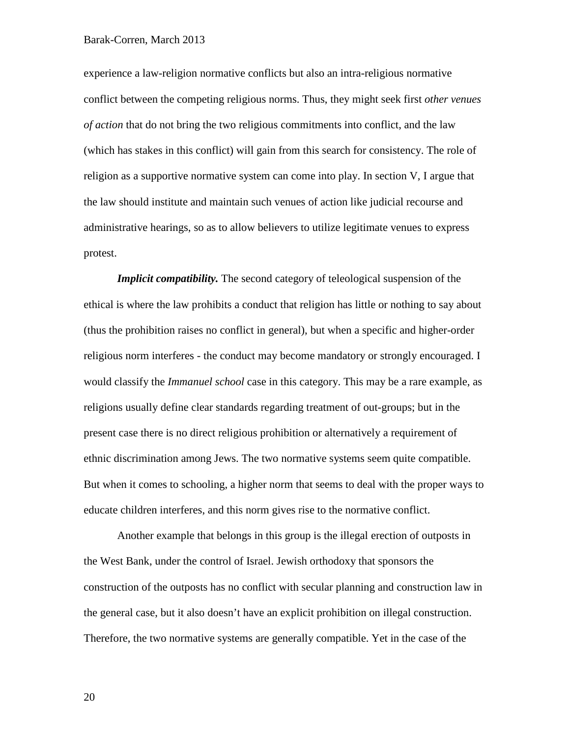experience a law-religion normative conflicts but also an intra-religious normative conflict between the competing religious norms. Thus, they might seek first *other venues of action* that do not bring the two religious commitments into conflict, and the law (which has stakes in this conflict) will gain from this search for consistency. The role of religion as a supportive normative system can come into play. In section V, I argue that the law should institute and maintain such venues of action like judicial recourse and administrative hearings, so as to allow believers to utilize legitimate venues to express protest.

***Implicit compatibility.*** The second category of teleological suspension of the ethical is where the law prohibits a conduct that religion has little or nothing to say about (thus the prohibition raises no conflict in general), but when a specific and higher-order religious norm interferes - the conduct may become mandatory or strongly encouraged. I would classify the *Immanuel school* case in this category. This may be a rare example, as religions usually define clear standards regarding treatment of out-groups; but in the present case there is no direct religious prohibition or alternatively a requirement of ethnic discrimination among Jews. The two normative systems seem quite compatible. But when it comes to schooling, a higher norm that seems to deal with the proper ways to educate children interferes, and this norm gives rise to the normative conflict.

Another example that belongs in this group is the illegal erection of outposts in the West Bank, under the control of Israel. Jewish orthodoxy that sponsors the construction of the outposts has no conflict with secular planning and construction law in the general case, but it also doesn't have an explicit prohibition on illegal construction. Therefore, the two normative systems are generally compatible. Yet in the case of the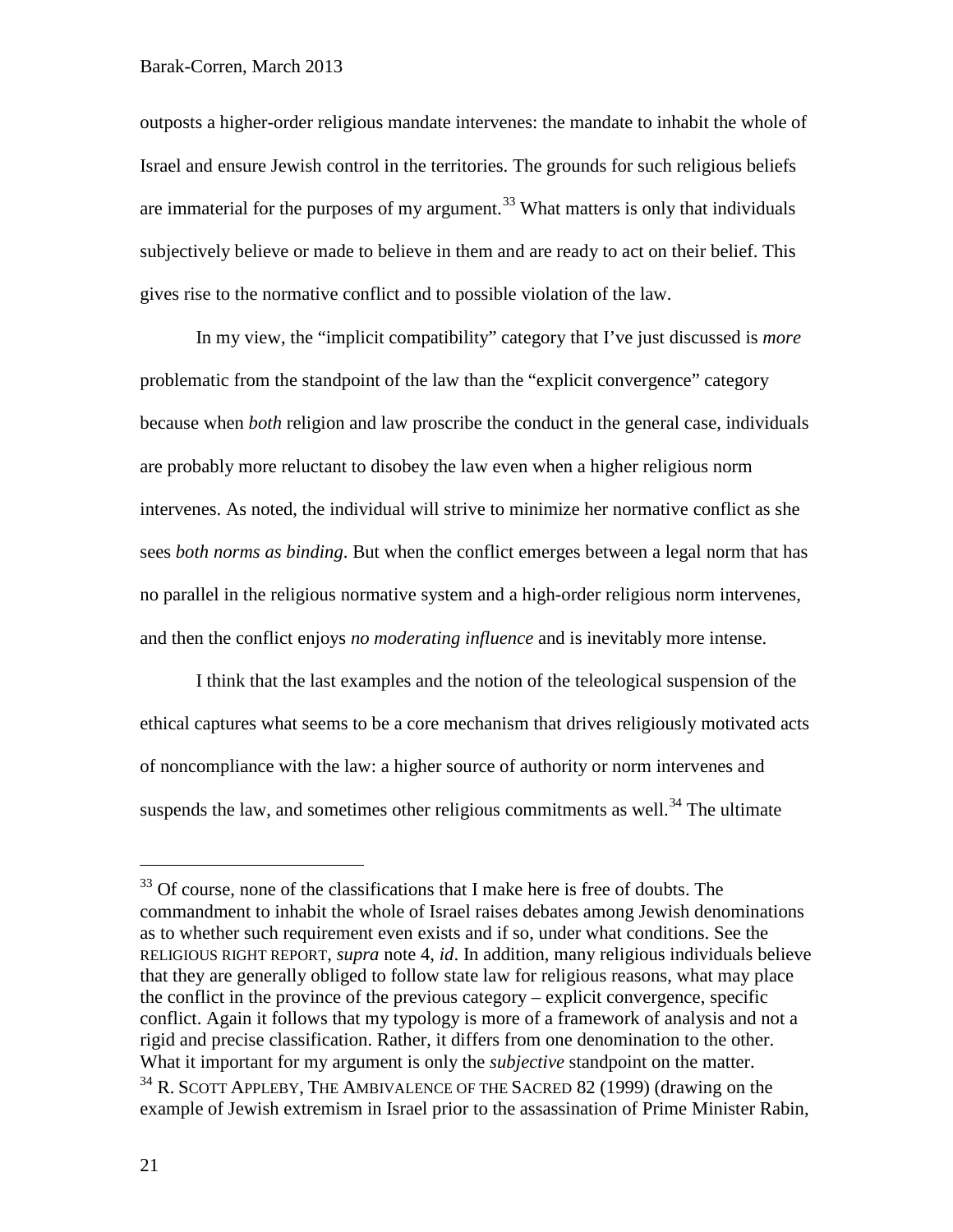outposts a higher-order religious mandate intervenes: the mandate to inhabit the whole of Israel and ensure Jewish control in the territories. The grounds for such religious beliefs are immaterial for the purposes of my argument.[33] What matters is only that individuals subjectively believe or made to believe in them and are ready to act on their belief. This gives rise to the normative conflict and to possible violation of the law.

In my view, the "implicit compatibility" category that I've just discussed is *more* problematic from the standpoint of the law than the "explicit convergence" category because when *both* religion and law proscribe the conduct in the general case, individuals are probably more reluctant to disobey the law even when a higher religious norm intervenes. As noted, the individual will strive to minimize her normative conflict as she sees *both norms as binding*. But when the conflict emerges between a legal norm that has no parallel in the religious normative system and a high-order religious norm intervenes, and then the conflict enjoys *no moderating influence* and is inevitably more intense.

I think that the last examples and the notion of the teleological suspension of the ethical captures what seems to be a core mechanism that drives religiously motivated acts of noncompliance with the law: a higher source of authority or norm intervenes and suspends the law, and sometimes other religious commitments as well.[34] The ultimate

---

[33] Of course, none of the classifications that I make here is free of doubts. The commandment to inhabit the whole of Israel raises debates among Jewish denominations as to whether such requirement even exists and if so, under what conditions. See the RELIGIOUS RIGHT REPORT, *supra* note 4, *id*. In addition, many religious individuals believe that they are generally obliged to follow state law for religious reasons, what may place the conflict in the province of the previous category – explicit convergence, specific conflict. Again it follows that my typology is more of a framework of analysis and not a rigid and precise classification. Rather, it differs from one denomination to the other. What it important for my argument is only the *subjective* standpoint on the matter.

[34] R. SCOTT APPLEBY, THE AMBIVALENCE OF THE SACRED 82 (1999) (drawing on the example of Jewish extremism in Israel prior to the assassination of Prime Minister Rabin,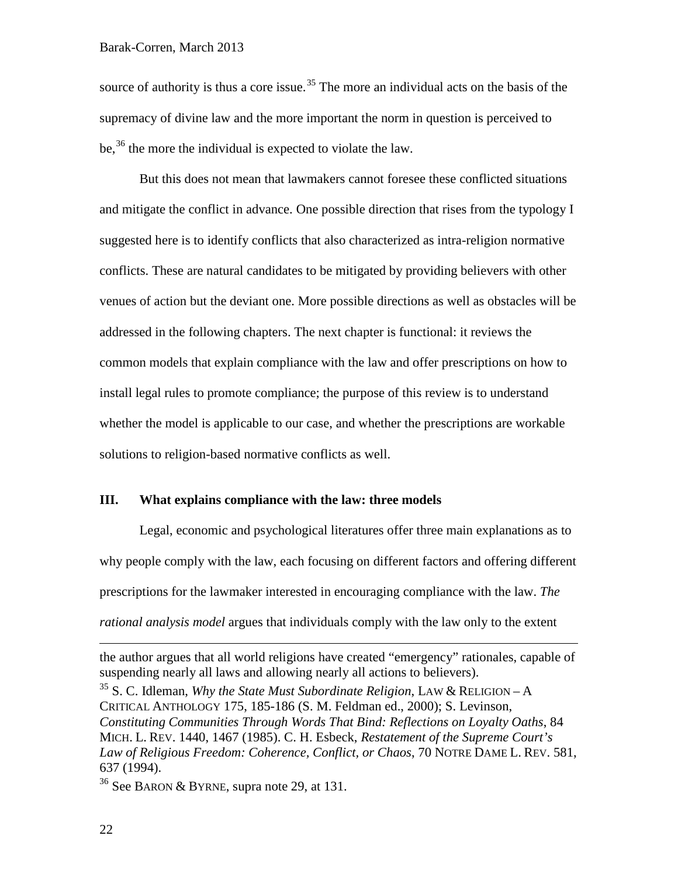source of authority is thus a core issue.[35] The more an individual acts on the basis of the supremacy of divine law and the more important the norm in question is perceived to be,[36] the more the individual is expected to violate the law.

But this does not mean that lawmakers cannot foresee these conflicted situations and mitigate the conflict in advance. One possible direction that rises from the typology I suggested here is to identify conflicts that also characterized as intra-religion normative conflicts. These are natural candidates to be mitigated by providing believers with other venues of action but the deviant one. More possible directions as well as obstacles will be addressed in the following chapters. The next chapter is functional: it reviews the common models that explain compliance with the law and offer prescriptions on how to install legal rules to promote compliance; the purpose of this review is to understand whether the model is applicable to our case, and whether the prescriptions are workable solutions to religion-based normative conflicts as well.

## III. What explains compliance with the law: three models

Legal, economic and psychological literatures offer three main explanations as to why people comply with the law, each focusing on different factors and offering different prescriptions for the lawmaker interested in encouraging compliance with the law. *The rational analysis model* argues that individuals comply with the law only to the extent

---

the author argues that all world religions have created "emergency" rationales, capable of suspending nearly all laws and allowing nearly all actions to believers).

[35] S. C. Idleman, *Why the State Must Subordinate Religion*, LAW & RELIGION – A CRITICAL ANTHOLOGY 175, 185-186 (S. M. Feldman ed., 2000); S. Levinson, *Constituting Communities Through Words That Bind: Reflections on Loyalty Oaths*, 84 MICH. L. REV. 1440, 1467 (1985). C. H. Esbeck, *Restatement of the Supreme Court's Law of Religious Freedom: Coherence, Conflict, or Chaos*, 70 NOTRE DAME L. REV. 581, 637 (1994).

[36] See BARON & BYRNE, supra note 29, at 131.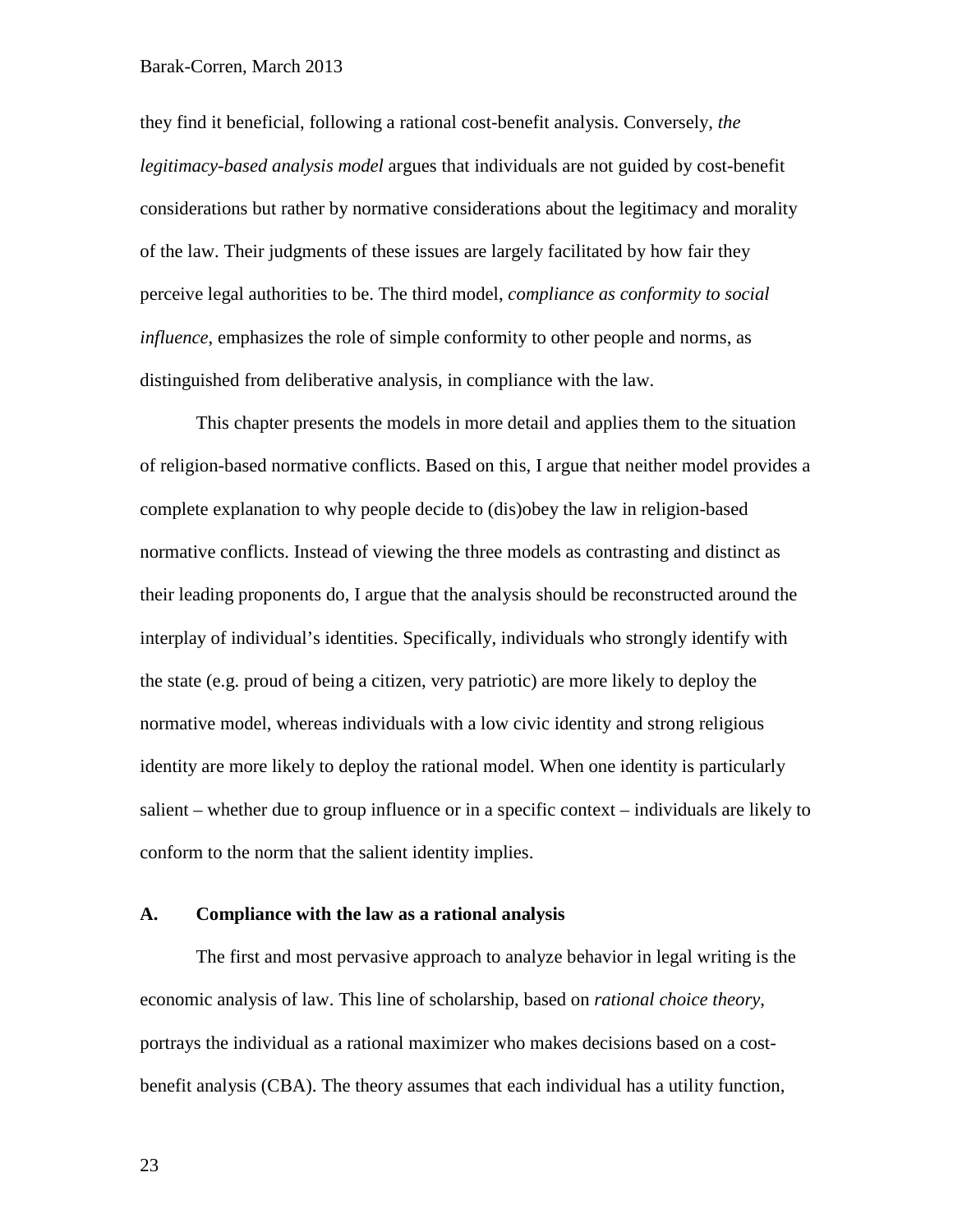they find it beneficial, following a rational cost-benefit analysis. Conversely, *the legitimacy-based analysis model* argues that individuals are not guided by cost-benefit considerations but rather by normative considerations about the legitimacy and morality of the law. Their judgments of these issues are largely facilitated by how fair they perceive legal authorities to be. The third model, *compliance as conformity to social influence*, emphasizes the role of simple conformity to other people and norms, as distinguished from deliberative analysis, in compliance with the law.

This chapter presents the models in more detail and applies them to the situation of religion-based normative conflicts. Based on this, I argue that neither model provides a complete explanation to why people decide to (dis)obey the law in religion-based normative conflicts. Instead of viewing the three models as contrasting and distinct as their leading proponents do, I argue that the analysis should be reconstructed around the interplay of individual's identities. Specifically, individuals who strongly identify with the state (e.g. proud of being a citizen, very patriotic) are more likely to deploy the normative model, whereas individuals with a low civic identity and strong religious identity are more likely to deploy the rational model. When one identity is particularly salient – whether due to group influence or in a specific context – individuals are likely to conform to the norm that the salient identity implies.

## A. Compliance with the law as a rational analysis

The first and most pervasive approach to analyze behavior in legal writing is the economic analysis of law. This line of scholarship, based on *rational choice theory*, portrays the individual as a rational maximizer who makes decisions based on a cost-benefit analysis (CBA). The theory assumes that each individual has a utility function,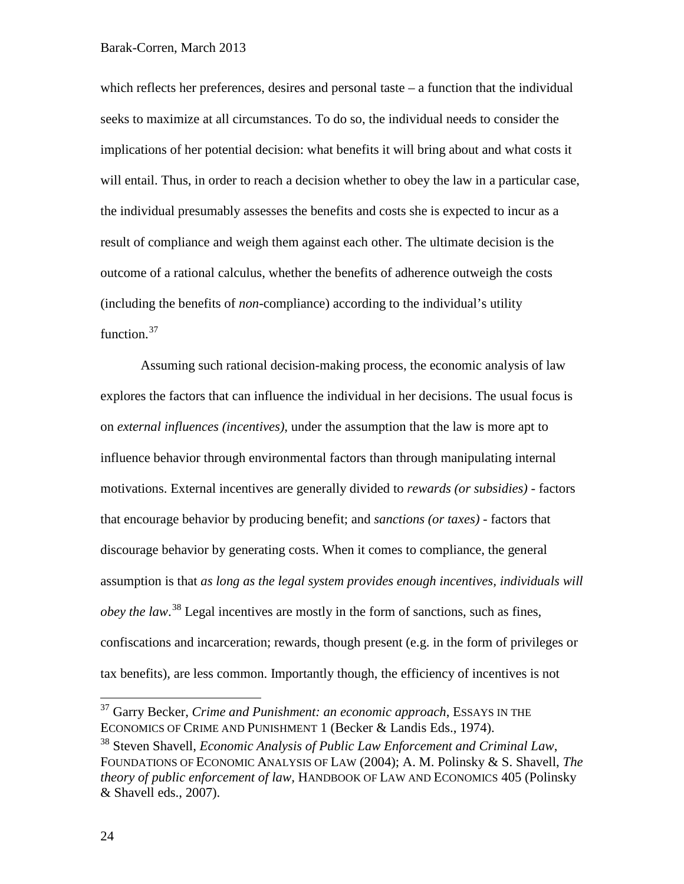which reflects her preferences, desires and personal taste – a function that the individual seeks to maximize at all circumstances. To do so, the individual needs to consider the implications of her potential decision: what benefits it will bring about and what costs it will entail. Thus, in order to reach a decision whether to obey the law in a particular case, the individual presumably assesses the benefits and costs she is expected to incur as a result of compliance and weigh them against each other. The ultimate decision is the outcome of a rational calculus, whether the benefits of adherence outweigh the costs (including the benefits of *non*-compliance) according to the individual's utility function.[37]

Assuming such rational decision-making process, the economic analysis of law explores the factors that can influence the individual in her decisions. The usual focus is on *external influences (incentives)*, under the assumption that the law is more apt to influence behavior through environmental factors than through manipulating internal motivations. External incentives are generally divided to *rewards (or subsidies)* - factors that encourage behavior by producing benefit; and *sanctions (or taxes)* - factors that discourage behavior by generating costs. When it comes to compliance, the general assumption is that *as long as the legal system provides enough incentives, individuals will obey the law*.[38] Legal incentives are mostly in the form of sanctions, such as fines, confiscations and incarceration; rewards, though present (e.g. in the form of privileges or tax benefits), are less common. Importantly though, the efficiency of incentives is not

---

[37] Garry Becker, *Crime and Punishment: an economic approach*, ESSAYS IN THE ECONOMICS OF CRIME AND PUNISHMENT 1 (Becker & Landis Eds., 1974).

[38] Steven Shavell, *Economic Analysis of Public Law Enforcement and Criminal Law*, FOUNDATIONS OF ECONOMIC ANALYSIS OF LAW (2004); A. M. Polinsky & S. Shavell, *The theory of public enforcement of law*, HANDBOOK OF LAW AND ECONOMICS 405 (Polinsky & Shavell eds., 2007).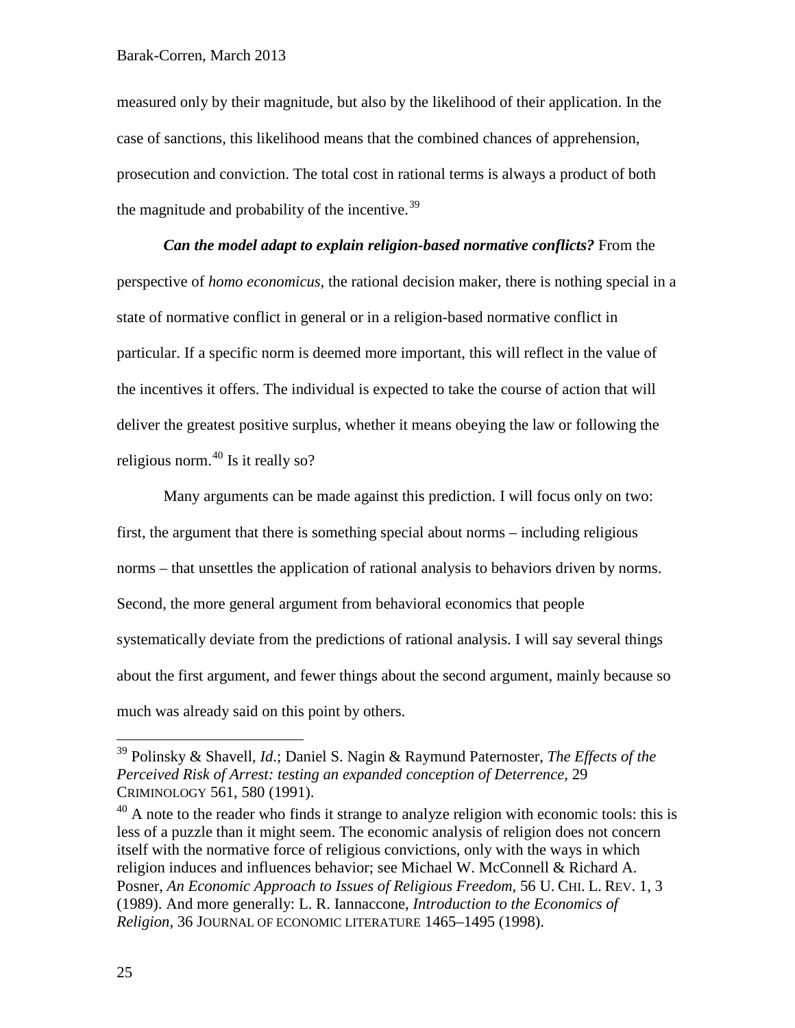measured only by their magnitude, but also by the likelihood of their application. In the case of sanctions, this likelihood means that the combined chances of apprehension, prosecution and conviction. The total cost in rational terms is always a product of both the magnitude and probability of the incentive.[39]

***Can the model adapt to explain religion-based normative conflicts?*** From the perspective of *homo economicus*, the rational decision maker, there is nothing special in a state of normative conflict in general or in a religion-based normative conflict in particular. If a specific norm is deemed more important, this will reflect in the value of the incentives it offers. The individual is expected to take the course of action that will deliver the greatest positive surplus, whether it means obeying the law or following the religious norm.[40] Is it really so?

Many arguments can be made against this prediction. I will focus only on two: first, the argument that there is something special about norms – including religious norms – that unsettles the application of rational analysis to behaviors driven by norms. Second, the more general argument from behavioral economics that people systematically deviate from the predictions of rational analysis. I will say several things about the first argument, and fewer things about the second argument, mainly because so much was already said on this point by others.

---

[39] Polinsky & Shavell, *Id.*; Daniel S. Nagin & Raymund Paternoster, *The Effects of the Perceived Risk of Arrest: testing an expanded conception of Deterrence*, 29 CRIMINOLOGY 561, 580 (1991).

[40] A note to the reader who finds it strange to analyze religion with economic tools: this is less of a puzzle than it might seem. The economic analysis of religion does not concern itself with the normative force of religious convictions, only with the ways in which religion induces and influences behavior; see Michael W. McConnell & Richard A. Posner, *An Economic Approach to Issues of Religious Freedom*, 56 U. CHI. L. REV. 1, 3 (1989). And more generally: L. R. Iannaccone, *Introduction to the Economics of Religion*, 36 JOURNAL OF ECONOMIC LITERATURE 1465–1495 (1998).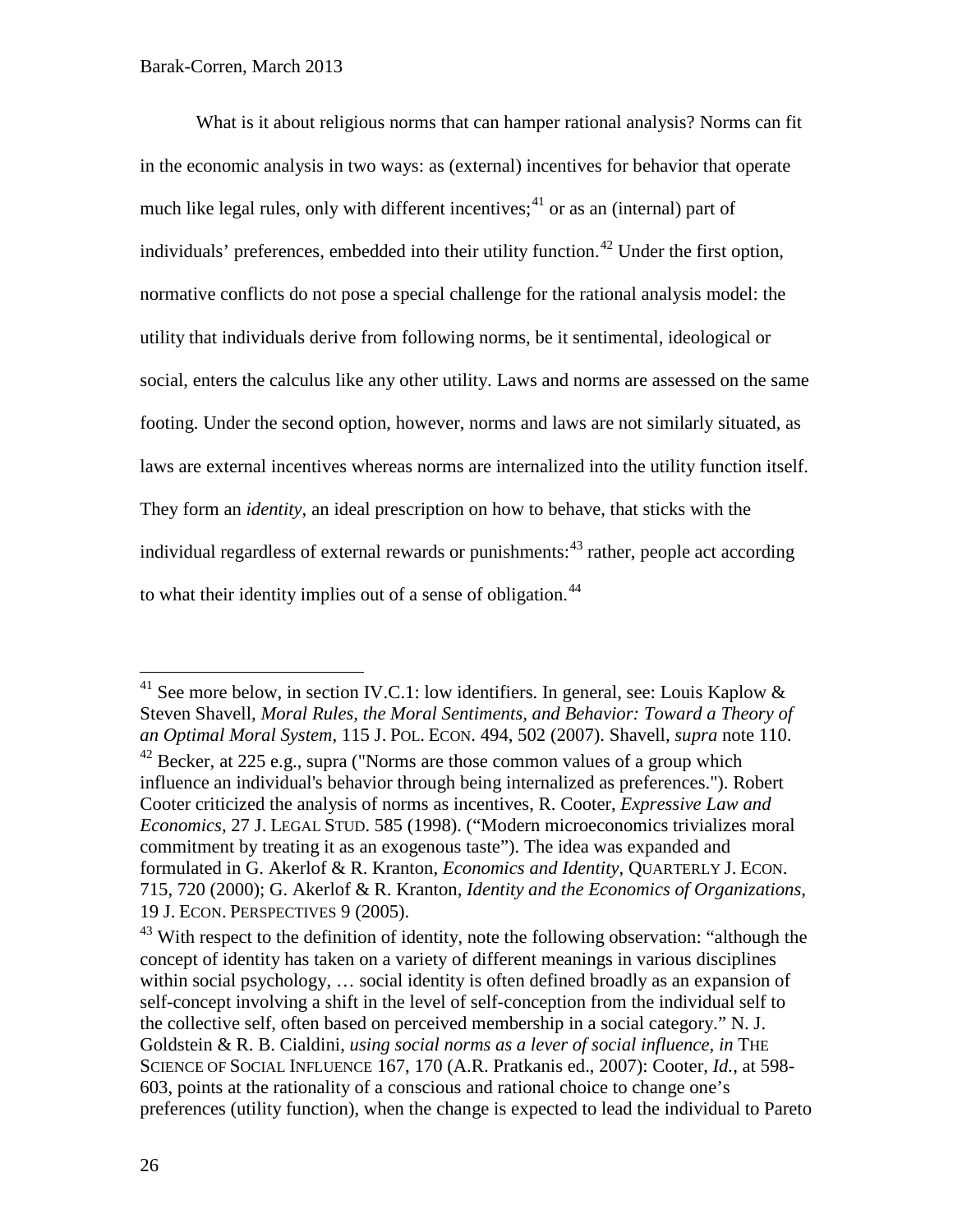What is it about religious norms that can hamper rational analysis? Norms can fit in the economic analysis in two ways: as (external) incentives for behavior that operate much like legal rules, only with different incentives;[41] or as an (internal) part of individuals' preferences, embedded into their utility function.[42] Under the first option, normative conflicts do not pose a special challenge for the rational analysis model: the utility that individuals derive from following norms, be it sentimental, ideological or social, enters the calculus like any other utility. Laws and norms are assessed on the same footing. Under the second option, however, norms and laws are not similarly situated, as laws are external incentives whereas norms are internalized into the utility function itself. They form an *identity*, an ideal prescription on how to behave, that sticks with the individual regardless of external rewards or punishments:[43] rather, people act according to what their identity implies out of a sense of obligation.[44]

---

[41] See more below, in section IV.C.1: low identifiers. In general, see: Louis Kaplow & Steven Shavell, *Moral Rules, the Moral Sentiments, and Behavior: Toward a Theory of an Optimal Moral System*, 115 J. POL. ECON. 494, 502 (2007). Shavell, *supra* note 110.

[42] Becker, at 225 e.g., supra ("Norms are those common values of a group which influence an individual's behavior through being internalized as preferences."). Robert Cooter criticized the analysis of norms as incentives, R. Cooter, *Expressive Law and Economics*, 27 J. LEGAL STUD. 585 (1998). ("Modern microeconomics trivializes moral commitment by treating it as an exogenous taste"). The idea was expanded and formulated in G. Akerlof & R. Kranton, *Economics and Identity*, QUARTERLY J. ECON. 715, 720 (2000); G. Akerlof & R. Kranton, *Identity and the Economics of Organizations*, 19 J. ECON. PERSPECTIVES 9 (2005).

[43] With respect to the definition of identity, note the following observation: "although the concept of identity has taken on a variety of different meanings in various disciplines within social psychology, … social identity is often defined broadly as an expansion of self-concept involving a shift in the level of self-conception from the individual self to the collective self, often based on perceived membership in a social category." N. J. Goldstein & R. B. Cialdini, *using social norms as a lever of social influence*, *in* THE SCIENCE OF SOCIAL INFLUENCE 167, 170 (A.R. Pratkanis ed., 2007): Cooter, *Id.*, at 598-603, points at the rationality of a conscious and rational choice to change one's preferences (utility function), when the change is expected to lead the individual to Pareto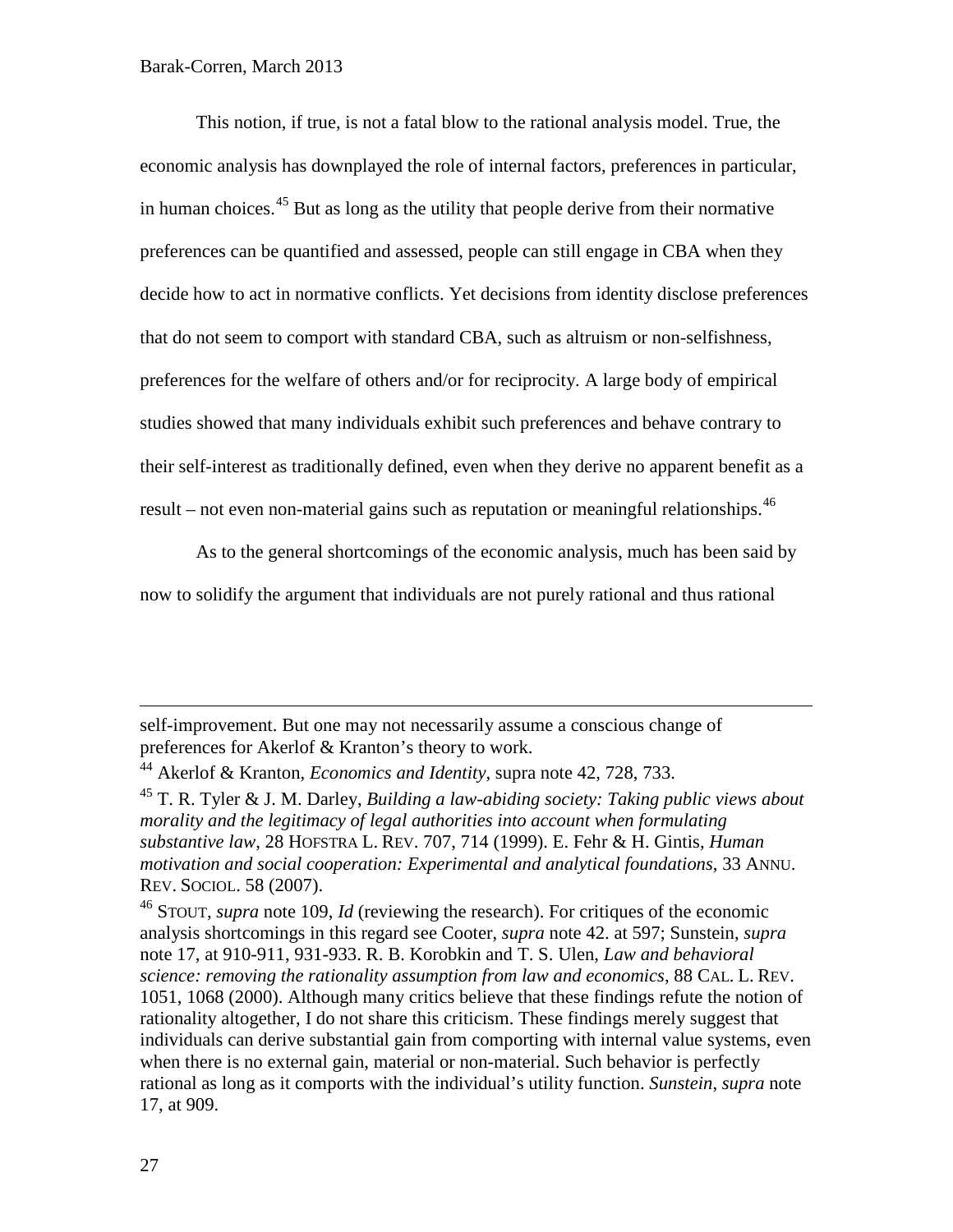This notion, if true, is not a fatal blow to the rational analysis model. True, the economic analysis has downplayed the role of internal factors, preferences in particular, in human choices.[45] But as long as the utility that people derive from their normative preferences can be quantified and assessed, people can still engage in CBA when they decide how to act in normative conflicts. Yet decisions from identity disclose preferences that do not seem to comport with standard CBA, such as altruism or non-selfishness, preferences for the welfare of others and/or for reciprocity. A large body of empirical studies showed that many individuals exhibit such preferences and behave contrary to their self-interest as traditionally defined, even when they derive no apparent benefit as a result – not even non-material gains such as reputation or meaningful relationships.[46]

As to the general shortcomings of the economic analysis, much has been said by now to solidify the argument that individuals are not purely rational and thus rational

---

self-improvement. But one may not necessarily assume a conscious change of preferences for Akerlof & Kranton's theory to work.

[44] Akerlof & Kranton, *Economics and Identity*, supra note 42, 728, 733.

[45] T. R. Tyler & J. M. Darley, *Building a law-abiding society: Taking public views about morality and the legitimacy of legal authorities into account when formulating substantive law*, 28 HOFSTRA L. REV. 707, 714 (1999). E. Fehr & H. Gintis, *Human motivation and social cooperation: Experimental and analytical foundations*, 33 ANNU. REV. SOCIOL. 58 (2007).

[46] STOUT, *supra* note 109, *Id* (reviewing the research). For critiques of the economic analysis shortcomings in this regard see Cooter, *supra* note 42. at 597; Sunstein, *supra* note 17, at 910-911, 931-933. R. B. Korobkin and T. S. Ulen, *Law and behavioral science: removing the rationality assumption from law and economics*, 88 CAL. L. REV. 1051, 1068 (2000). Although many critics believe that these findings refute the notion of rationality altogether, I do not share this criticism. These findings merely suggest that individuals can derive substantial gain from comporting with internal value systems, even when there is no external gain, material or non-material. Such behavior is perfectly rational as long as it comports with the individual's utility function. *Sunstein*, *supra* note 17, at 909.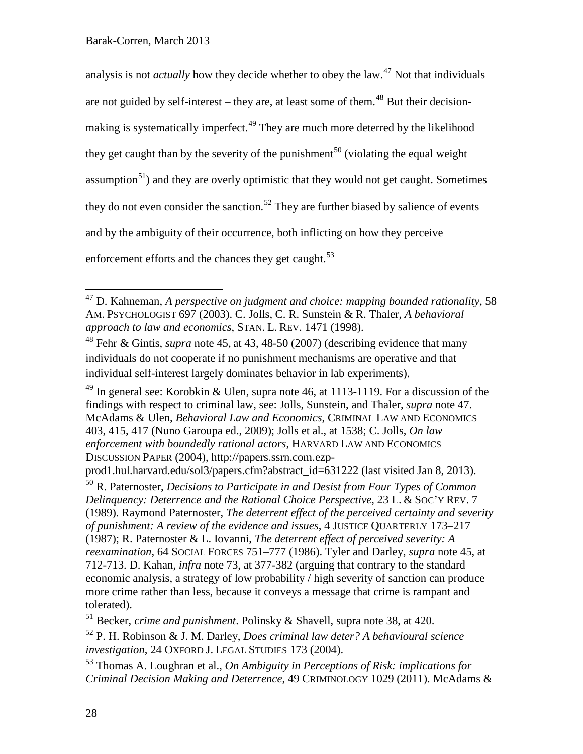analysis is not *actually* how they decide whether to obey the law.[47] Not that individuals are not guided by self-interest – they are, at least some of them.[48] But their decision-making is systematically imperfect.[49] They are much more deterred by the likelihood they get caught than by the severity of the punishment[50] (violating the equal weight assumption[51]) and they are overly optimistic that they would not get caught. Sometimes they do not even consider the sanction.[52] They are further biased by salience of events and by the ambiguity of their occurrence, both inflicting on how they perceive enforcement efforts and the chances they get caught.[53]

---

[47] D. Kahneman, *A perspective on judgment and choice: mapping bounded rationality*, 58 AM. PSYCHOLOGIST 697 (2003). C. Jolls, C. R. Sunstein & R. Thaler, *A behavioral approach to law and economics*, STAN. L. REV. 1471 (1998).

[48] Fehr & Gintis, *supra* note 45, at 43, 48-50 (2007) (describing evidence that many individuals do not cooperate if no punishment mechanisms are operative and that individual self-interest largely dominates behavior in lab experiments).

[49] In general see: Korobkin & Ulen, supra note 46, at 1113-1119. For a discussion of the findings with respect to criminal law, see: Jolls, Sunstein, and Thaler, *supra* note 47. McAdams & Ulen, *Behavioral Law and Economics*, CRIMINAL LAW AND ECONOMICS 403, 415, 417 (Nuno Garoupa ed., 2009); Jolls et al., at 1538; C. Jolls, *On law enforcement with boundedly rational actors*, HARVARD LAW AND ECONOMICS DISCUSSION PAPER (2004), http://papers.ssrn.com.ezp-prod1.hul.harvard.edu/sol3/papers.cfm?abstract_id=631222 (last visited Jan 8, 2013).

[50] R. Paternoster, *Decisions to Participate in and Desist from Four Types of Common Delinquency: Deterrence and the Rational Choice Perspective*, 23 L. & SOC'Y REV. 7 (1989). Raymond Paternoster, *The deterrent effect of the perceived certainty and severity of punishment: A review of the evidence and issues*, 4 JUSTICE QUARTERLY 173–217 (1987); R. Paternoster & L. Iovanni, *The deterrent effect of perceived severity: A reexamination*, 64 SOCIAL FORCES 751–777 (1986). Tyler and Darley, *supra* note 45, at 712-713. D. Kahan, *infra* note 73, at 377-382 (arguing that contrary to the standard economic analysis, a strategy of low probability / high severity of sanction can produce more crime rather than less, because it conveys a message that crime is rampant and tolerated).

[51] Becker, *crime and punishment*. Polinsky & Shavell, supra note 38, at 420.

[52] P. H. Robinson & J. M. Darley, *Does criminal law deter? A behavioural science investigation*, 24 OXFORD J. LEGAL STUDIES 173 (2004).

[53] Thomas A. Loughran et al., *On Ambiguity in Perceptions of Risk: implications for Criminal Decision Making and Deterrence*, 49 CRIMINOLOGY 1029 (2011). McAdams &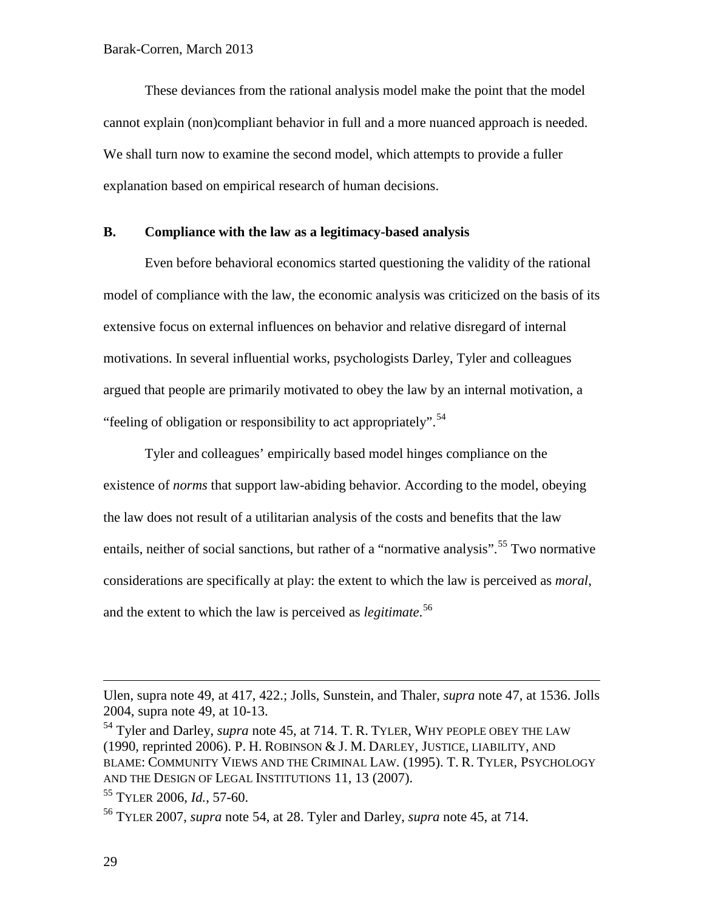These deviances from the rational analysis model make the point that the model cannot explain (non)compliant behavior in full and a more nuanced approach is needed. We shall turn now to examine the second model, which attempts to provide a fuller explanation based on empirical research of human decisions.

### B. Compliance with the law as a legitimacy-based analysis

Even before behavioral economics started questioning the validity of the rational model of compliance with the law, the economic analysis was criticized on the basis of its extensive focus on external influences on behavior and relative disregard of internal motivations. In several influential works, psychologists Darley, Tyler and colleagues argued that people are primarily motivated to obey the law by an internal motivation, a "feeling of obligation or responsibility to act appropriately".[54]

Tyler and colleagues' empirically based model hinges compliance on the existence of *norms* that support law-abiding behavior. According to the model, obeying the law does not result of a utilitarian analysis of the costs and benefits that the law entails, neither of social sanctions, but rather of a "normative analysis".[55] Two normative considerations are specifically at play: the extent to which the law is perceived as *moral*, and the extent to which the law is perceived as *legitimate*.[56]

---

Ulen, supra note 49, at 417, 422.; Jolls, Sunstein, and Thaler, *supra* note 47, at 1536. Jolls 2004, supra note 49, at 10-13.

[54] Tyler and Darley, *supra* note 45, at 714. T. R. TYLER, WHY PEOPLE OBEY THE LAW (1990, reprinted 2006). P. H. ROBINSON & J. M. DARLEY, JUSTICE, LIABILITY, AND BLAME: COMMUNITY VIEWS AND THE CRIMINAL LAW. (1995). T. R. TYLER, PSYCHOLOGY AND THE DESIGN OF LEGAL INSTITUTIONS 11, 13 (2007).

[55] TYLER 2006, *Id.*, 57-60.

[56] TYLER 2007, *supra* note 54, at 28. Tyler and Darley, *supra* note 45, at 714.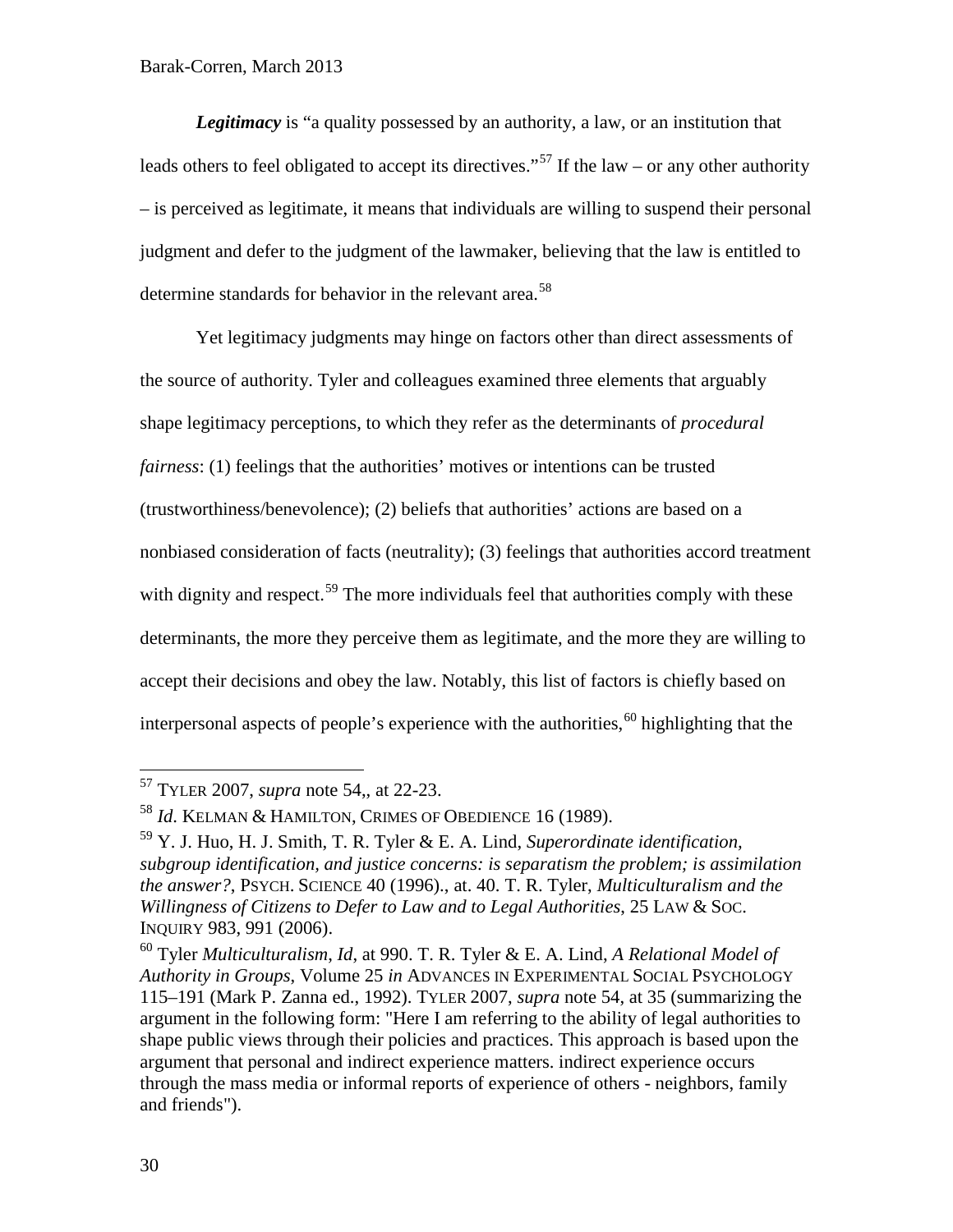***Legitimacy*** is "a quality possessed by an authority, a law, or an institution that leads others to feel obligated to accept its directives."[57] If the law – or any other authority – is perceived as legitimate, it means that individuals are willing to suspend their personal judgment and defer to the judgment of the lawmaker, believing that the law is entitled to determine standards for behavior in the relevant area.[58]

Yet legitimacy judgments may hinge on factors other than direct assessments of the source of authority. Tyler and colleagues examined three elements that arguably shape legitimacy perceptions, to which they refer as the determinants of *procedural fairness*: (1) feelings that the authorities' motives or intentions can be trusted (trustworthiness/benevolence); (2) beliefs that authorities' actions are based on a nonbiased consideration of facts (neutrality); (3) feelings that authorities accord treatment with dignity and respect.[59] The more individuals feel that authorities comply with these determinants, the more they perceive them as legitimate, and the more they are willing to accept their decisions and obey the law. Notably, this list of factors is chiefly based on interpersonal aspects of people's experience with the authorities,[60] highlighting that the

---

[57] TYLER 2007, *supra* note 54,, at 22-23.

[58] *Id.* KELMAN & HAMILTON, CRIMES OF OBEDIENCE 16 (1989).

[59] Y. J. Huo, H. J. Smith, T. R. Tyler & E. A. Lind, *Superordinate identification, subgroup identification, and justice concerns: is separatism the problem; is assimilation the answer?*, PSYCH. SCIENCE 40 (1996)., at. 40. T. R. Tyler, *Multiculturalism and the Willingness of Citizens to Defer to Law and to Legal Authorities*, 25 LAW & SOC. INQUIRY 983, 991 (2006).

[60] Tyler *Multiculturalism*, *Id*, at 990. T. R. Tyler & E. A. Lind, *A Relational Model of Authority in Groups*, Volume 25 *in* ADVANCES IN EXPERIMENTAL SOCIAL PSYCHOLOGY 115–191 (Mark P. Zanna ed., 1992). TYLER 2007, *supra* note 54, at 35 (summarizing the argument in the following form: "Here I am referring to the ability of legal authorities to shape public views through their policies and practices. This approach is based upon the argument that personal and indirect experience matters. indirect experience occurs through the mass media or informal reports of experience of others - neighbors, family and friends").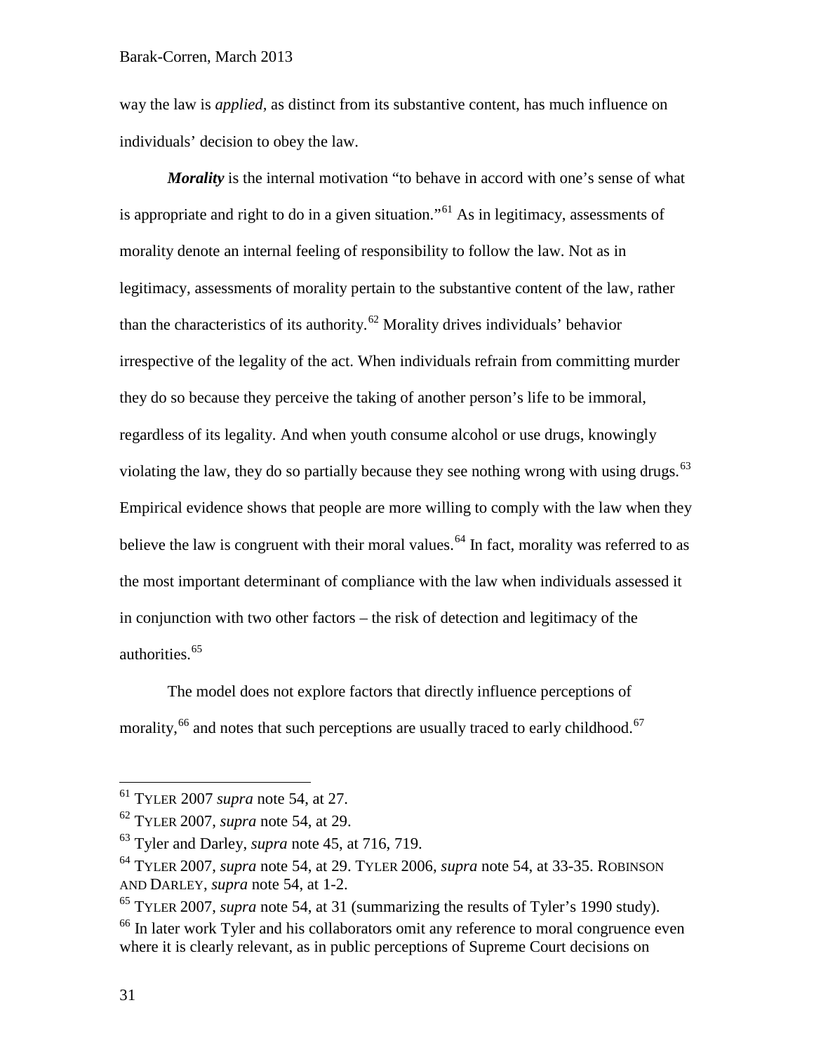way the law is *applied*, as distinct from its substantive content, has much influence on individuals' decision to obey the law.

***Morality*** is the internal motivation "to behave in accord with one's sense of what is appropriate and right to do in a given situation."[61] As in legitimacy, assessments of morality denote an internal feeling of responsibility to follow the law. Not as in legitimacy, assessments of morality pertain to the substantive content of the law, rather than the characteristics of its authority.[62] Morality drives individuals' behavior irrespective of the legality of the act. When individuals refrain from committing murder they do so because they perceive the taking of another person's life to be immoral, regardless of its legality. And when youth consume alcohol or use drugs, knowingly violating the law, they do so partially because they see nothing wrong with using drugs.[63] Empirical evidence shows that people are more willing to comply with the law when they believe the law is congruent with their moral values.[64] In fact, morality was referred to as the most important determinant of compliance with the law when individuals assessed it in conjunction with two other factors – the risk of detection and legitimacy of the authorities.[65]

The model does not explore factors that directly influence perceptions of morality,[66] and notes that such perceptions are usually traced to early childhood.[67]

---

[61] TYLER 2007 *supra* note 54, at 27.

[62] TYLER 2007, *supra* note 54, at 29.

[63] Tyler and Darley, *supra* note 45, at 716, 719.

[64] TYLER 2007, *supra* note 54, at 29. TYLER 2006, *supra* note 54, at 33-35. ROBINSON AND DARLEY, *supra* note 54, at 1-2.

[65] TYLER 2007, *supra* note 54, at 31 (summarizing the results of Tyler's 1990 study).

[66] In later work Tyler and his collaborators omit any reference to moral congruence even where it is clearly relevant, as in public perceptions of Supreme Court decisions on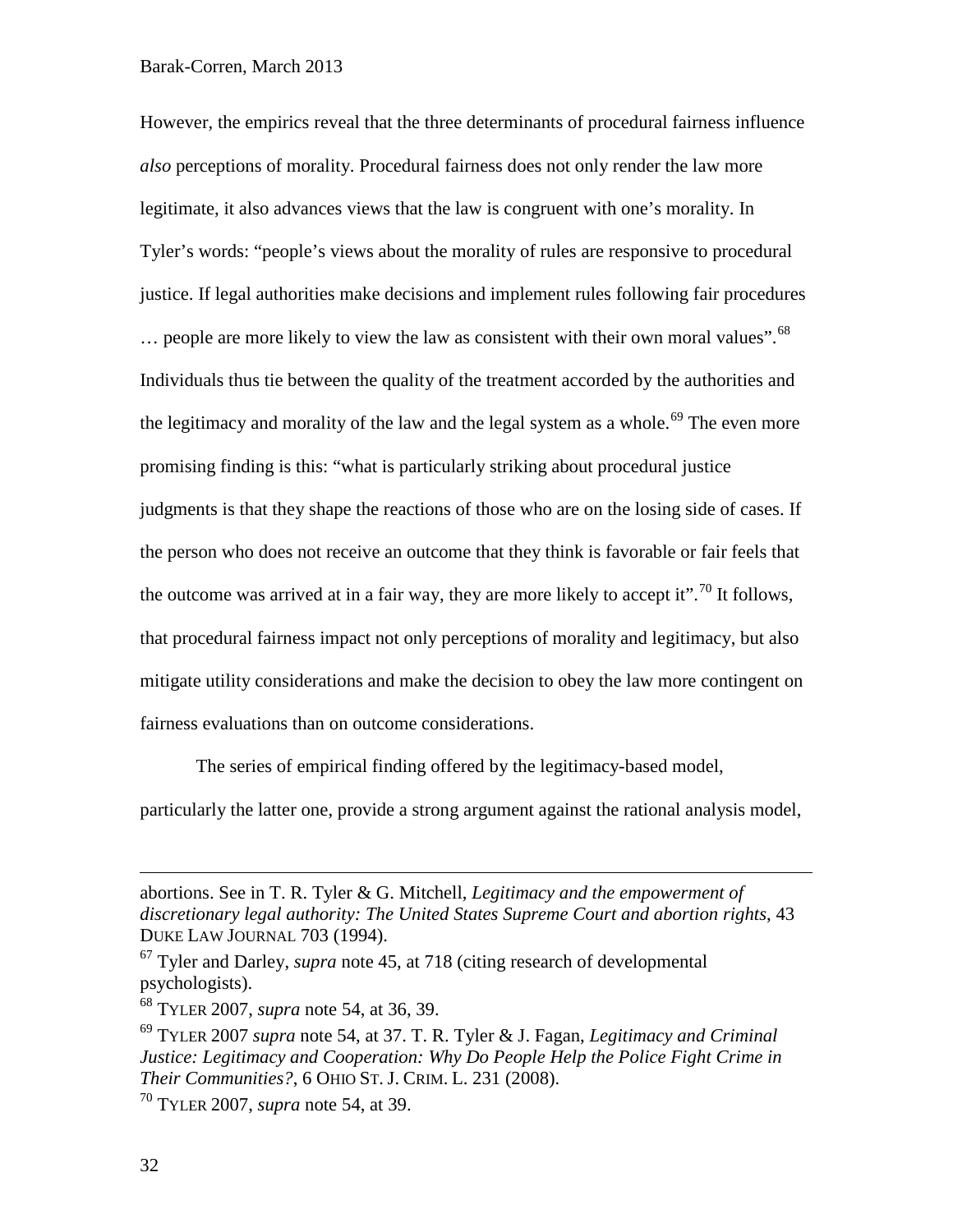However, the empirics reveal that the three determinants of procedural fairness influence *also* perceptions of morality. Procedural fairness does not only render the law more legitimate, it also advances views that the law is congruent with one's morality. In Tyler's words: "people's views about the morality of rules are responsive to procedural justice. If legal authorities make decisions and implement rules following fair procedures … people are more likely to view the law as consistent with their own moral values".[68] Individuals thus tie between the quality of the treatment accorded by the authorities and the legitimacy and morality of the law and the legal system as a whole.[69] The even more promising finding is this: "what is particularly striking about procedural justice judgments is that they shape the reactions of those who are on the losing side of cases. If the person who does not receive an outcome that they think is favorable or fair feels that the outcome was arrived at in a fair way, they are more likely to accept it".[70] It follows, that procedural fairness impact not only perceptions of morality and legitimacy, but also mitigate utility considerations and make the decision to obey the law more contingent on fairness evaluations than on outcome considerations.

The series of empirical finding offered by the legitimacy-based model, particularly the latter one, provide a strong argument against the rational analysis model,

---

abortions. See in T. R. Tyler & G. Mitchell, *Legitimacy and the empowerment of discretionary legal authority: The United States Supreme Court and abortion rights*, 43 DUKE LAW JOURNAL 703 (1994).

[67] Tyler and Darley, *supra* note 45, at 718 (citing research of developmental psychologists).

[68] TYLER 2007, *supra* note 54, at 36, 39.

[69] TYLER 2007 *supra* note 54, at 37. T. R. Tyler & J. Fagan, *Legitimacy and Criminal Justice: Legitimacy and Cooperation: Why Do People Help the Police Fight Crime in Their Communities?*, 6 OHIO ST. J. CRIM. L. 231 (2008).

[70] TYLER 2007, *supra* note 54, at 39.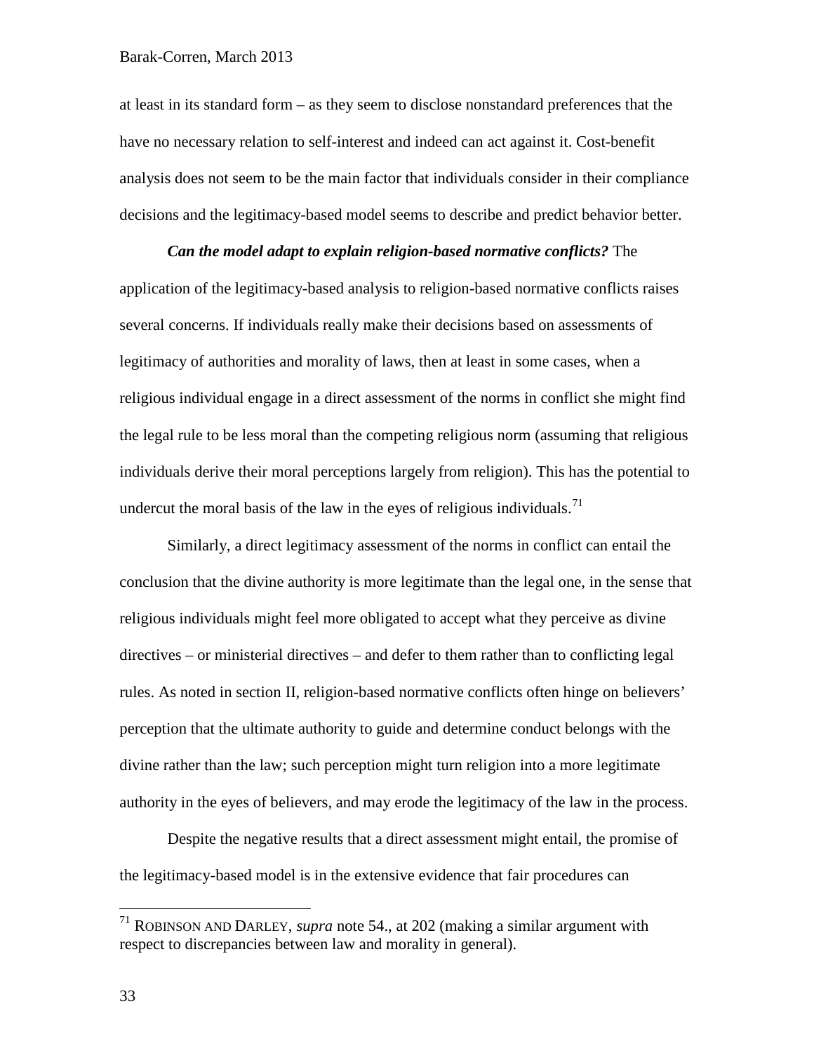at least in its standard form – as they seem to disclose nonstandard preferences that the have no necessary relation to self-interest and indeed can act against it. Cost-benefit analysis does not seem to be the main factor that individuals consider in their compliance decisions and the legitimacy-based model seems to describe and predict behavior better.

***Can the model adapt to explain religion-based normative conflicts?*** The application of the legitimacy-based analysis to religion-based normative conflicts raises several concerns. If individuals really make their decisions based on assessments of legitimacy of authorities and morality of laws, then at least in some cases, when a religious individual engage in a direct assessment of the norms in conflict she might find the legal rule to be less moral than the competing religious norm (assuming that religious individuals derive their moral perceptions largely from religion). This has the potential to undercut the moral basis of the law in the eyes of religious individuals.[71]

Similarly, a direct legitimacy assessment of the norms in conflict can entail the conclusion that the divine authority is more legitimate than the legal one, in the sense that religious individuals might feel more obligated to accept what they perceive as divine directives – or ministerial directives – and defer to them rather than to conflicting legal rules. As noted in section II, religion-based normative conflicts often hinge on believers' perception that the ultimate authority to guide and determine conduct belongs with the divine rather than the law; such perception might turn religion into a more legitimate authority in the eyes of believers, and may erode the legitimacy of the law in the process.

Despite the negative results that a direct assessment might entail, the promise of the legitimacy-based model is in the extensive evidence that fair procedures can

---

[71] ROBINSON AND DARLEY, *supra* note 54., at 202 (making a similar argument with respect to discrepancies between law and morality in general).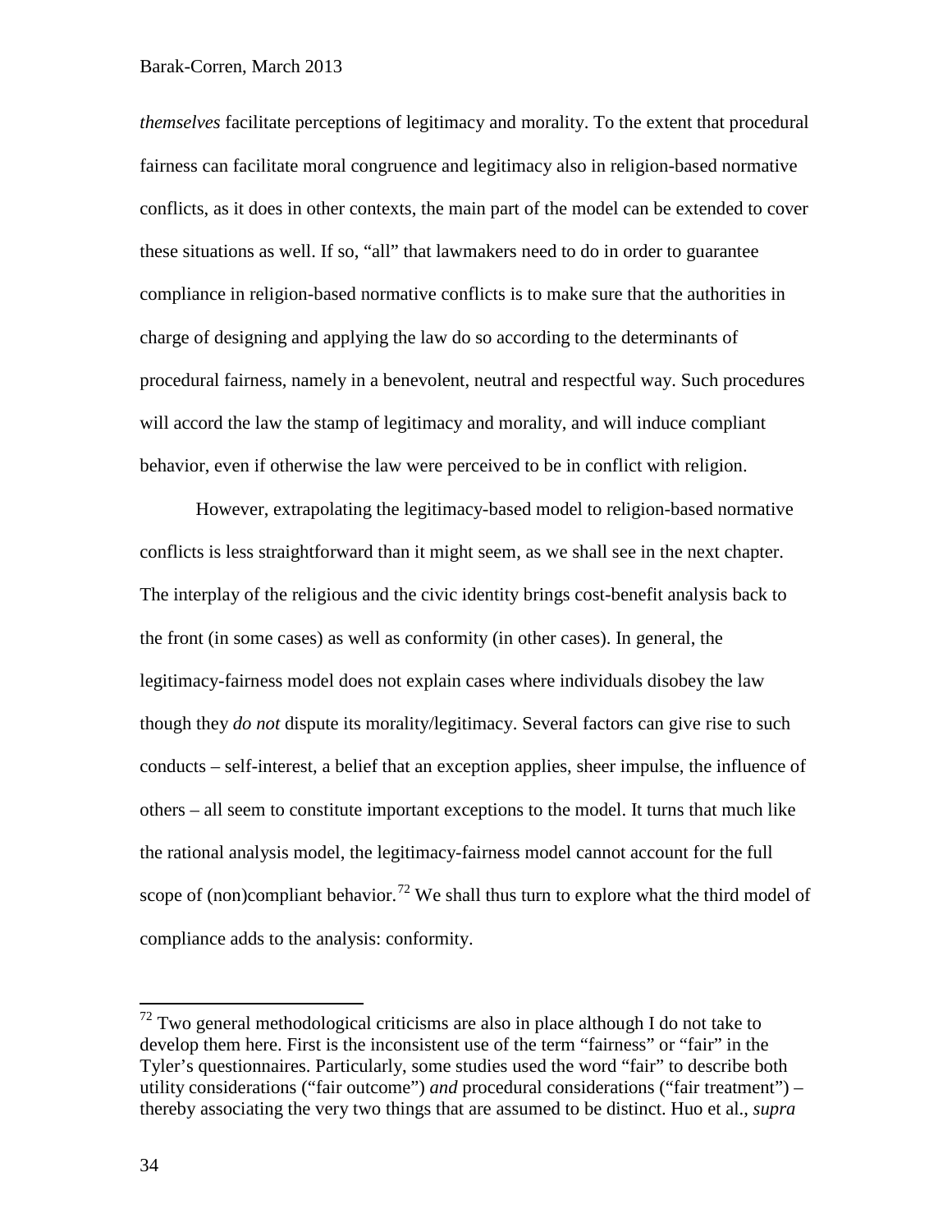*themselves* facilitate perceptions of legitimacy and morality. To the extent that procedural fairness can facilitate moral congruence and legitimacy also in religion-based normative conflicts, as it does in other contexts, the main part of the model can be extended to cover these situations as well. If so, "all" that lawmakers need to do in order to guarantee compliance in religion-based normative conflicts is to make sure that the authorities in charge of designing and applying the law do so according to the determinants of procedural fairness, namely in a benevolent, neutral and respectful way. Such procedures will accord the law the stamp of legitimacy and morality, and will induce compliant behavior, even if otherwise the law were perceived to be in conflict with religion.

However, extrapolating the legitimacy-based model to religion-based normative conflicts is less straightforward than it might seem, as we shall see in the next chapter. The interplay of the religious and the civic identity brings cost-benefit analysis back to the front (in some cases) as well as conformity (in other cases). In general, the legitimacy-fairness model does not explain cases where individuals disobey the law though they *do not* dispute its morality/legitimacy. Several factors can give rise to such conducts – self-interest, a belief that an exception applies, sheer impulse, the influence of others – all seem to constitute important exceptions to the model. It turns that much like the rational analysis model, the legitimacy-fairness model cannot account for the full scope of (non)compliant behavior.[72] We shall thus turn to explore what the third model of compliance adds to the analysis: conformity.

---

[72] Two general methodological criticisms are also in place although I do not take to develop them here. First is the inconsistent use of the term "fairness" or "fair" in the Tyler's questionnaires. Particularly, some studies used the word "fair" to describe both utility considerations ("fair outcome") *and* procedural considerations ("fair treatment") – thereby associating the very two things that are assumed to be distinct. Huo et al., *supra*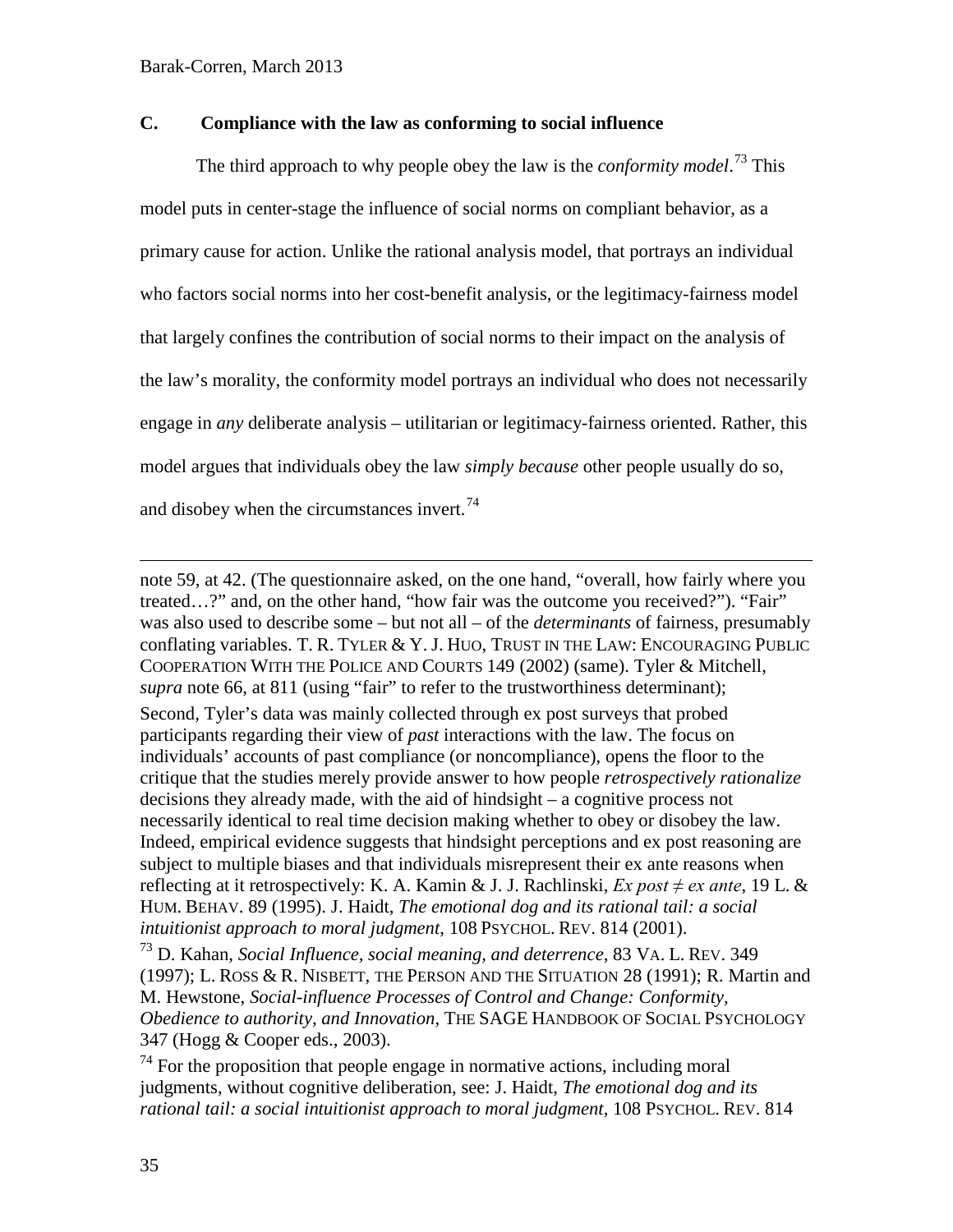### C. Compliance with the law as conforming to social influence

The third approach to why people obey the law is the *conformity model*.[73] This model puts in center-stage the influence of social norms on compliant behavior, as a primary cause for action. Unlike the rational analysis model, that portrays an individual who factors social norms into her cost-benefit analysis, or the legitimacy-fairness model that largely confines the contribution of social norms to their impact on the analysis of the law's morality, the conformity model portrays an individual who does not necessarily engage in *any* deliberate analysis – utilitarian or legitimacy-fairness oriented. Rather, this model argues that individuals obey the law *simply because* other people usually do so, and disobey when the circumstances invert.[74]

---

note 59, at 42. (The questionnaire asked, on the one hand, "overall, how fairly where you treated…?" and, on the other hand, "how fair was the outcome you received?"). "Fair" was also used to describe some – but not all – of the *determinants* of fairness, presumably conflating variables. T. R. TYLER & Y. J. HUO, TRUST IN THE LAW: ENCOURAGING PUBLIC COOPERATION WITH THE POLICE AND COURTS 149 (2002) (same). Tyler & Mitchell, *supra* note 66, at 811 (using "fair" to refer to the trustworthiness determinant);

Second, Tyler's data was mainly collected through ex post surveys that probed participants regarding their view of *past* interactions with the law. The focus on individuals' accounts of past compliance (or noncompliance), opens the floor to the critique that the studies merely provide answer to how people *retrospectively rationalize* decisions they already made, with the aid of hindsight – a cognitive process not necessarily identical to real time decision making whether to obey or disobey the law. Indeed, empirical evidence suggests that hindsight perceptions and ex post reasoning are subject to multiple biases and that individuals misrepresent their ex ante reasons when reflecting at it retrospectively: K. A. Kamin & J. J. Rachlinski, *Ex post ≠ ex ante*, 19 L. & HUM. BEHAV. 89 (1995). J. Haidt, *The emotional dog and its rational tail: a social intuitionist approach to moral judgment*, 108 PSYCHOL. REV. 814 (2001).

[73] D. Kahan, *Social Influence, social meaning, and deterrence*, 83 VA. L. REV. 349 (1997); L. ROSS & R. NISBETT, THE PERSON AND THE SITUATION 28 (1991); R. Martin and M. Hewstone, *Social-influence Processes of Control and Change: Conformity, Obedience to authority, and Innovation*, THE SAGE HANDBOOK OF SOCIAL PSYCHOLOGY 347 (Hogg & Cooper eds., 2003).

[74] For the proposition that people engage in normative actions, including moral judgments, without cognitive deliberation, see: J. Haidt, *The emotional dog and its rational tail: a social intuitionist approach to moral judgment*, 108 PSYCHOL. REV. 814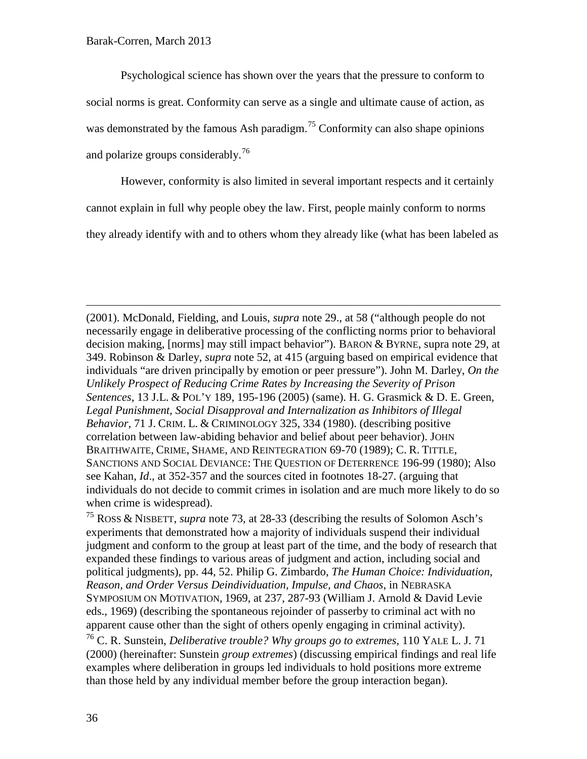Psychological science has shown over the years that the pressure to conform to social norms is great. Conformity can serve as a single and ultimate cause of action, as was demonstrated by the famous Ash paradigm.[75] Conformity can also shape opinions and polarize groups considerably.[76]

However, conformity is also limited in several important respects and it certainly cannot explain in full why people obey the law. First, people mainly conform to norms they already identify with and to others whom they already like (what has been labeled as

---

(2001). McDonald, Fielding, and Louis, *supra* note 29., at 58 ("although people do not necessarily engage in deliberative processing of the conflicting norms prior to behavioral decision making, [norms] may still impact behavior"). BARON & BYRNE, supra note 29, at 349. Robinson & Darley, *supra* note 52, at 415 (arguing based on empirical evidence that individuals "are driven principally by emotion or peer pressure"). John M. Darley, *On the Unlikely Prospect of Reducing Crime Rates by Increasing the Severity of Prison Sentences*, 13 J.L. & POL'Y 189, 195-196 (2005) (same). H. G. Grasmick & D. E. Green, *Legal Punishment, Social Disapproval and Internalization as Inhibitors of Illegal Behavior*, 71 J. CRIM. L. & CRIMINOLOGY 325, 334 (1980). (describing positive correlation between law-abiding behavior and belief about peer behavior). JOHN BRAITHWAITE, CRIME, SHAME, AND REINTEGRATION 69-70 (1989); C. R. TITTLE, SANCTIONS AND SOCIAL DEVIANCE: THE QUESTION OF DETERRENCE 196-99 (1980); Also see Kahan, *Id*., at 352-357 and the sources cited in footnotes 18-27. (arguing that individuals do not decide to commit crimes in isolation and are much more likely to do so when crime is widespread).

[75] ROSS & NISBETT, *supra* note 73, at 28-33 (describing the results of Solomon Asch's experiments that demonstrated how a majority of individuals suspend their individual judgment and conform to the group at least part of the time, and the body of research that expanded these findings to various areas of judgment and action, including social and political judgments), pp. 44, 52. Philip G. Zimbardo, *The Human Choice: Individuation, Reason, and Order Versus Deindividuation, Impulse, and Chaos*, in NEBRASKA SYMPOSIUM ON MOTIVATION, 1969, at 237, 287-93 (William J. Arnold & David Levie eds., 1969) (describing the spontaneous rejoinder of passerby to criminal act with no apparent cause other than the sight of others openly engaging in criminal activity).

[76] C. R. Sunstein, *Deliberative trouble? Why groups go to extremes*, 110 YALE L. J. 71 (2000) (hereinafter: Sunstein *group extremes*) (discussing empirical findings and real life examples where deliberation in groups led individuals to hold positions more extreme than those held by any individual member before the group interaction began).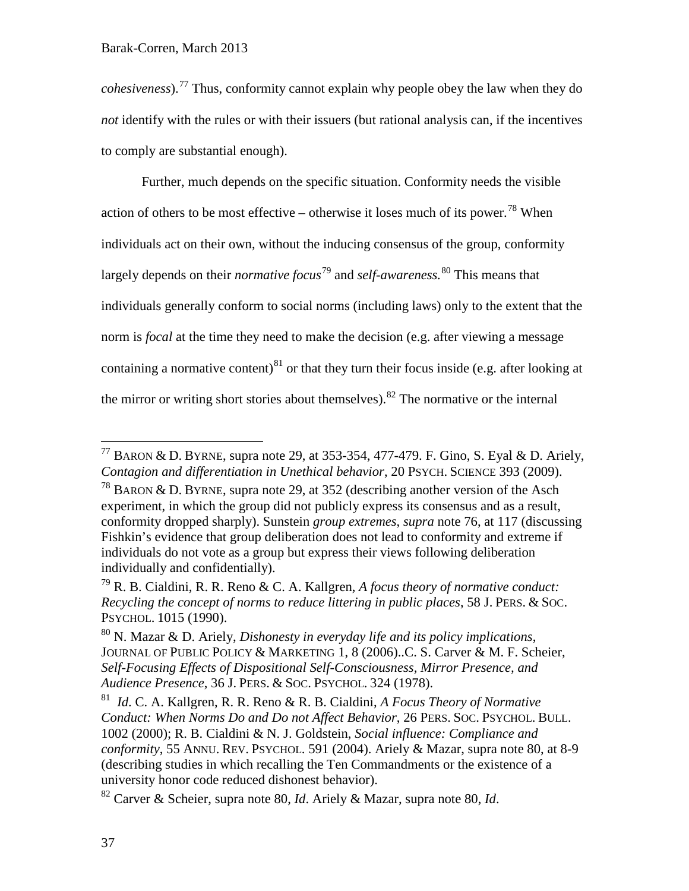*cohesiveness*).[77] Thus, conformity cannot explain why people obey the law when they do *not* identify with the rules or with their issuers (but rational analysis can, if the incentives to comply are substantial enough).

Further, much depends on the specific situation. Conformity needs the visible action of others to be most effective – otherwise it loses much of its power.[78] When individuals act on their own, without the inducing consensus of the group, conformity largely depends on their *normative focus*[79] and *self-awareness.*[80] This means that individuals generally conform to social norms (including laws) only to the extent that the norm is *focal* at the time they need to make the decision (e.g. after viewing a message containing a normative content)[81] or that they turn their focus inside (e.g. after looking at the mirror or writing short stories about themselves).[82] The normative or the internal

---

[77] BARON & D. BYRNE, supra note 29, at 353-354, 477-479. F. Gino, S. Eyal & D. Ariely, *Contagion and differentiation in Unethical behavior*, 20 PSYCH. SCIENCE 393 (2009).

[78] BARON & D. BYRNE, supra note 29, at 352 (describing another version of the Asch experiment, in which the group did not publicly express its consensus and as a result, conformity dropped sharply). Sunstein *group extremes*, *supra* note 76, at 117 (discussing Fishkin's evidence that group deliberation does not lead to conformity and extreme if individuals do not vote as a group but express their views following deliberation individually and confidentially).

[79] R. B. Cialdini, R. R. Reno & C. A. Kallgren, *A focus theory of normative conduct: Recycling the concept of norms to reduce littering in public places*, 58 J. PERS. & SOC. PSYCHOL. 1015 (1990).

[80] N. Mazar & D. Ariely, *Dishonesty in everyday life and its policy implications*, JOURNAL OF PUBLIC POLICY & MARKETING 1, 8 (2006)..C. S. Carver & M. F. Scheier, *Self-Focusing Effects of Dispositional Self-Consciousness, Mirror Presence, and Audience Presence*, 36 J. PERS. & SOC. PSYCHOL. 324 (1978).

[81] *Id*. C. A. Kallgren, R. R. Reno & R. B. Cialdini, *A Focus Theory of Normative Conduct: When Norms Do and Do not Affect Behavior*, 26 PERS. SOC. PSYCHOL. BULL. 1002 (2000); R. B. Cialdini & N. J. Goldstein, *Social influence: Compliance and conformity*, 55 ANNU. REV. PSYCHOL. 591 (2004). Ariely & Mazar, supra note 80, at 8-9 (describing studies in which recalling the Ten Commandments or the existence of a university honor code reduced dishonest behavior).

[82] Carver & Scheier, supra note 80, *Id*. Ariely & Mazar, supra note 80, *Id*.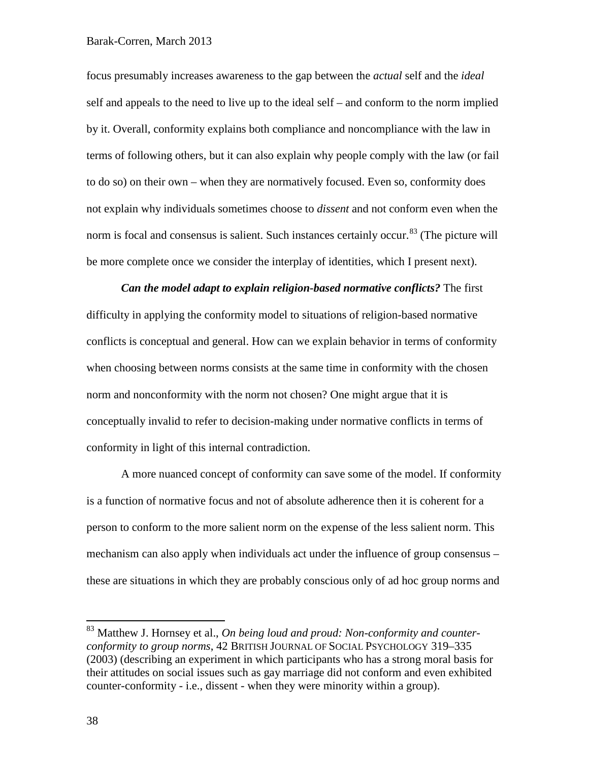focus presumably increases awareness to the gap between the *actual* self and the *ideal* self and appeals to the need to live up to the ideal self – and conform to the norm implied by it. Overall, conformity explains both compliance and noncompliance with the law in terms of following others, but it can also explain why people comply with the law (or fail to do so) on their own – when they are normatively focused. Even so, conformity does not explain why individuals sometimes choose to *dissent* and not conform even when the norm is focal and consensus is salient. Such instances certainly occur.[83] (The picture will be more complete once we consider the interplay of identities, which I present next).

***Can the model adapt to explain religion-based normative conflicts?*** The first difficulty in applying the conformity model to situations of religion-based normative conflicts is conceptual and general. How can we explain behavior in terms of conformity when choosing between norms consists at the same time in conformity with the chosen norm and nonconformity with the norm not chosen? One might argue that it is conceptually invalid to refer to decision-making under normative conflicts in terms of conformity in light of this internal contradiction.

A more nuanced concept of conformity can save some of the model. If conformity is a function of normative focus and not of absolute adherence then it is coherent for a person to conform to the more salient norm on the expense of the less salient norm. This mechanism can also apply when individuals act under the influence of group consensus – these are situations in which they are probably conscious only of ad hoc group norms and

---

[83] Matthew J. Hornsey et al., *On being loud and proud: Non-conformity and counter-conformity to group norms*, 42 BRITISH JOURNAL OF SOCIAL PSYCHOLOGY 319–335 (2003) (describing an experiment in which participants who has a strong moral basis for their attitudes on social issues such as gay marriage did not conform and even exhibited counter-conformity - i.e., dissent - when they were minority within a group).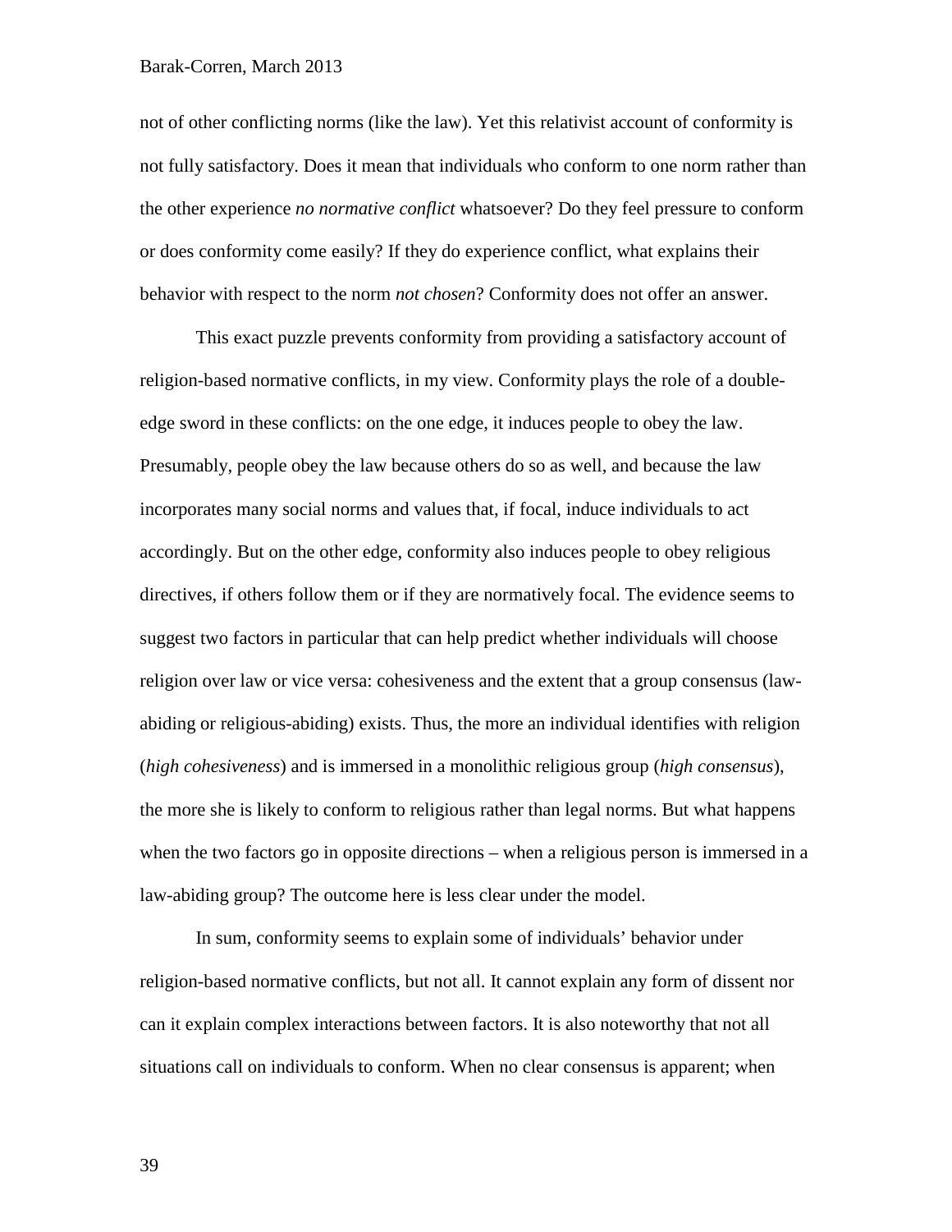not of other conflicting norms (like the law). Yet this relativist account of conformity is not fully satisfactory. Does it mean that individuals who conform to one norm rather than the other experience *no normative conflict* whatsoever? Do they feel pressure to conform or does conformity come easily? If they do experience conflict, what explains their behavior with respect to the norm *not chosen*? Conformity does not offer an answer.

This exact puzzle prevents conformity from providing a satisfactory account of religion-based normative conflicts, in my view. Conformity plays the role of a double-edge sword in these conflicts: on the one edge, it induces people to obey the law. Presumably, people obey the law because others do so as well, and because the law incorporates many social norms and values that, if focal, induce individuals to act accordingly. But on the other edge, conformity also induces people to obey religious directives, if others follow them or if they are normatively focal. The evidence seems to suggest two factors in particular that can help predict whether individuals will choose religion over law or vice versa: cohesiveness and the extent that a group consensus (law-abiding or religious-abiding) exists. Thus, the more an individual identifies with religion (*high cohesiveness*) and is immersed in a monolithic religious group (*high consensus*), the more she is likely to conform to religious rather than legal norms. But what happens when the two factors go in opposite directions – when a religious person is immersed in a law-abiding group? The outcome here is less clear under the model.

In sum, conformity seems to explain some of individuals' behavior under religion-based normative conflicts, but not all. It cannot explain any form of dissent nor can it explain complex interactions between factors. It is also noteworthy that not all situations call on individuals to conform. When no clear consensus is apparent; when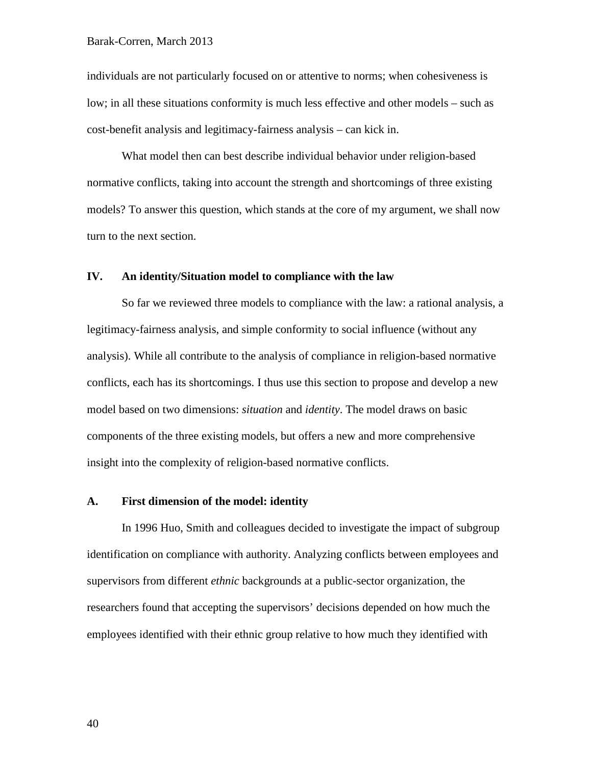individuals are not particularly focused on or attentive to norms; when cohesiveness is low; in all these situations conformity is much less effective and other models – such as cost-benefit analysis and legitimacy-fairness analysis – can kick in.

What model then can best describe individual behavior under religion-based normative conflicts, taking into account the strength and shortcomings of three existing models? To answer this question, which stands at the core of my argument, we shall now turn to the next section.

## IV. An identity/Situation model to compliance with the law

So far we reviewed three models to compliance with the law: a rational analysis, a legitimacy-fairness analysis, and simple conformity to social influence (without any analysis). While all contribute to the analysis of compliance in religion-based normative conflicts, each has its shortcomings. I thus use this section to propose and develop a new model based on two dimensions: *situation* and *identity*. The model draws on basic components of the three existing models, but offers a new and more comprehensive insight into the complexity of religion-based normative conflicts.

### A. First dimension of the model: identity

In 1996 Huo, Smith and colleagues decided to investigate the impact of subgroup identification on compliance with authority. Analyzing conflicts between employees and supervisors from different *ethnic* backgrounds at a public-sector organization, the researchers found that accepting the supervisors' decisions depended on how much the employees identified with their ethnic group relative to how much they identified with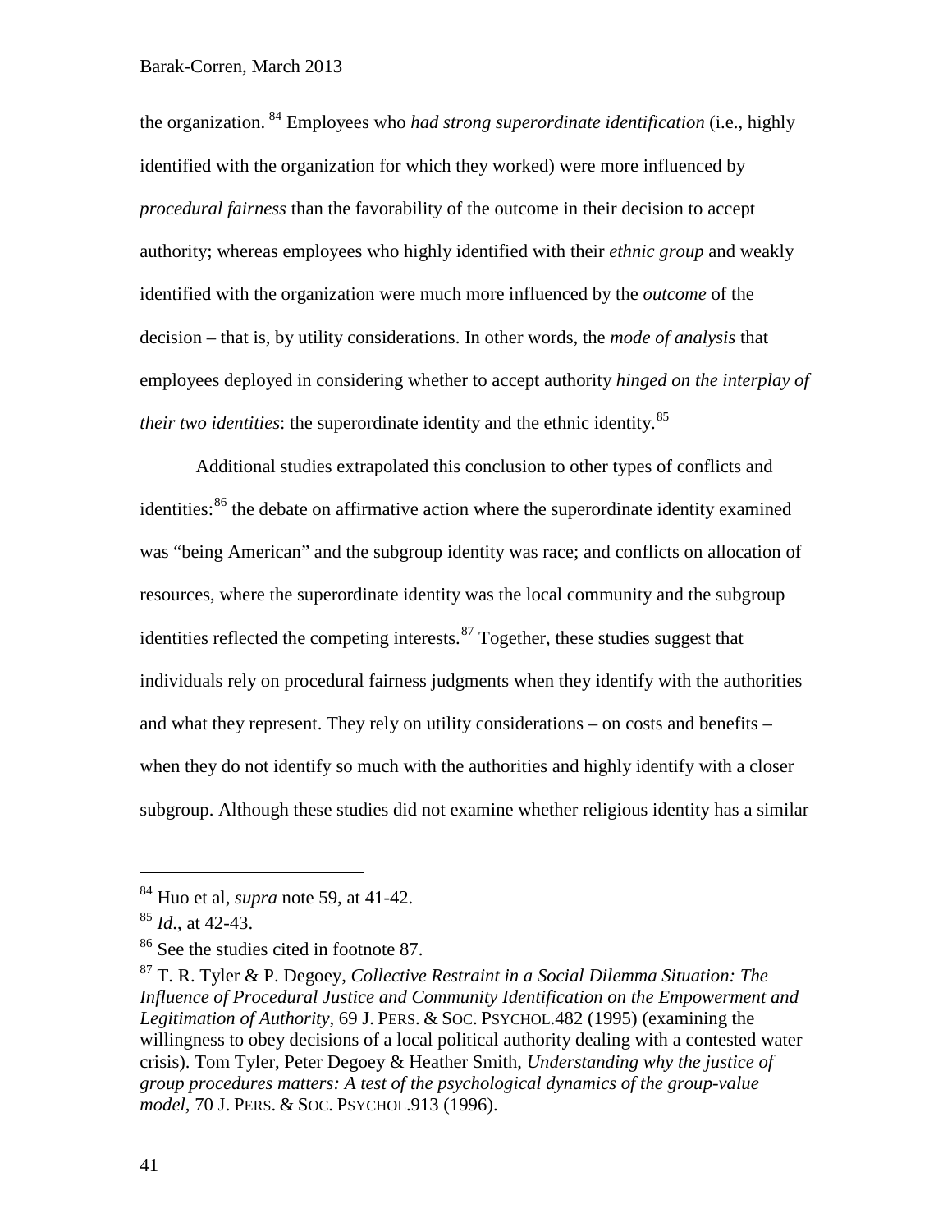the organization.[84] Employees who *had strong superordinate identification* (i.e., highly identified with the organization for which they worked) were more influenced by *procedural fairness* than the favorability of the outcome in their decision to accept authority; whereas employees who highly identified with their *ethnic group* and weakly identified with the organization were much more influenced by the *outcome* of the decision – that is, by utility considerations. In other words, the *mode of analysis* that employees deployed in considering whether to accept authority *hinged on the interplay of their two identities*: the superordinate identity and the ethnic identity.[85]

Additional studies extrapolated this conclusion to other types of conflicts and identities:[86] the debate on affirmative action where the superordinate identity examined was "being American" and the subgroup identity was race; and conflicts on allocation of resources, where the superordinate identity was the local community and the subgroup identities reflected the competing interests.[87] Together, these studies suggest that individuals rely on procedural fairness judgments when they identify with the authorities and what they represent. They rely on utility considerations – on costs and benefits – when they do not identify so much with the authorities and highly identify with a closer subgroup. Although these studies did not examine whether religious identity has a similar

---

[84] Huo et al, *supra* note 59, at 41-42.

[85] *Id*., at 42-43.

[86] See the studies cited in footnote 87.

[87] T. R. Tyler & P. Degoey, *Collective Restraint in a Social Dilemma Situation: The Influence of Procedural Justice and Community Identification on the Empowerment and Legitimation of Authority*, 69 J. PERS. & SOC. PSYCHOL.482 (1995) (examining the willingness to obey decisions of a local political authority dealing with a contested water crisis). Tom Tyler, Peter Degoey & Heather Smith, *Understanding why the justice of group procedures matters: A test of the psychological dynamics of the group-value model*, 70 J. PERS. & SOC. PSYCHOL.913 (1996).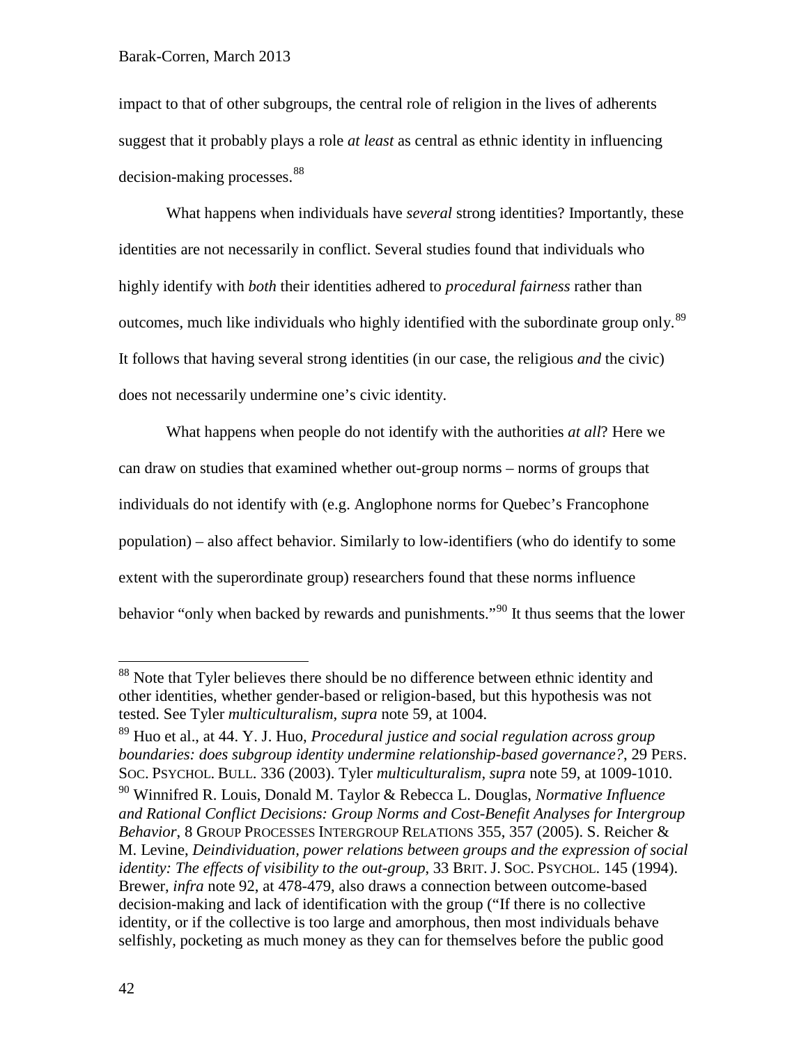impact to that of other subgroups, the central role of religion in the lives of adherents suggest that it probably plays a role *at least* as central as ethnic identity in influencing decision-making processes.[88]

What happens when individuals have *several* strong identities? Importantly, these identities are not necessarily in conflict. Several studies found that individuals who highly identify with *both* their identities adhered to *procedural fairness* rather than outcomes, much like individuals who highly identified with the subordinate group only.[89] It follows that having several strong identities (in our case, the religious *and* the civic) does not necessarily undermine one's civic identity.

What happens when people do not identify with the authorities *at all*? Here we can draw on studies that examined whether out-group norms – norms of groups that individuals do not identify with (e.g. Anglophone norms for Quebec's Francophone population) – also affect behavior. Similarly to low-identifiers (who do identify to some extent with the superordinate group) researchers found that these norms influence behavior "only when backed by rewards and punishments."[90] It thus seems that the lower

---

[88] Note that Tyler believes there should be no difference between ethnic identity and other identities, whether gender-based or religion-based, but this hypothesis was not tested. See Tyler *multiculturalism*, *supra* note 59, at 1004.

[89] Huo et al., at 44. Y. J. Huo, *Procedural justice and social regulation across group boundaries: does subgroup identity undermine relationship-based governance?*, 29 PERS. SOC. PSYCHOL. BULL. 336 (2003). Tyler *multiculturalism*, *supra* note 59, at 1009-1010.

[90] Winnifred R. Louis, Donald M. Taylor & Rebecca L. Douglas, *Normative Influence and Rational Conflict Decisions: Group Norms and Cost-Benefit Analyses for Intergroup Behavior*, 8 GROUP PROCESSES INTERGROUP RELATIONS 355, 357 (2005). S. Reicher & M. Levine, *Deindividuation, power relations between groups and the expression of social identity: The effects of visibility to the out-group*, 33 BRIT. J. SOC. PSYCHOL. 145 (1994). Brewer, *infra* note 92, at 478-479, also draws a connection between outcome-based decision-making and lack of identification with the group ("If there is no collective identity, or if the collective is too large and amorphous, then most individuals behave selfishly, pocketing as much money as they can for themselves before the public good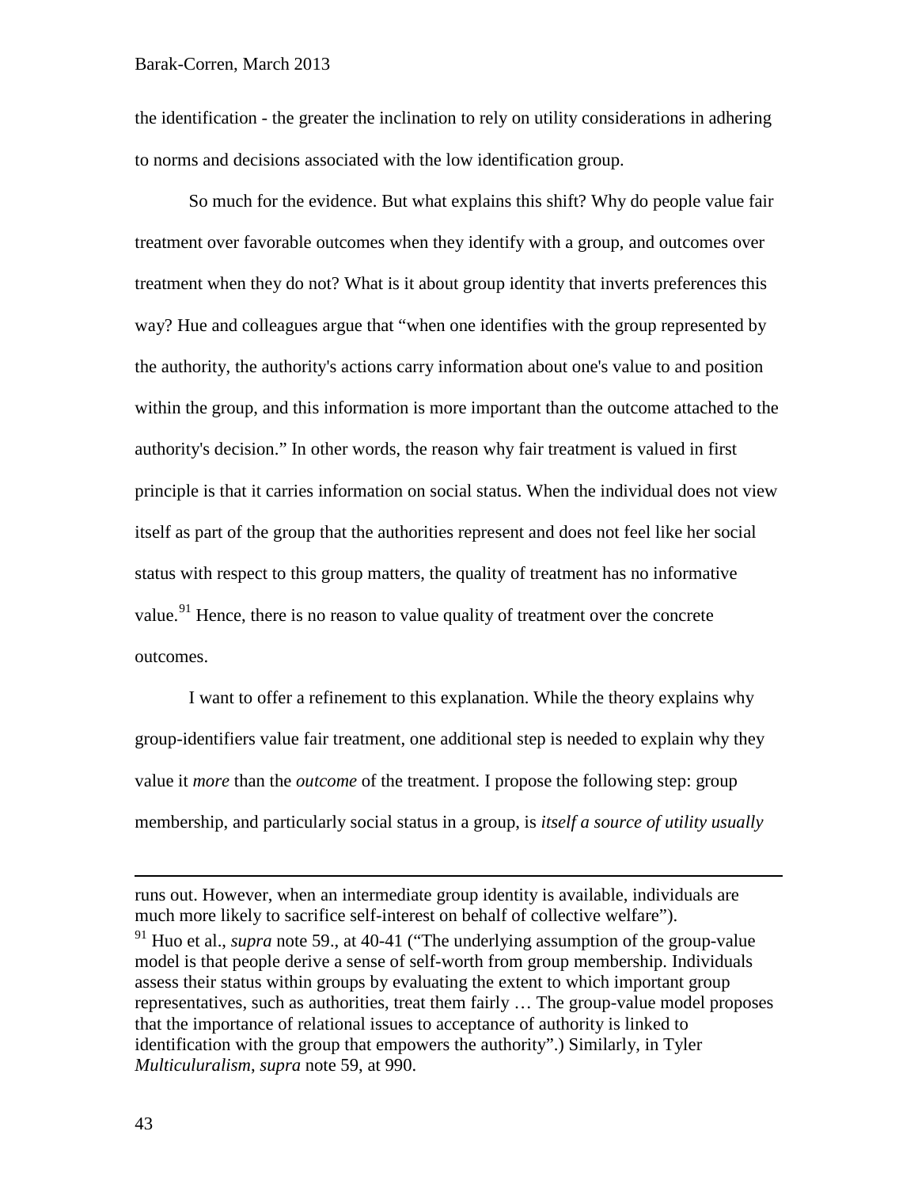the identification - the greater the inclination to rely on utility considerations in adhering to norms and decisions associated with the low identification group.

So much for the evidence. But what explains this shift? Why do people value fair treatment over favorable outcomes when they identify with a group, and outcomes over treatment when they do not? What is it about group identity that inverts preferences this way? Hue and colleagues argue that "when one identifies with the group represented by the authority, the authority's actions carry information about one's value to and position within the group, and this information is more important than the outcome attached to the authority's decision." In other words, the reason why fair treatment is valued in first principle is that it carries information on social status. When the individual does not view itself as part of the group that the authorities represent and does not feel like her social status with respect to this group matters, the quality of treatment has no informative value.[91] Hence, there is no reason to value quality of treatment over the concrete outcomes.

I want to offer a refinement to this explanation. While the theory explains why group-identifiers value fair treatment, one additional step is needed to explain why they value it *more* than the *outcome* of the treatment. I propose the following step: group membership, and particularly social status in a group, is *itself a source of utility usually*

---

runs out. However, when an intermediate group identity is available, individuals are much more likely to sacrifice self-interest on behalf of collective welfare").

[91] Huo et al., *supra* note 59., at 40-41 ("The underlying assumption of the group-value model is that people derive a sense of self-worth from group membership. Individuals assess their status within groups by evaluating the extent to which important group representatives, such as authorities, treat them fairly … The group-value model proposes that the importance of relational issues to acceptance of authority is linked to identification with the group that empowers the authority".) Similarly, in Tyler *Multiculuralism*, *supra* note 59, at 990.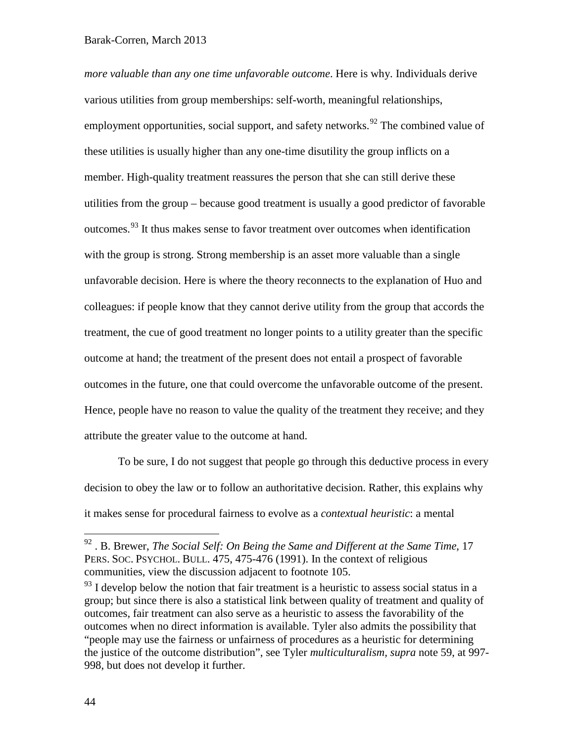*more valuable than any one time unfavorable outcome*. Here is why. Individuals derive various utilities from group memberships: self-worth, meaningful relationships, employment opportunities, social support, and safety networks.[92] The combined value of these utilities is usually higher than any one-time disutility the group inflicts on a member. High-quality treatment reassures the person that she can still derive these utilities from the group – because good treatment is usually a good predictor of favorable outcomes.[93] It thus makes sense to favor treatment over outcomes when identification with the group is strong. Strong membership is an asset more valuable than a single unfavorable decision. Here is where the theory reconnects to the explanation of Huo and colleagues: if people know that they cannot derive utility from the group that accords the treatment, the cue of good treatment no longer points to a utility greater than the specific outcome at hand; the treatment of the present does not entail a prospect of favorable outcomes in the future, one that could overcome the unfavorable outcome of the present. Hence, people have no reason to value the quality of the treatment they receive; and they attribute the greater value to the outcome at hand.

To be sure, I do not suggest that people go through this deductive process in every decision to obey the law or to follow an authoritative decision. Rather, this explains why it makes sense for procedural fairness to evolve as a *contextual heuristic*: a mental

---

[92] . B. Brewer, *The Social Self: On Being the Same and Different at the Same Time*, 17 PERS. SOC. PSYCHOL. BULL. 475, 475-476 (1991). In the context of religious communities, view the discussion adjacent to footnote 105.

[93] I develop below the notion that fair treatment is a heuristic to assess social status in a group; but since there is also a statistical link between quality of treatment and quality of outcomes, fair treatment can also serve as a heuristic to assess the favorability of the outcomes when no direct information is available. Tyler also admits the possibility that "people may use the fairness or unfairness of procedures as a heuristic for determining the justice of the outcome distribution", see Tyler *multiculturalism, supra* note 59, at 997-998, but does not develop it further.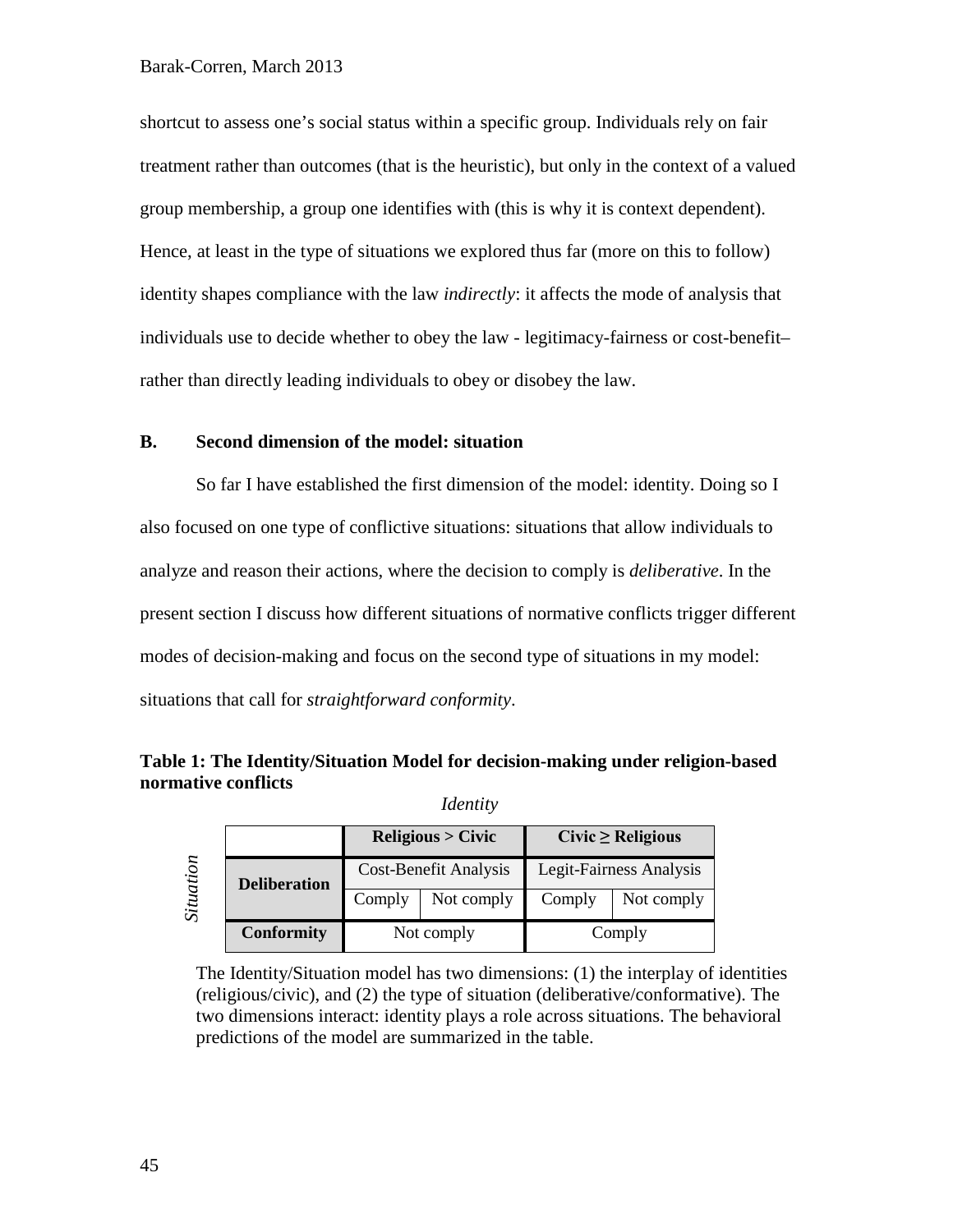shortcut to assess one's social status within a specific group. Individuals rely on fair treatment rather than outcomes (that is the heuristic), but only in the context of a valued group membership, a group one identifies with (this is why it is context dependent). Hence, at least in the type of situations we explored thus far (more on this to follow) identity shapes compliance with the law *indirectly*: it affects the mode of analysis that individuals use to decide whether to obey the law - legitimacy-fairness or cost-benefit– rather than directly leading individuals to obey or disobey the law.

### B. Second dimension of the model: situation

So far I have established the first dimension of the model: identity. Doing so I also focused on one type of conflictive situations: situations that allow individuals to analyze and reason their actions, where the decision to comply is *deliberative*. In the present section I discuss how different situations of normative conflicts trigger different modes of decision-making and focus on the second type of situations in my model: situations that call for *straightforward conformity*.

**Table 1: The Identity/Situation Model for decision-making under religion-based normative conflicts**

*Identity* (columns) / *Situation* (rows)

| | **Religious > Civic** | | **Civic ≥ Religious** | |
|---|---|---|---|---|
| **Deliberation** | Cost-Benefit Analysis | | Legit-Fairness Analysis | |
| | Comply | Not comply | Comply | Not comply |
| **Conformity** | Not comply | | Comply | |

The Identity/Situation model has two dimensions: (1) the interplay of identities (religious/civic), and (2) the type of situation (deliberative/conformative). The two dimensions interact: identity plays a role across situations. The behavioral predictions of the model are summarized in the table.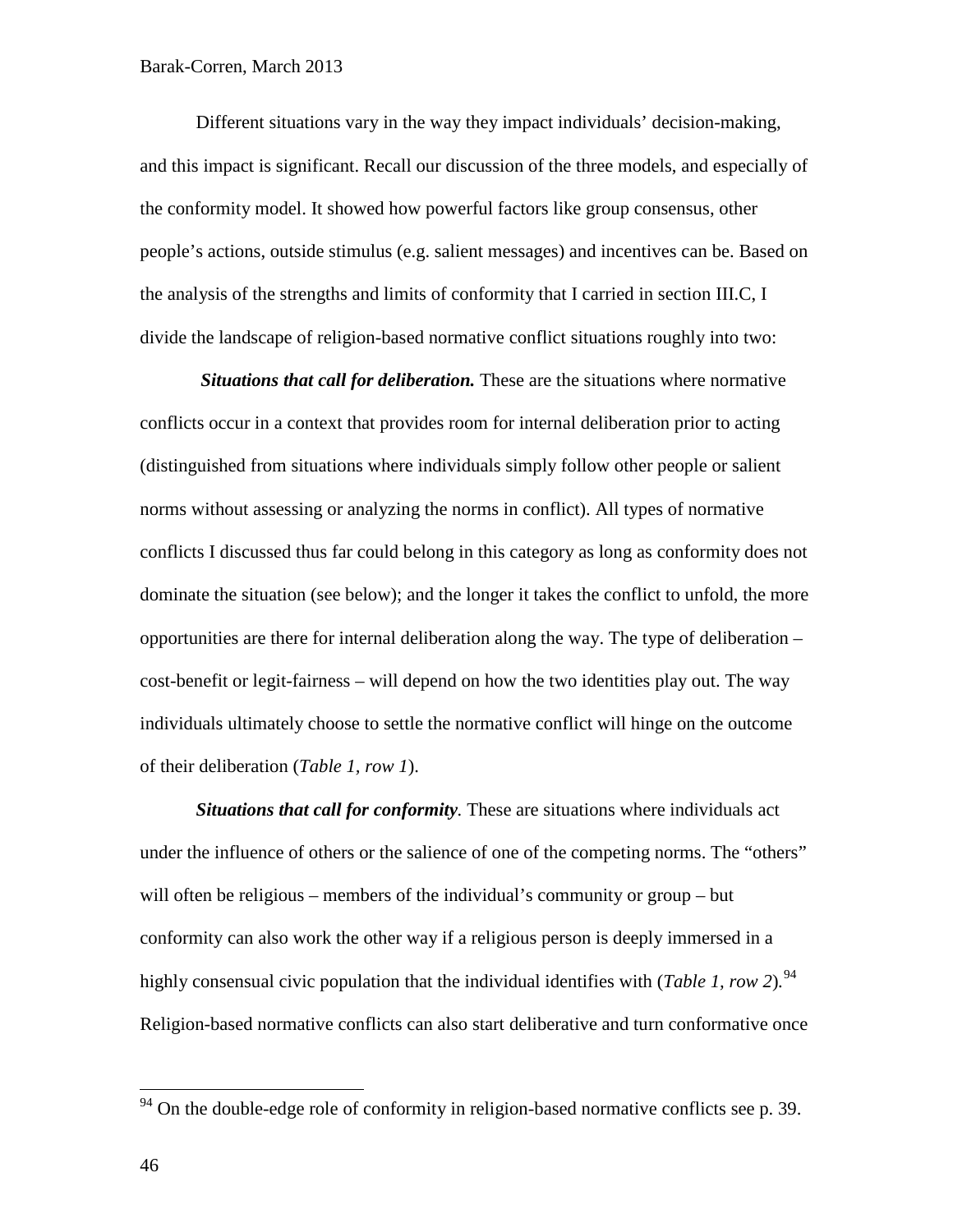Different situations vary in the way they impact individuals' decision-making, and this impact is significant. Recall our discussion of the three models, and especially of the conformity model. It showed how powerful factors like group consensus, other people's actions, outside stimulus (e.g. salient messages) and incentives can be. Based on the analysis of the strengths and limits of conformity that I carried in section III.C, I divide the landscape of religion-based normative conflict situations roughly into two:

***Situations that call for deliberation.*** These are the situations where normative conflicts occur in a context that provides room for internal deliberation prior to acting (distinguished from situations where individuals simply follow other people or salient norms without assessing or analyzing the norms in conflict). All types of normative conflicts I discussed thus far could belong in this category as long as conformity does not dominate the situation (see below); and the longer it takes the conflict to unfold, the more opportunities are there for internal deliberation along the way. The type of deliberation – cost-benefit or legit-fairness – will depend on how the two identities play out. The way individuals ultimately choose to settle the normative conflict will hinge on the outcome of their deliberation (*Table 1, row 1*).

***Situations that call for conformity****.* These are situations where individuals act under the influence of others or the salience of one of the competing norms. The "others" will often be religious – members of the individual's community or group – but conformity can also work the other way if a religious person is deeply immersed in a highly consensual civic population that the individual identifies with (*Table 1, row 2*).[94] Religion-based normative conflicts can also start deliberative and turn conformative once

[94] On the double-edge role of conformity in religion-based normative conflicts see p. 39.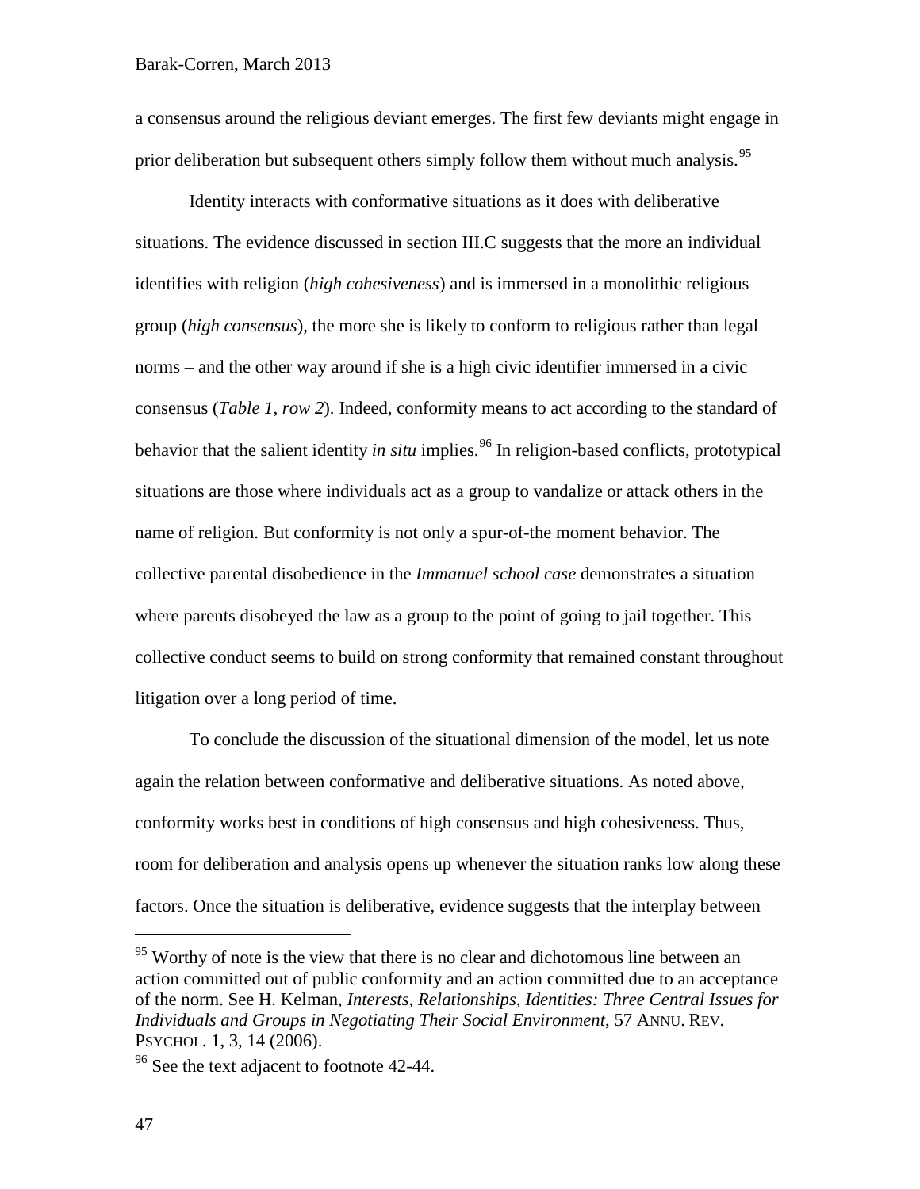a consensus around the religious deviant emerges. The first few deviants might engage in prior deliberation but subsequent others simply follow them without much analysis.[95]

Identity interacts with conformative situations as it does with deliberative situations. The evidence discussed in section III.C suggests that the more an individual identifies with religion (*high cohesiveness*) and is immersed in a monolithic religious group (*high consensus*), the more she is likely to conform to religious rather than legal norms – and the other way around if she is a high civic identifier immersed in a civic consensus (*Table 1, row 2*). Indeed, conformity means to act according to the standard of behavior that the salient identity *in situ* implies.[96] In religion-based conflicts, prototypical situations are those where individuals act as a group to vandalize or attack others in the name of religion. But conformity is not only a spur-of-the moment behavior. The collective parental disobedience in the *Immanuel school case* demonstrates a situation where parents disobeyed the law as a group to the point of going to jail together. This collective conduct seems to build on strong conformity that remained constant throughout litigation over a long period of time.

To conclude the discussion of the situational dimension of the model, let us note again the relation between conformative and deliberative situations. As noted above, conformity works best in conditions of high consensus and high cohesiveness. Thus, room for deliberation and analysis opens up whenever the situation ranks low along these factors. Once the situation is deliberative, evidence suggests that the interplay between

---

[95] Worthy of note is the view that there is no clear and dichotomous line between an action committed out of public conformity and an action committed due to an acceptance of the norm. See H. Kelman, *Interests, Relationships, Identities: Three Central Issues for Individuals and Groups in Negotiating Their Social Environment*, 57 ANNU. REV. PSYCHOL. 1, 3, 14 (2006).

[96] See the text adjacent to footnote 42-44.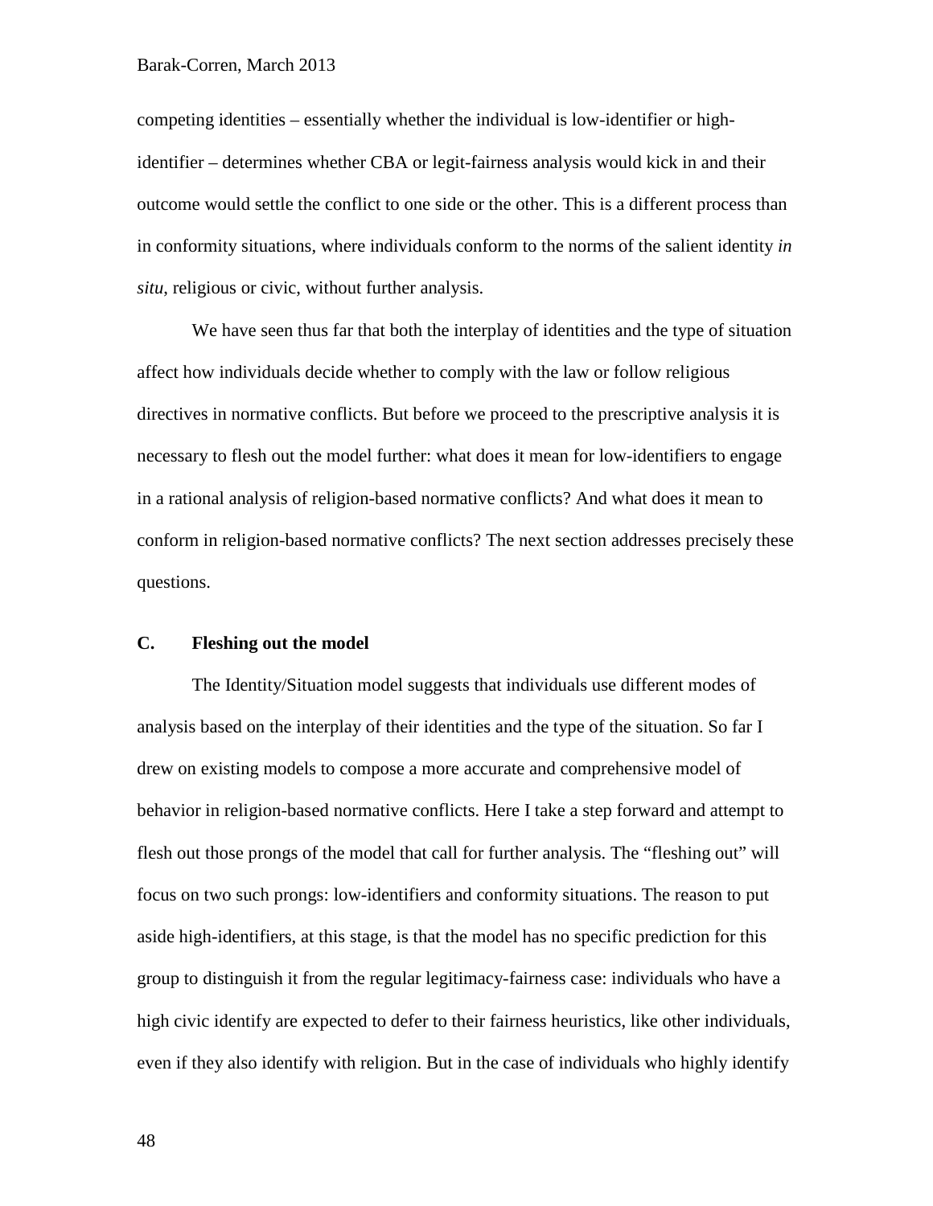competing identities – essentially whether the individual is low-identifier or high-identifier – determines whether CBA or legit-fairness analysis would kick in and their outcome would settle the conflict to one side or the other. This is a different process than in conformity situations, where individuals conform to the norms of the salient identity *in situ*, religious or civic, without further analysis.

We have seen thus far that both the interplay of identities and the type of situation affect how individuals decide whether to comply with the law or follow religious directives in normative conflicts. But before we proceed to the prescriptive analysis it is necessary to flesh out the model further: what does it mean for low-identifiers to engage in a rational analysis of religion-based normative conflicts? And what does it mean to conform in religion-based normative conflicts? The next section addresses precisely these questions.

## C. Fleshing out the model

The Identity/Situation model suggests that individuals use different modes of analysis based on the interplay of their identities and the type of the situation. So far I drew on existing models to compose a more accurate and comprehensive model of behavior in religion-based normative conflicts. Here I take a step forward and attempt to flesh out those prongs of the model that call for further analysis. The "fleshing out" will focus on two such prongs: low-identifiers and conformity situations. The reason to put aside high-identifiers, at this stage, is that the model has no specific prediction for this group to distinguish it from the regular legitimacy-fairness case: individuals who have a high civic identify are expected to defer to their fairness heuristics, like other individuals, even if they also identify with religion. But in the case of individuals who highly identify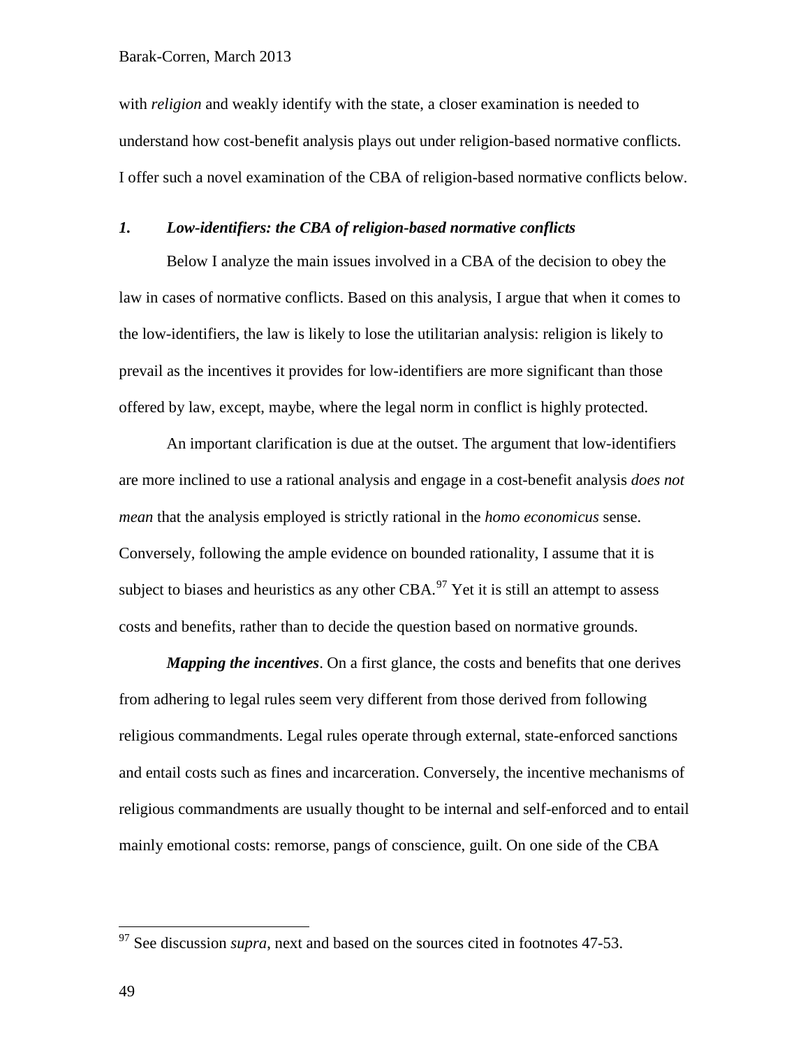with *religion* and weakly identify with the state, a closer examination is needed to understand how cost-benefit analysis plays out under religion-based normative conflicts. I offer such a novel examination of the CBA of religion-based normative conflicts below.

### *1. Low-identifiers: the CBA of religion-based normative conflicts*

Below I analyze the main issues involved in a CBA of the decision to obey the law in cases of normative conflicts. Based on this analysis, I argue that when it comes to the low-identifiers, the law is likely to lose the utilitarian analysis: religion is likely to prevail as the incentives it provides for low-identifiers are more significant than those offered by law, except, maybe, where the legal norm in conflict is highly protected.

An important clarification is due at the outset. The argument that low-identifiers are more inclined to use a rational analysis and engage in a cost-benefit analysis *does not mean* that the analysis employed is strictly rational in the *homo economicus* sense. Conversely, following the ample evidence on bounded rationality, I assume that it is subject to biases and heuristics as any other CBA.[97] Yet it is still an attempt to assess costs and benefits, rather than to decide the question based on normative grounds.

***Mapping the incentives***. On a first glance, the costs and benefits that one derives from adhering to legal rules seem very different from those derived from following religious commandments. Legal rules operate through external, state-enforced sanctions and entail costs such as fines and incarceration. Conversely, the incentive mechanisms of religious commandments are usually thought to be internal and self-enforced and to entail mainly emotional costs: remorse, pangs of conscience, guilt. On one side of the CBA

---

[97] See discussion *supra*, next and based on the sources cited in footnotes 47-53.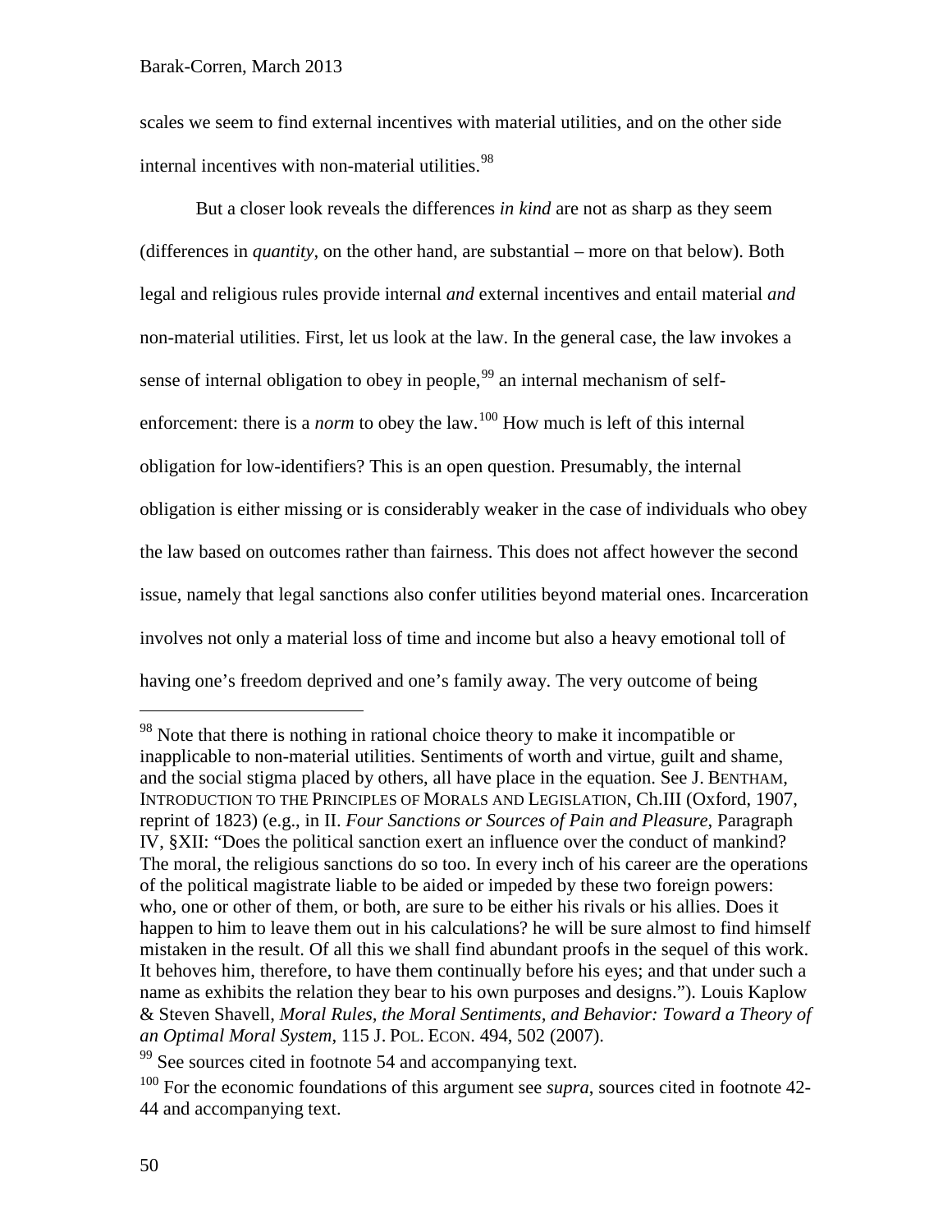scales we seem to find external incentives with material utilities, and on the other side internal incentives with non-material utilities.[98]

But a closer look reveals the differences *in kind* are not as sharp as they seem (differences in *quantity*, on the other hand, are substantial – more on that below). Both legal and religious rules provide internal *and* external incentives and entail material *and* non-material utilities. First, let us look at the law. In the general case, the law invokes a sense of internal obligation to obey in people,[99] an internal mechanism of self-enforcement: there is a *norm* to obey the law.[100] How much is left of this internal obligation for low-identifiers? This is an open question. Presumably, the internal obligation is either missing or is considerably weaker in the case of individuals who obey the law based on outcomes rather than fairness. This does not affect however the second issue, namely that legal sanctions also confer utilities beyond material ones. Incarceration involves not only a material loss of time and income but also a heavy emotional toll of having one's freedom deprived and one's family away. The very outcome of being

---

[98] Note that there is nothing in rational choice theory to make it incompatible or inapplicable to non-material utilities. Sentiments of worth and virtue, guilt and shame, and the social stigma placed by others, all have place in the equation. See J. BENTHAM, INTRODUCTION TO THE PRINCIPLES OF MORALS AND LEGISLATION, Ch.III (Oxford, 1907, reprint of 1823) (e.g., in II. *Four Sanctions or Sources of Pain and Pleasure*, Paragraph IV, §XII: "Does the political sanction exert an influence over the conduct of mankind? The moral, the religious sanctions do so too. In every inch of his career are the operations of the political magistrate liable to be aided or impeded by these two foreign powers: who, one or other of them, or both, are sure to be either his rivals or his allies. Does it happen to him to leave them out in his calculations? he will be sure almost to find himself mistaken in the result. Of all this we shall find abundant proofs in the sequel of this work. It behoves him, therefore, to have them continually before his eyes; and that under such a name as exhibits the relation they bear to his own purposes and designs."). Louis Kaplow & Steven Shavell, *Moral Rules, the Moral Sentiments, and Behavior: Toward a Theory of an Optimal Moral System*, 115 J. POL. ECON. 494, 502 (2007).

[99] See sources cited in footnote 54 and accompanying text.

[100] For the economic foundations of this argument see *supra*, sources cited in footnote 42-44 and accompanying text.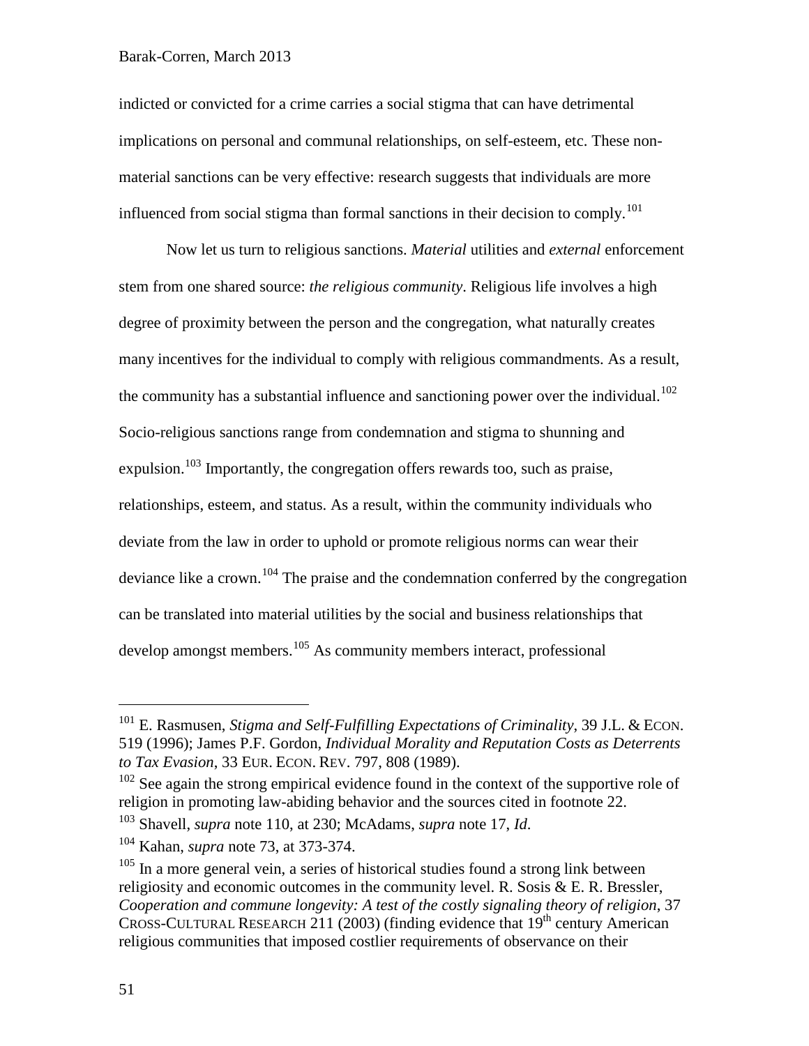indicted or convicted for a crime carries a social stigma that can have detrimental implications on personal and communal relationships, on self-esteem, etc. These non-material sanctions can be very effective: research suggests that individuals are more influenced from social stigma than formal sanctions in their decision to comply.[101]

Now let us turn to religious sanctions. *Material* utilities and *external* enforcement stem from one shared source: *the religious community*. Religious life involves a high degree of proximity between the person and the congregation, what naturally creates many incentives for the individual to comply with religious commandments. As a result, the community has a substantial influence and sanctioning power over the individual.[102] Socio-religious sanctions range from condemnation and stigma to shunning and expulsion.[103] Importantly, the congregation offers rewards too, such as praise, relationships, esteem, and status. As a result, within the community individuals who deviate from the law in order to uphold or promote religious norms can wear their deviance like a crown.[104] The praise and the condemnation conferred by the congregation can be translated into material utilities by the social and business relationships that develop amongst members.[105] As community members interact, professional

---

[101] E. Rasmusen, *Stigma and Self-Fulfilling Expectations of Criminality*, 39 J.L. & ECON. 519 (1996); James P.F. Gordon, *Individual Morality and Reputation Costs as Deterrents to Tax Evasion*, 33 EUR. ECON. REV. 797, 808 (1989).

[102] See again the strong empirical evidence found in the context of the supportive role of religion in promoting law-abiding behavior and the sources cited in footnote 22.

[103] Shavell, *supra* note 110, at 230; McAdams, *supra* note 17, *Id*.

[104] Kahan, *supra* note 73, at 373-374.

[105] In a more general vein, a series of historical studies found a strong link between religiosity and economic outcomes in the community level. R. Sosis & E. R. Bressler, *Cooperation and commune longevity: A test of the costly signaling theory of religion*, 37 CROSS-CULTURAL RESEARCH 211 (2003) (finding evidence that 19th century American religious communities that imposed costlier requirements of observance on their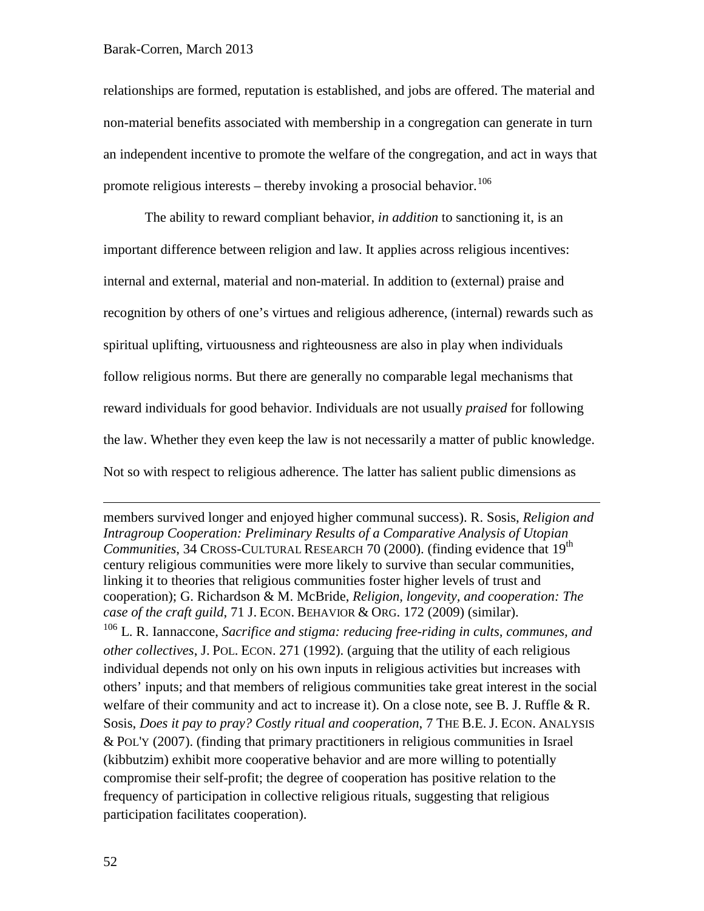relationships are formed, reputation is established, and jobs are offered. The material and non-material benefits associated with membership in a congregation can generate in turn an independent incentive to promote the welfare of the congregation, and act in ways that promote religious interests – thereby invoking a prosocial behavior.[106]

The ability to reward compliant behavior, *in addition* to sanctioning it, is an important difference between religion and law. It applies across religious incentives: internal and external, material and non-material. In addition to (external) praise and recognition by others of one's virtues and religious adherence, (internal) rewards such as spiritual uplifting, virtuousness and righteousness are also in play when individuals follow religious norms. But there are generally no comparable legal mechanisms that reward individuals for good behavior. Individuals are not usually *praised* for following the law. Whether they even keep the law is not necessarily a matter of public knowledge. Not so with respect to religious adherence. The latter has salient public dimensions as

---

members survived longer and enjoyed higher communal success). R. Sosis, *Religion and Intragroup Cooperation: Preliminary Results of a Comparative Analysis of Utopian Communities*, 34 CROSS-CULTURAL RESEARCH 70 (2000). (finding evidence that 19th century religious communities were more likely to survive than secular communities, linking it to theories that religious communities foster higher levels of trust and cooperation); G. Richardson & M. McBride, *Religion, longevity, and cooperation: The case of the craft guild*, 71 J. ECON. BEHAVIOR & ORG. 172 (2009) (similar).

[106] L. R. Iannaccone, *Sacrifice and stigma: reducing free-riding in cults, communes, and other collectives*, J. POL. ECON. 271 (1992). (arguing that the utility of each religious individual depends not only on his own inputs in religious activities but increases with others' inputs; and that members of religious communities take great interest in the social welfare of their community and act to increase it). On a close note, see B. J. Ruffle & R. Sosis, *Does it pay to pray? Costly ritual and cooperation*, 7 THE B.E. J. ECON. ANALYSIS & POL'Y (2007). (finding that primary practitioners in religious communities in Israel (kibbutzim) exhibit more cooperative behavior and are more willing to potentially compromise their self-profit; the degree of cooperation has positive relation to the frequency of participation in collective religious rituals, suggesting that religious participation facilitates cooperation).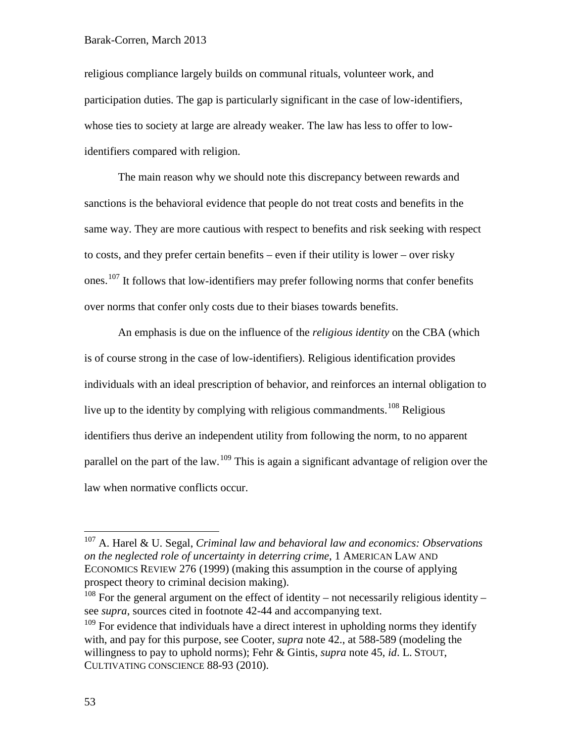religious compliance largely builds on communal rituals, volunteer work, and participation duties. The gap is particularly significant in the case of low-identifiers, whose ties to society at large are already weaker. The law has less to offer to low-identifiers compared with religion.

The main reason why we should note this discrepancy between rewards and sanctions is the behavioral evidence that people do not treat costs and benefits in the same way. They are more cautious with respect to benefits and risk seeking with respect to costs, and they prefer certain benefits – even if their utility is lower – over risky ones.[107] It follows that low-identifiers may prefer following norms that confer benefits over norms that confer only costs due to their biases towards benefits.

An emphasis is due on the influence of the *religious identity* on the CBA (which is of course strong in the case of low-identifiers). Religious identification provides individuals with an ideal prescription of behavior, and reinforces an internal obligation to live up to the identity by complying with religious commandments.[108] Religious identifiers thus derive an independent utility from following the norm, to no apparent parallel on the part of the law.[109] This is again a significant advantage of religion over the law when normative conflicts occur.

---

[107] A. Harel & U. Segal, *Criminal law and behavioral law and economics: Observations on the neglected role of uncertainty in deterring crime*, 1 AMERICAN LAW AND ECONOMICS REVIEW 276 (1999) (making this assumption in the course of applying prospect theory to criminal decision making).

[108] For the general argument on the effect of identity – not necessarily religious identity – see *supra*, sources cited in footnote 42-44 and accompanying text.

[109] For evidence that individuals have a direct interest in upholding norms they identify with, and pay for this purpose, see Cooter, *supra* note 42., at 588-589 (modeling the willingness to pay to uphold norms); Fehr & Gintis, *supra* note 45, *id*. L. STOUT, CULTIVATING CONSCIENCE 88-93 (2010).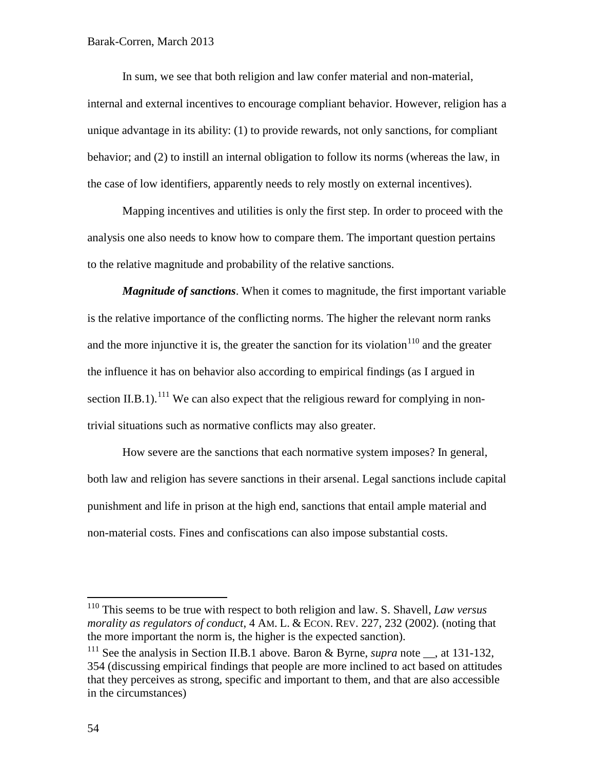In sum, we see that both religion and law confer material and non-material, internal and external incentives to encourage compliant behavior. However, religion has a unique advantage in its ability: (1) to provide rewards, not only sanctions, for compliant behavior; and (2) to instill an internal obligation to follow its norms (whereas the law, in the case of low identifiers, apparently needs to rely mostly on external incentives).

Mapping incentives and utilities is only the first step. In order to proceed with the analysis one also needs to know how to compare them. The important question pertains to the relative magnitude and probability of the relative sanctions.

***Magnitude of sanctions***. When it comes to magnitude, the first important variable is the relative importance of the conflicting norms. The higher the relevant norm ranks and the more injunctive it is, the greater the sanction for its violation[110] and the greater the influence it has on behavior also according to empirical findings (as I argued in section II.B.1).[111] We can also expect that the religious reward for complying in non-trivial situations such as normative conflicts may also greater.

How severe are the sanctions that each normative system imposes? In general, both law and religion has severe sanctions in their arsenal. Legal sanctions include capital punishment and life in prison at the high end, sanctions that entail ample material and non-material costs. Fines and confiscations can also impose substantial costs.

---

[110] This seems to be true with respect to both religion and law. S. Shavell, *Law versus morality as regulators of conduct*, 4 AM. L. & ECON. REV. 227, 232 (2002). (noting that the more important the norm is, the higher is the expected sanction).

[111] See the analysis in Section II.B.1 above. Baron & Byrne, *supra* note __, at 131-132, 354 (discussing empirical findings that people are more inclined to act based on attitudes that they perceives as strong, specific and important to them, and that are also accessible in the circumstances)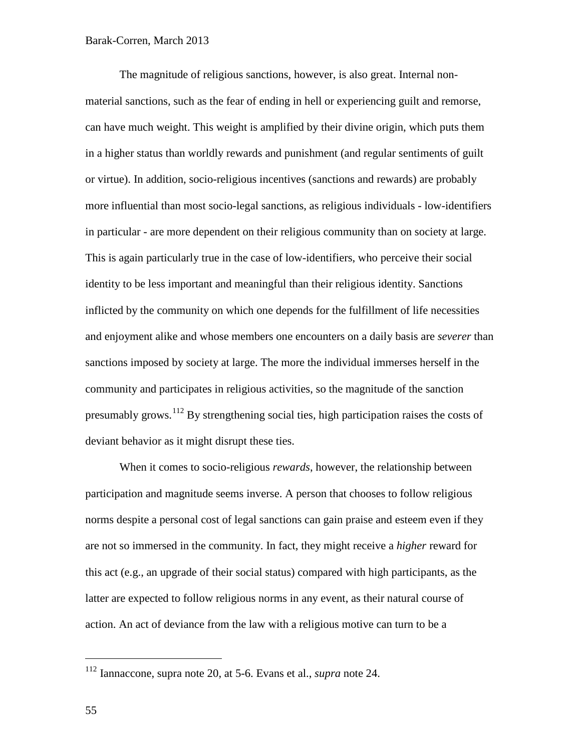The magnitude of religious sanctions, however, is also great. Internal non-material sanctions, such as the fear of ending in hell or experiencing guilt and remorse, can have much weight. This weight is amplified by their divine origin, which puts them in a higher status than worldly rewards and punishment (and regular sentiments of guilt or virtue). In addition, socio-religious incentives (sanctions and rewards) are probably more influential than most socio-legal sanctions, as religious individuals - low-identifiers in particular - are more dependent on their religious community than on society at large. This is again particularly true in the case of low-identifiers, who perceive their social identity to be less important and meaningful than their religious identity. Sanctions inflicted by the community on which one depends for the fulfillment of life necessities and enjoyment alike and whose members one encounters on a daily basis are *severer* than sanctions imposed by society at large. The more the individual immerses herself in the community and participates in religious activities, so the magnitude of the sanction presumably grows.[112] By strengthening social ties, high participation raises the costs of deviant behavior as it might disrupt these ties.

When it comes to socio-religious *rewards*, however, the relationship between participation and magnitude seems inverse. A person that chooses to follow religious norms despite a personal cost of legal sanctions can gain praise and esteem even if they are not so immersed in the community. In fact, they might receive a *higher* reward for this act (e.g., an upgrade of their social status) compared with high participants, as the latter are expected to follow religious norms in any event, as their natural course of action. An act of deviance from the law with a religious motive can turn to be a

---

[112] Iannaccone, supra note 20, at 5-6. Evans et al., *supra* note 24.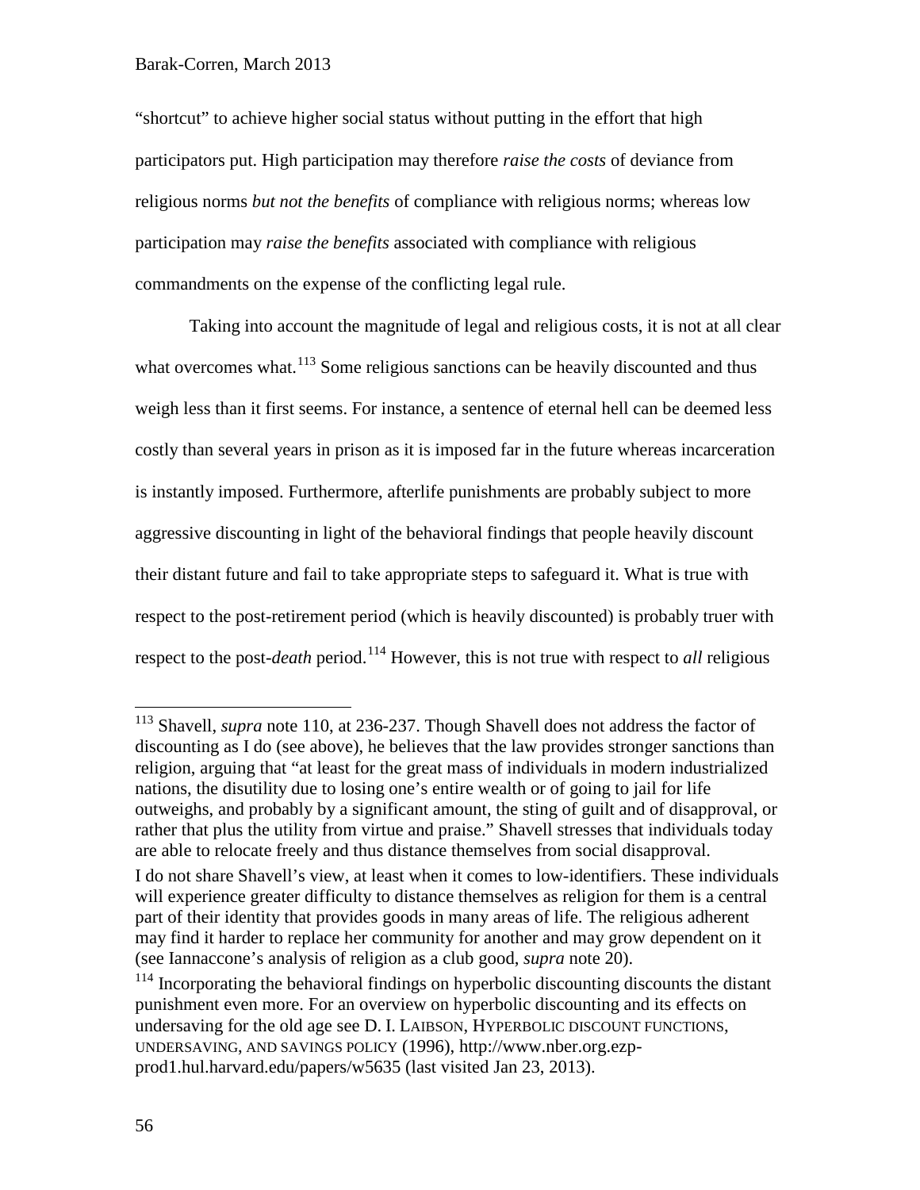"shortcut" to achieve higher social status without putting in the effort that high participators put. High participation may therefore *raise the costs* of deviance from religious norms *but not the benefits* of compliance with religious norms; whereas low participation may *raise the benefits* associated with compliance with religious commandments on the expense of the conflicting legal rule.

Taking into account the magnitude of legal and religious costs, it is not at all clear what overcomes what.[113] Some religious sanctions can be heavily discounted and thus weigh less than it first seems. For instance, a sentence of eternal hell can be deemed less costly than several years in prison as it is imposed far in the future whereas incarceration is instantly imposed. Furthermore, afterlife punishments are probably subject to more aggressive discounting in light of the behavioral findings that people heavily discount their distant future and fail to take appropriate steps to safeguard it. What is true with respect to the post-retirement period (which is heavily discounted) is probably truer with respect to the post-*death* period.[114] However, this is not true with respect to *all* religious

---

[113] Shavell, *supra* note 110, at 236-237. Though Shavell does not address the factor of discounting as I do (see above), he believes that the law provides stronger sanctions than religion, arguing that "at least for the great mass of individuals in modern industrialized nations, the disutility due to losing one's entire wealth or of going to jail for life outweighs, and probably by a significant amount, the sting of guilt and of disapproval, or rather that plus the utility from virtue and praise." Shavell stresses that individuals today are able to relocate freely and thus distance themselves from social disapproval.

I do not share Shavell's view, at least when it comes to low-identifiers. These individuals will experience greater difficulty to distance themselves as religion for them is a central part of their identity that provides goods in many areas of life. The religious adherent may find it harder to replace her community for another and may grow dependent on it (see Iannaccone's analysis of religion as a club good, *supra* note 20).

[114] Incorporating the behavioral findings on hyperbolic discounting discounts the distant punishment even more. For an overview on hyperbolic discounting and its effects on undersaving for the old age see D. I. LAIBSON, HYPERBOLIC DISCOUNT FUNCTIONS, UNDERSAVING, AND SAVINGS POLICY (1996), http://www.nber.org.ezp-prod1.hul.harvard.edu/papers/w5635 (last visited Jan 23, 2013).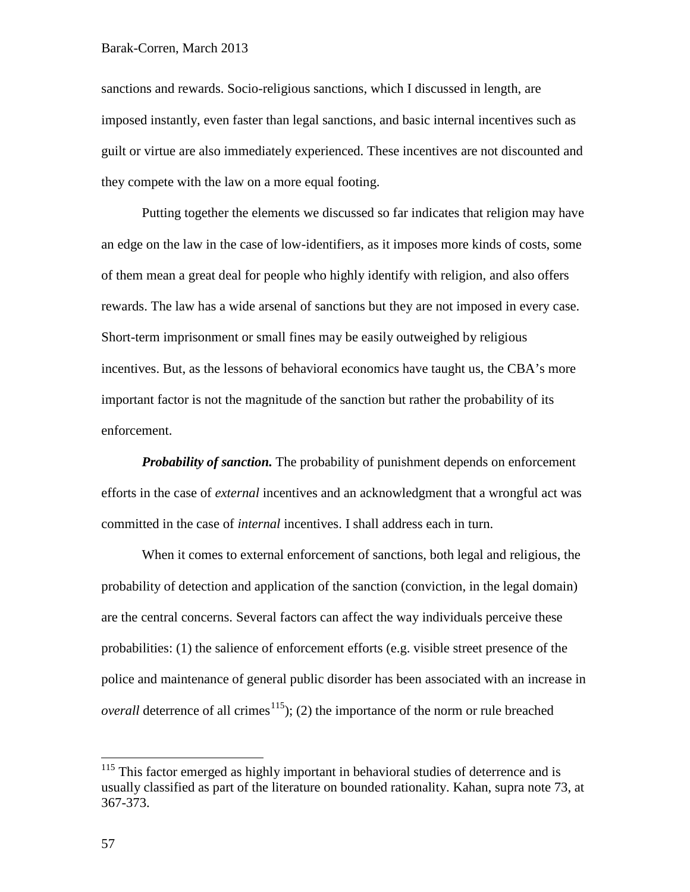sanctions and rewards. Socio-religious sanctions, which I discussed in length, are imposed instantly, even faster than legal sanctions, and basic internal incentives such as guilt or virtue are also immediately experienced. These incentives are not discounted and they compete with the law on a more equal footing.

Putting together the elements we discussed so far indicates that religion may have an edge on the law in the case of low-identifiers, as it imposes more kinds of costs, some of them mean a great deal for people who highly identify with religion, and also offers rewards. The law has a wide arsenal of sanctions but they are not imposed in every case. Short-term imprisonment or small fines may be easily outweighed by religious incentives. But, as the lessons of behavioral economics have taught us, the CBA's more important factor is not the magnitude of the sanction but rather the probability of its enforcement.

***Probability of sanction.*** The probability of punishment depends on enforcement efforts in the case of *external* incentives and an acknowledgment that a wrongful act was committed in the case of *internal* incentives. I shall address each in turn.

When it comes to external enforcement of sanctions, both legal and religious, the probability of detection and application of the sanction (conviction, in the legal domain) are the central concerns. Several factors can affect the way individuals perceive these probabilities: (1) the salience of enforcement efforts (e.g. visible street presence of the police and maintenance of general public disorder has been associated with an increase in *overall* deterrence of all crimes[115]); (2) the importance of the norm or rule breached

[115] This factor emerged as highly important in behavioral studies of deterrence and is usually classified as part of the literature on bounded rationality. Kahan, supra note 73, at 367-373.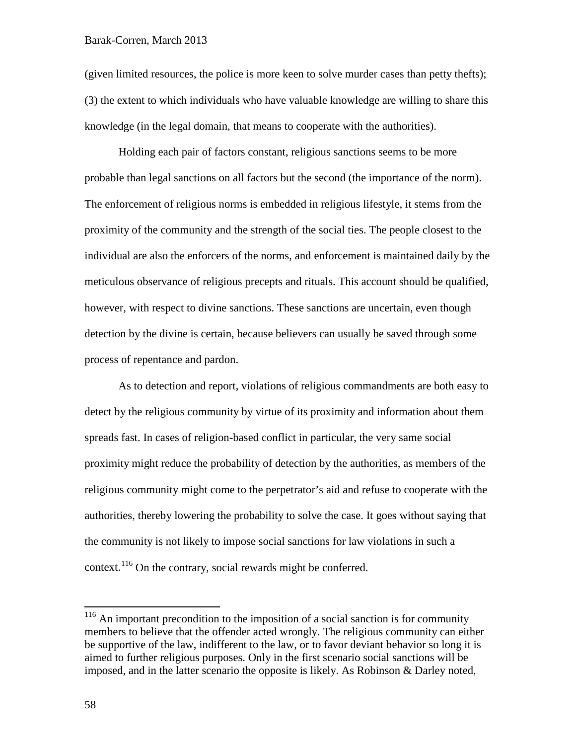(given limited resources, the police is more keen to solve murder cases than petty thefts); (3) the extent to which individuals who have valuable knowledge are willing to share this knowledge (in the legal domain, that means to cooperate with the authorities).

Holding each pair of factors constant, religious sanctions seems to be more probable than legal sanctions on all factors but the second (the importance of the norm). The enforcement of religious norms is embedded in religious lifestyle, it stems from the proximity of the community and the strength of the social ties. The people closest to the individual are also the enforcers of the norms, and enforcement is maintained daily by the meticulous observance of religious precepts and rituals. This account should be qualified, however, with respect to divine sanctions. These sanctions are uncertain, even though detection by the divine is certain, because believers can usually be saved through some process of repentance and pardon.

As to detection and report, violations of religious commandments are both easy to detect by the religious community by virtue of its proximity and information about them spreads fast. In cases of religion-based conflict in particular, the very same social proximity might reduce the probability of detection by the authorities, as members of the religious community might come to the perpetrator's aid and refuse to cooperate with the authorities, thereby lowering the probability to solve the case. It goes without saying that the community is not likely to impose social sanctions for law violations in such a context.[116] On the contrary, social rewards might be conferred.

---

[116] An important precondition to the imposition of a social sanction is for community members to believe that the offender acted wrongly. The religious community can either be supportive of the law, indifferent to the law, or to favor deviant behavior so long it is aimed to further religious purposes. Only in the first scenario social sanctions will be imposed, and in the latter scenario the opposite is likely. As Robinson & Darley noted,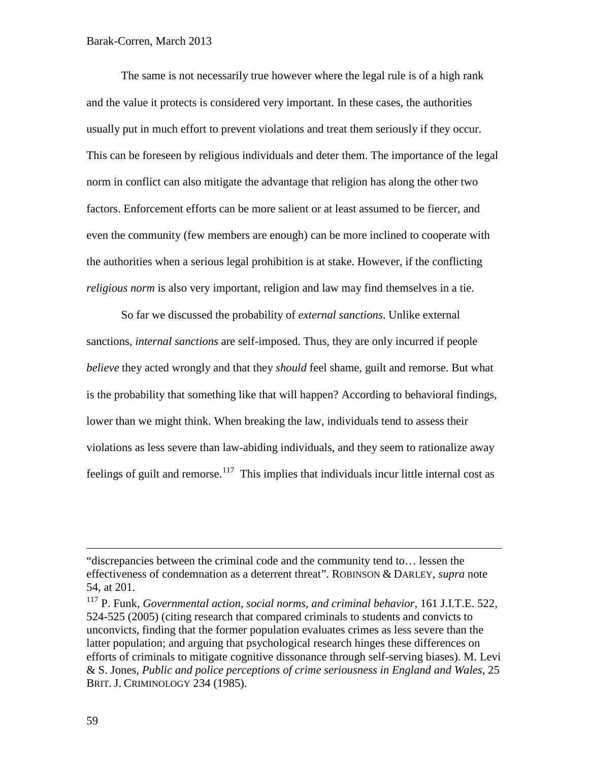The same is not necessarily true however where the legal rule is of a high rank and the value it protects is considered very important. In these cases, the authorities usually put in much effort to prevent violations and treat them seriously if they occur. This can be foreseen by religious individuals and deter them. The importance of the legal norm in conflict can also mitigate the advantage that religion has along the other two factors. Enforcement efforts can be more salient or at least assumed to be fiercer, and even the community (few members are enough) can be more inclined to cooperate with the authorities when a serious legal prohibition is at stake. However, if the conflicting *religious norm* is also very important, religion and law may find themselves in a tie.

So far we discussed the probability of *external sanctions*. Unlike external sanctions, *internal sanctions* are self-imposed. Thus, they are only incurred if people *believe* they acted wrongly and that they *should* feel shame, guilt and remorse. But what is the probability that something like that will happen? According to behavioral findings, lower than we might think. When breaking the law, individuals tend to assess their violations as less severe than law-abiding individuals, and they seem to rationalize away feelings of guilt and remorse.[117] This implies that individuals incur little internal cost as

---

"discrepancies between the criminal code and the community tend to… lessen the effectiveness of condemnation as a deterrent threat". ROBINSON & DARLEY, *supra* note 54, at 201.

[117] P. Funk, *Governmental action, social norms, and criminal behavior*, 161 J.I.T.E. 522, 524-525 (2005) (citing research that compared criminals to students and convicts to unconvicts, finding that the former population evaluates crimes as less severe than the latter population; and arguing that psychological research hinges these differences on efforts of criminals to mitigate cognitive dissonance through self-serving biases). M. Levi & S. Jones, *Public and police perceptions of crime seriousness in England and Wales*, 25 BRIT. J. CRIMINOLOGY 234 (1985).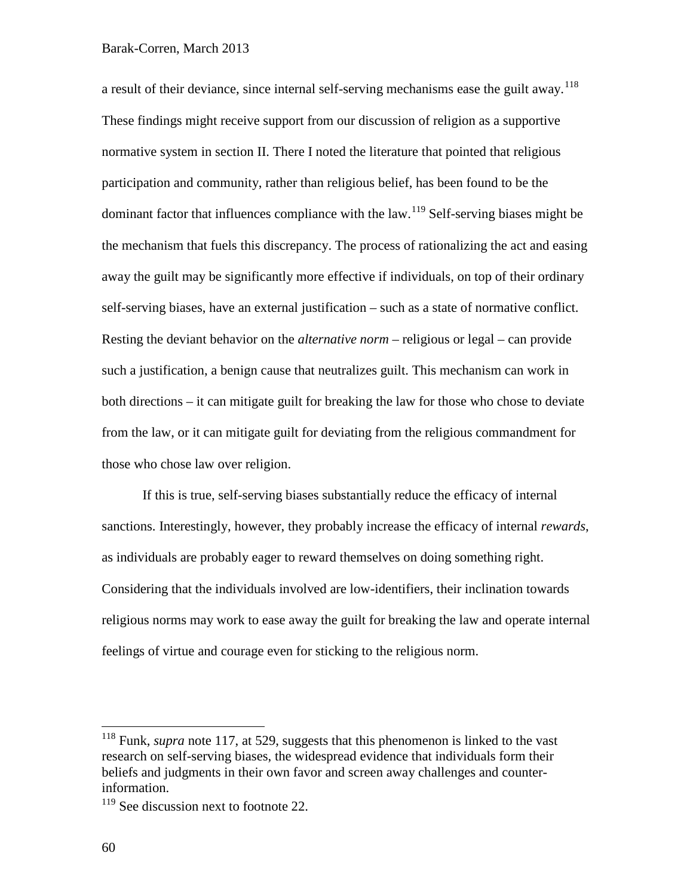a result of their deviance, since internal self-serving mechanisms ease the guilt away.[118] These findings might receive support from our discussion of religion as a supportive normative system in section II. There I noted the literature that pointed that religious participation and community, rather than religious belief, has been found to be the dominant factor that influences compliance with the law.[119] Self-serving biases might be the mechanism that fuels this discrepancy. The process of rationalizing the act and easing away the guilt may be significantly more effective if individuals, on top of their ordinary self-serving biases, have an external justification – such as a state of normative conflict. Resting the deviant behavior on the *alternative norm* – religious or legal – can provide such a justification, a benign cause that neutralizes guilt. This mechanism can work in both directions – it can mitigate guilt for breaking the law for those who chose to deviate from the law, or it can mitigate guilt for deviating from the religious commandment for those who chose law over religion.

If this is true, self-serving biases substantially reduce the efficacy of internal sanctions. Interestingly, however, they probably increase the efficacy of internal *rewards*, as individuals are probably eager to reward themselves on doing something right. Considering that the individuals involved are low-identifiers, their inclination towards religious norms may work to ease away the guilt for breaking the law and operate internal feelings of virtue and courage even for sticking to the religious norm.

---

[118] Funk, *supra* note 117, at 529, suggests that this phenomenon is linked to the vast research on self-serving biases, the widespread evidence that individuals form their beliefs and judgments in their own favor and screen away challenges and counter-information.

[119] See discussion next to footnote 22.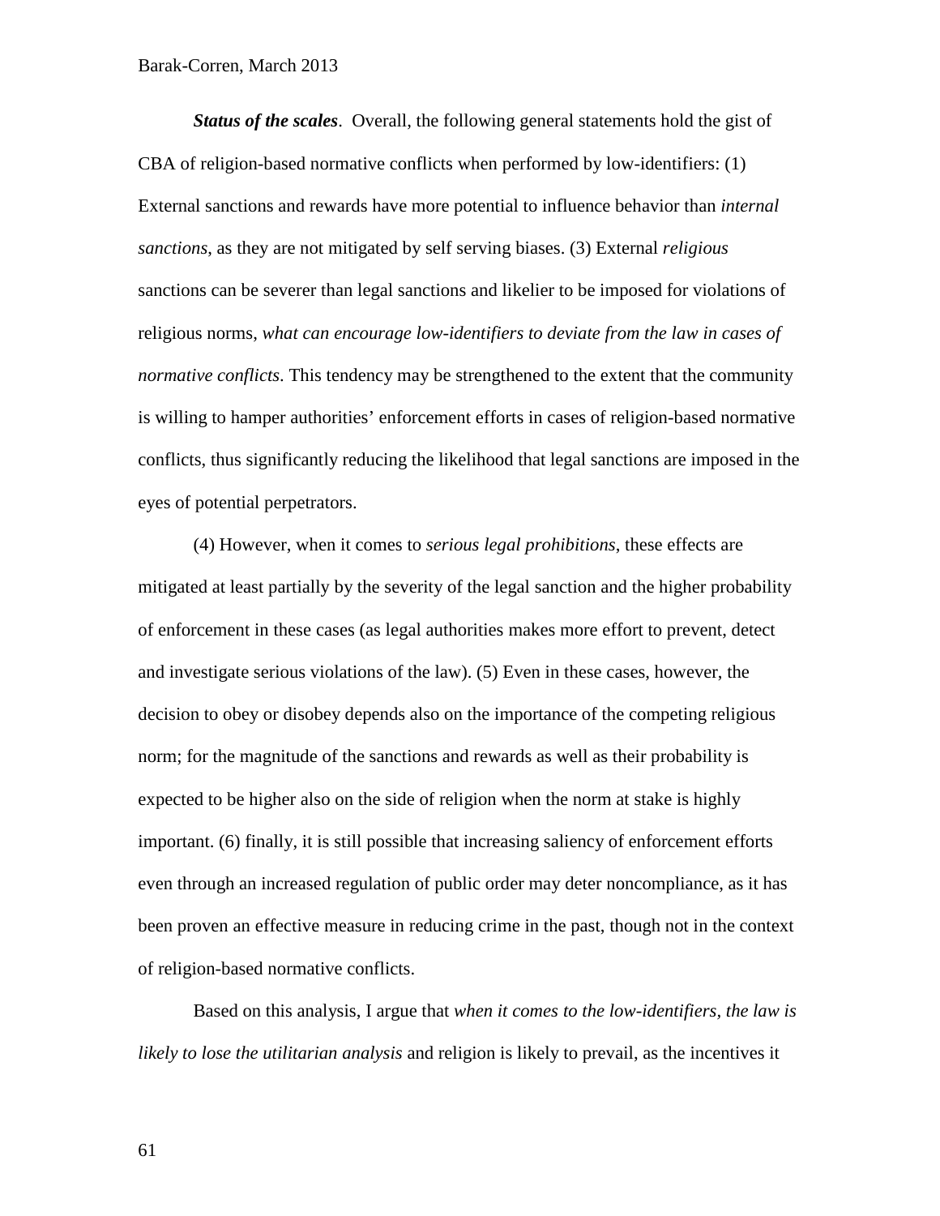***Status of the scales***. Overall, the following general statements hold the gist of CBA of religion-based normative conflicts when performed by low-identifiers: (1) External sanctions and rewards have more potential to influence behavior than *internal sanctions*, as they are not mitigated by self serving biases. (3) External *religious* sanctions can be severer than legal sanctions and likelier to be imposed for violations of religious norms, *what can encourage low-identifiers to deviate from the law in cases of normative conflicts*. This tendency may be strengthened to the extent that the community is willing to hamper authorities' enforcement efforts in cases of religion-based normative conflicts, thus significantly reducing the likelihood that legal sanctions are imposed in the eyes of potential perpetrators.

(4) However, when it comes to *serious legal prohibitions*, these effects are mitigated at least partially by the severity of the legal sanction and the higher probability of enforcement in these cases (as legal authorities makes more effort to prevent, detect and investigate serious violations of the law). (5) Even in these cases, however, the decision to obey or disobey depends also on the importance of the competing religious norm; for the magnitude of the sanctions and rewards as well as their probability is expected to be higher also on the side of religion when the norm at stake is highly important. (6) finally, it is still possible that increasing saliency of enforcement efforts even through an increased regulation of public order may deter noncompliance, as it has been proven an effective measure in reducing crime in the past, though not in the context of religion-based normative conflicts.

Based on this analysis, I argue that *when it comes to the low-identifiers, the law is likely to lose the utilitarian analysis* and religion is likely to prevail, as the incentives it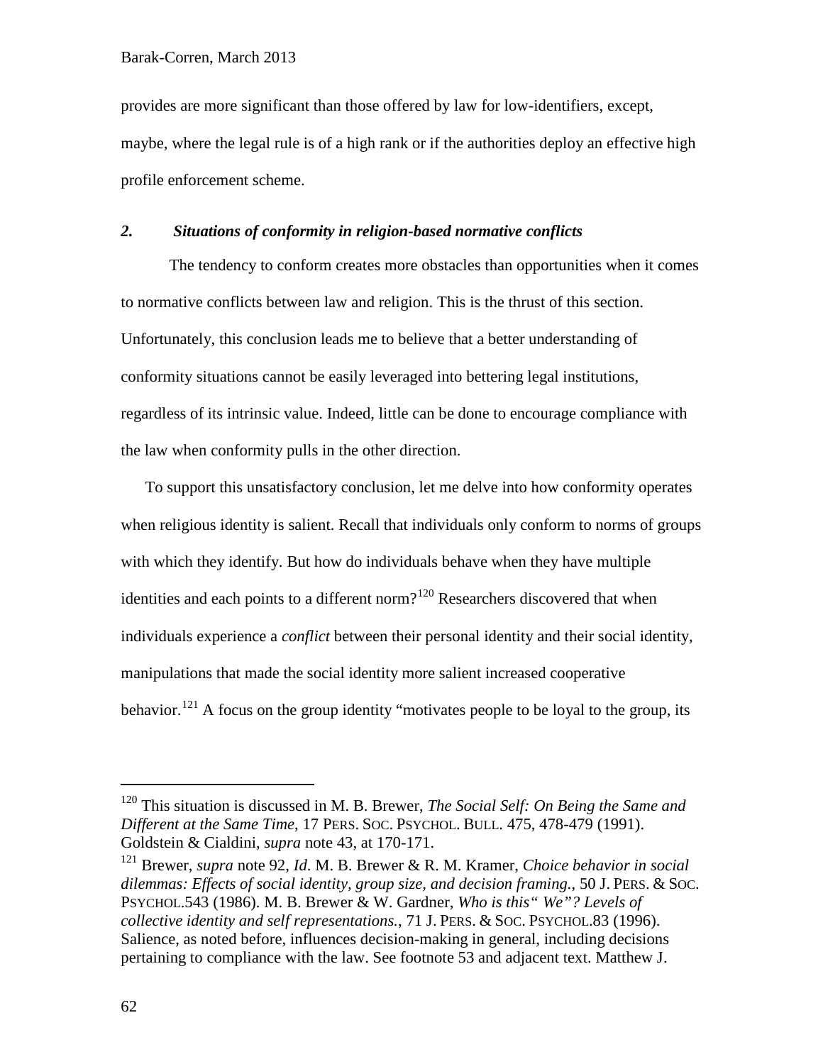provides are more significant than those offered by law for low-identifiers, except, maybe, where the legal rule is of a high rank or if the authorities deploy an effective high profile enforcement scheme.

### *2. Situations of conformity in religion-based normative conflicts*

The tendency to conform creates more obstacles than opportunities when it comes to normative conflicts between law and religion. This is the thrust of this section. Unfortunately, this conclusion leads me to believe that a better understanding of conformity situations cannot be easily leveraged into bettering legal institutions, regardless of its intrinsic value. Indeed, little can be done to encourage compliance with the law when conformity pulls in the other direction.

To support this unsatisfactory conclusion, let me delve into how conformity operates when religious identity is salient. Recall that individuals only conform to norms of groups with which they identify. But how do individuals behave when they have multiple identities and each points to a different norm?[120] Researchers discovered that when individuals experience a *conflict* between their personal identity and their social identity, manipulations that made the social identity more salient increased cooperative behavior.[121] A focus on the group identity "motivates people to be loyal to the group, its

---

[120] This situation is discussed in M. B. Brewer, *The Social Self: On Being the Same and Different at the Same Time*, 17 PERS. SOC. PSYCHOL. BULL. 475, 478-479 (1991). Goldstein & Cialdini, *supra* note 43, at 170-171.

[121] Brewer, *supra* note 92, *Id*. M. B. Brewer & R. M. Kramer, *Choice behavior in social dilemmas: Effects of social identity, group size, and decision framing.*, 50 J. PERS. & SOC. PSYCHOL.543 (1986). M. B. Brewer & W. Gardner, *Who is this" We"? Levels of collective identity and self representations.*, 71 J. PERS. & SOC. PSYCHOL.83 (1996). Salience, as noted before, influences decision-making in general, including decisions pertaining to compliance with the law. See footnote 53 and adjacent text. Matthew J.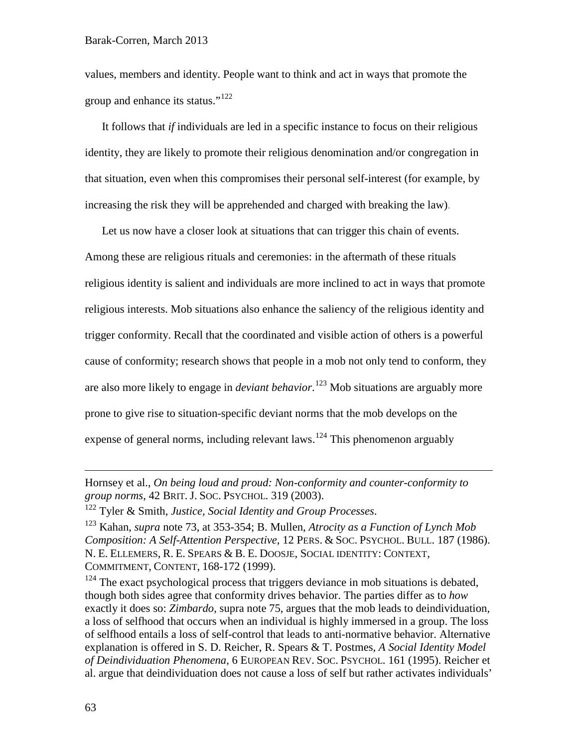values, members and identity. People want to think and act in ways that promote the group and enhance its status."[122]

It follows that *if* individuals are led in a specific instance to focus on their religious identity, they are likely to promote their religious denomination and/or congregation in that situation, even when this compromises their personal self-interest (for example, by increasing the risk they will be apprehended and charged with breaking the law).

Let us now have a closer look at situations that can trigger this chain of events. Among these are religious rituals and ceremonies: in the aftermath of these rituals religious identity is salient and individuals are more inclined to act in ways that promote religious interests. Mob situations also enhance the saliency of the religious identity and trigger conformity. Recall that the coordinated and visible action of others is a powerful cause of conformity; research shows that people in a mob not only tend to conform, they are also more likely to engage in *deviant behavior*.[123] Mob situations are arguably more prone to give rise to situation-specific deviant norms that the mob develops on the expense of general norms, including relevant laws.[124] This phenomenon arguably

---

Hornsey et al., *On being loud and proud: Non-conformity and counter-conformity to group norms*, 42 BRIT. J. SOC. PSYCHOL. 319 (2003).

[122] Tyler & Smith, *Justice, Social Identity and Group Processes*.

[123] Kahan, *supra* note 73, at 353-354; B. Mullen, *Atrocity as a Function of Lynch Mob Composition: A Self-Attention Perspective*, 12 PERS. & SOC. PSYCHOL. BULL. 187 (1986). N. E. ELLEMERS, R. E. SPEARS & B. E. DOOSJE, SOCIAL IDENTITY: CONTEXT, COMMITMENT, CONTENT, 168-172 (1999).

[124] The exact psychological process that triggers deviance in mob situations is debated, though both sides agree that conformity drives behavior. The parties differ as to *how* exactly it does so: *Zimbardo*, supra note 75, argues that the mob leads to deindividuation, a loss of selfhood that occurs when an individual is highly immersed in a group. The loss of selfhood entails a loss of self-control that leads to anti-normative behavior. Alternative explanation is offered in S. D. Reicher, R. Spears & T. Postmes, *A Social Identity Model of Deindividuation Phenomena*, 6 EUROPEAN REV. SOC. PSYCHOL. 161 (1995). Reicher et al. argue that deindividuation does not cause a loss of self but rather activates individuals'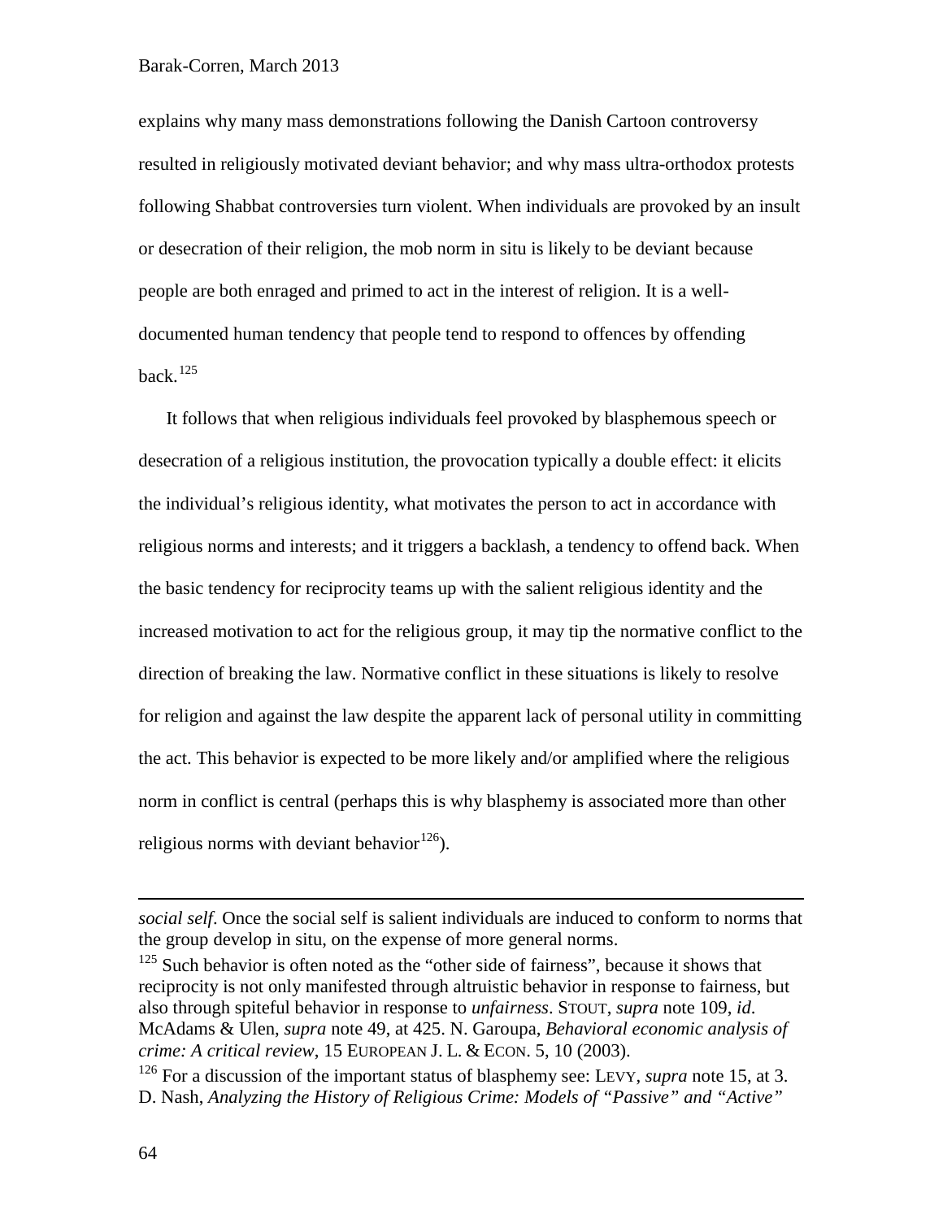explains why many mass demonstrations following the Danish Cartoon controversy resulted in religiously motivated deviant behavior; and why mass ultra-orthodox protests following Shabbat controversies turn violent. When individuals are provoked by an insult or desecration of their religion, the mob norm in situ is likely to be deviant because people are both enraged and primed to act in the interest of religion. It is a well-documented human tendency that people tend to respond to offences by offending back.[125]

It follows that when religious individuals feel provoked by blasphemous speech or desecration of a religious institution, the provocation typically a double effect: it elicits the individual's religious identity, what motivates the person to act in accordance with religious norms and interests; and it triggers a backlash, a tendency to offend back. When the basic tendency for reciprocity teams up with the salient religious identity and the increased motivation to act for the religious group, it may tip the normative conflict to the direction of breaking the law. Normative conflict in these situations is likely to resolve for religion and against the law despite the apparent lack of personal utility in committing the act. This behavior is expected to be more likely and/or amplified where the religious norm in conflict is central (perhaps this is why blasphemy is associated more than other religious norms with deviant behavior[126]).

---

*social self*. Once the social self is salient individuals are induced to conform to norms that the group develop in situ, on the expense of more general norms.

[125] Such behavior is often noted as the "other side of fairness", because it shows that reciprocity is not only manifested through altruistic behavior in response to fairness, but also through spiteful behavior in response to *unfairness*. STOUT, *supra* note 109, *id*. McAdams & Ulen, *supra* note 49, at 425. N. Garoupa, *Behavioral economic analysis of crime: A critical review*, 15 EUROPEAN J. L. & ECON. 5, 10 (2003).

[126] For a discussion of the important status of blasphemy see: LEVY, *supra* note 15, at 3. D. Nash, *Analyzing the History of Religious Crime: Models of "Passive" and "Active"*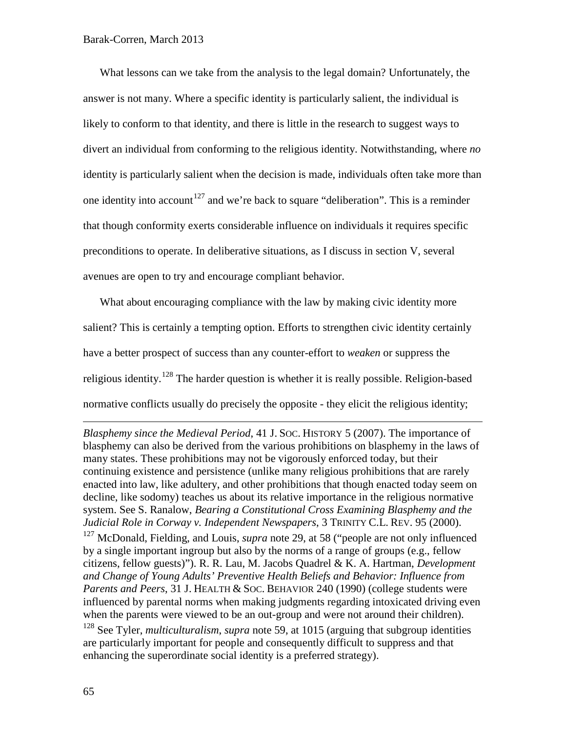What lessons can we take from the analysis to the legal domain? Unfortunately, the answer is not many. Where a specific identity is particularly salient, the individual is likely to conform to that identity, and there is little in the research to suggest ways to divert an individual from conforming to the religious identity. Notwithstanding, where *no* identity is particularly salient when the decision is made, individuals often take more than one identity into account[127] and we're back to square "deliberation". This is a reminder that though conformity exerts considerable influence on individuals it requires specific preconditions to operate. In deliberative situations, as I discuss in section V, several avenues are open to try and encourage compliant behavior.

What about encouraging compliance with the law by making civic identity more salient? This is certainly a tempting option. Efforts to strengthen civic identity certainly have a better prospect of success than any counter-effort to *weaken* or suppress the religious identity.[128] The harder question is whether it is really possible. Religion-based normative conflicts usually do precisely the opposite - they elicit the religious identity;

---

*Blasphemy since the Medieval Period*, 41 J. SOC. HISTORY 5 (2007). The importance of blasphemy can also be derived from the various prohibitions on blasphemy in the laws of many states. These prohibitions may not be vigorously enforced today, but their continuing existence and persistence (unlike many religious prohibitions that are rarely enacted into law, like adultery, and other prohibitions that though enacted today seem on decline, like sodomy) teaches us about its relative importance in the religious normative system. See S. Ranalow, *Bearing a Constitutional Cross Examining Blasphemy and the Judicial Role in Corway v. Independent Newspapers*, 3 TRINITY C.L. REV. 95 (2000).

[127] McDonald, Fielding, and Louis, *supra* note 29, at 58 ("people are not only influenced by a single important ingroup but also by the norms of a range of groups (e.g., fellow citizens, fellow guests)"). R. R. Lau, M. Jacobs Quadrel & K. A. Hartman, *Development and Change of Young Adults' Preventive Health Beliefs and Behavior: Influence from Parents and Peers*, 31 J. HEALTH & SOC. BEHAVIOR 240 (1990) (college students were influenced by parental norms when making judgments regarding intoxicated driving even when the parents were viewed to be an out-group and were not around their children).

[128] See Tyler, *multiculturalism*, *supra* note 59, at 1015 (arguing that subgroup identities are particularly important for people and consequently difficult to suppress and that enhancing the superordinate social identity is a preferred strategy).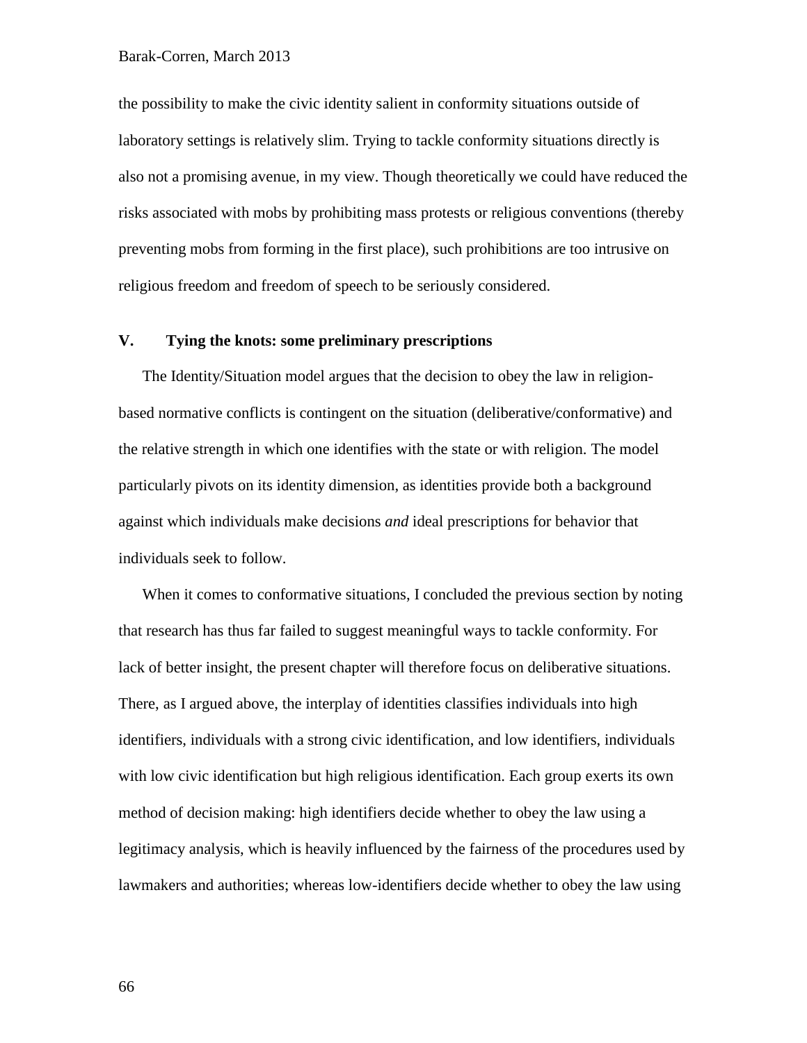the possibility to make the civic identity salient in conformity situations outside of laboratory settings is relatively slim. Trying to tackle conformity situations directly is also not a promising avenue, in my view. Though theoretically we could have reduced the risks associated with mobs by prohibiting mass protests or religious conventions (thereby preventing mobs from forming in the first place), such prohibitions are too intrusive on religious freedom and freedom of speech to be seriously considered.

## V. Tying the knots: some preliminary prescriptions

The Identity/Situation model argues that the decision to obey the law in religion-based normative conflicts is contingent on the situation (deliberative/conformative) and the relative strength in which one identifies with the state or with religion. The model particularly pivots on its identity dimension, as identities provide both a background against which individuals make decisions *and* ideal prescriptions for behavior that individuals seek to follow.

When it comes to conformative situations, I concluded the previous section by noting that research has thus far failed to suggest meaningful ways to tackle conformity. For lack of better insight, the present chapter will therefore focus on deliberative situations. There, as I argued above, the interplay of identities classifies individuals into high identifiers, individuals with a strong civic identification, and low identifiers, individuals with low civic identification but high religious identification. Each group exerts its own method of decision making: high identifiers decide whether to obey the law using a legitimacy analysis, which is heavily influenced by the fairness of the procedures used by lawmakers and authorities; whereas low-identifiers decide whether to obey the law using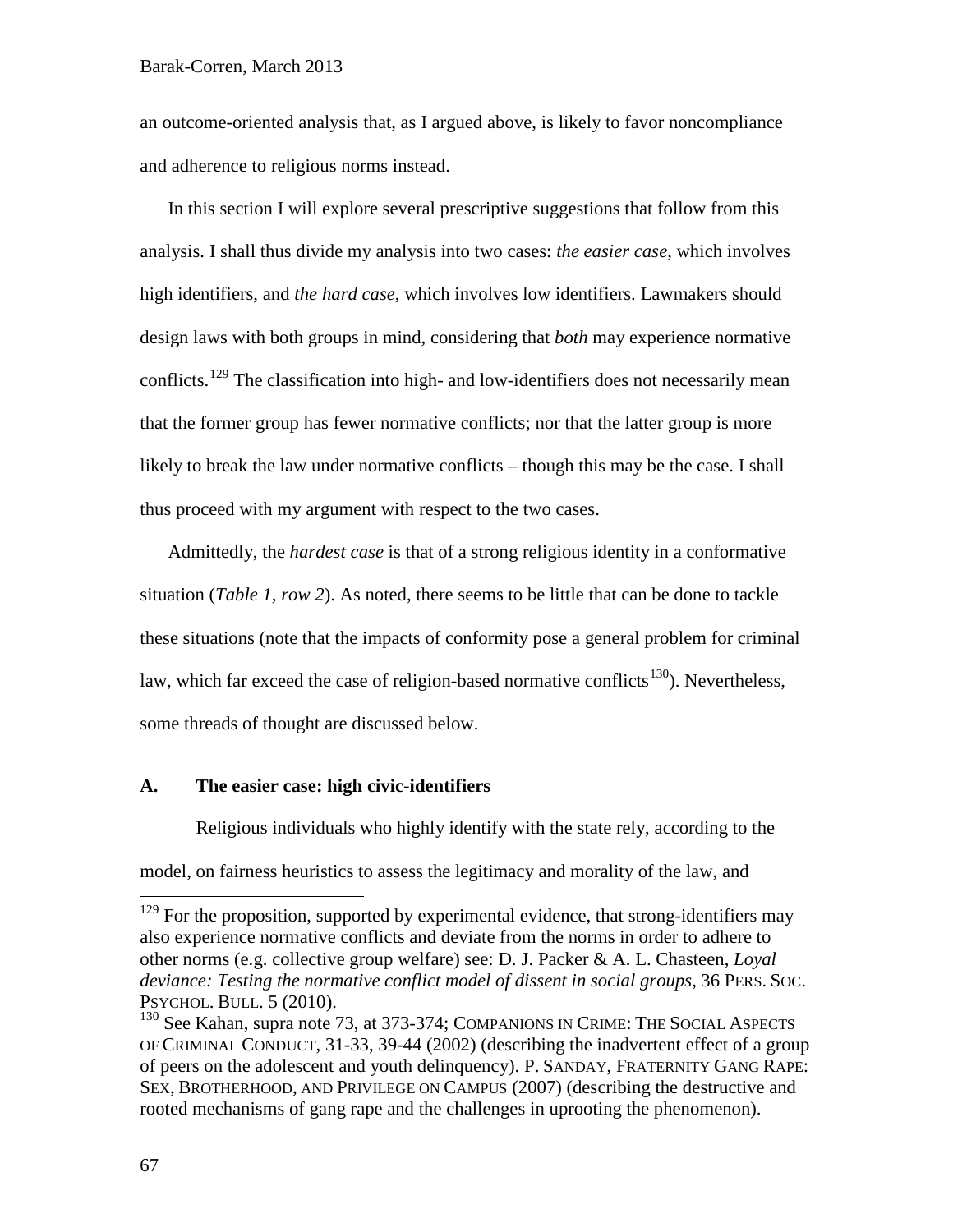an outcome-oriented analysis that, as I argued above, is likely to favor noncompliance and adherence to religious norms instead.

In this section I will explore several prescriptive suggestions that follow from this analysis. I shall thus divide my analysis into two cases: *the easier case*, which involves high identifiers, and *the hard case*, which involves low identifiers. Lawmakers should design laws with both groups in mind, considering that *both* may experience normative conflicts.[129] The classification into high- and low-identifiers does not necessarily mean that the former group has fewer normative conflicts; nor that the latter group is more likely to break the law under normative conflicts – though this may be the case. I shall thus proceed with my argument with respect to the two cases.

Admittedly, the *hardest case* is that of a strong religious identity in a conformative situation (*Table 1, row 2*). As noted, there seems to be little that can be done to tackle these situations (note that the impacts of conformity pose a general problem for criminal law, which far exceed the case of religion-based normative conflicts[130]). Nevertheless, some threads of thought are discussed below.

## A. The easier case: high civic-identifiers

Religious individuals who highly identify with the state rely, according to the model, on fairness heuristics to assess the legitimacy and morality of the law, and

---

[129] For the proposition, supported by experimental evidence, that strong-identifiers may also experience normative conflicts and deviate from the norms in order to adhere to other norms (e.g. collective group welfare) see: D. J. Packer & A. L. Chasteen, *Loyal deviance: Testing the normative conflict model of dissent in social groups*, 36 PERS. SOC. PSYCHOL. BULL. 5 (2010).

[130] See Kahan, supra note 73, at 373-374; COMPANIONS IN CRIME: THE SOCIAL ASPECTS OF CRIMINAL CONDUCT, 31-33, 39-44 (2002) (describing the inadvertent effect of a group of peers on the adolescent and youth delinquency). P. SANDAY, FRATERNITY GANG RAPE: SEX, BROTHERHOOD, AND PRIVILEGE ON CAMPUS (2007) (describing the destructive and rooted mechanisms of gang rape and the challenges in uprooting the phenomenon).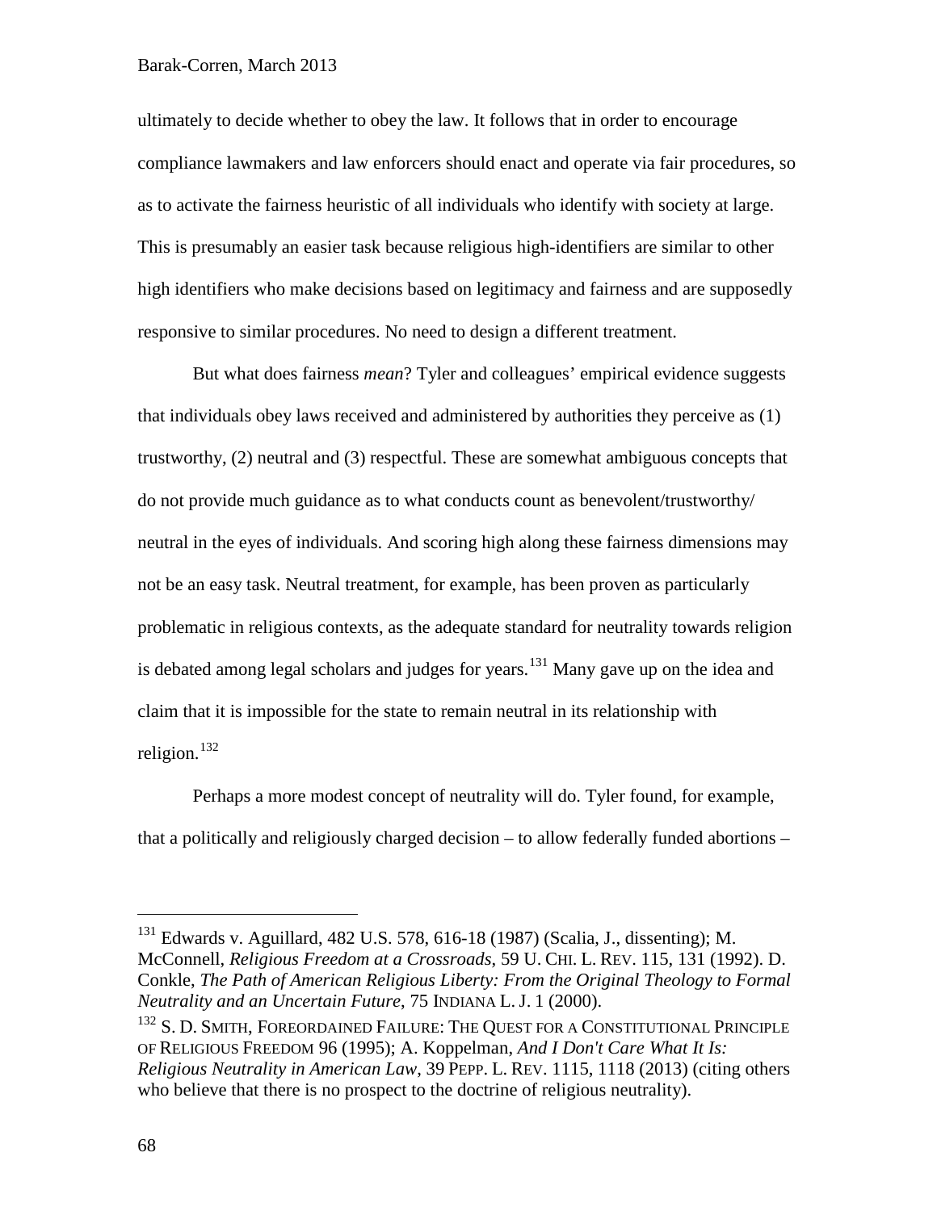ultimately to decide whether to obey the law. It follows that in order to encourage compliance lawmakers and law enforcers should enact and operate via fair procedures, so as to activate the fairness heuristic of all individuals who identify with society at large. This is presumably an easier task because religious high-identifiers are similar to other high identifiers who make decisions based on legitimacy and fairness and are supposedly responsive to similar procedures. No need to design a different treatment.

But what does fairness *mean*? Tyler and colleagues' empirical evidence suggests that individuals obey laws received and administered by authorities they perceive as (1) trustworthy, (2) neutral and (3) respectful. These are somewhat ambiguous concepts that do not provide much guidance as to what conducts count as benevolent/trustworthy/ neutral in the eyes of individuals. And scoring high along these fairness dimensions may not be an easy task. Neutral treatment, for example, has been proven as particularly problematic in religious contexts, as the adequate standard for neutrality towards religion is debated among legal scholars and judges for years.[131] Many gave up on the idea and claim that it is impossible for the state to remain neutral in its relationship with religion.[132]

Perhaps a more modest concept of neutrality will do. Tyler found, for example, that a politically and religiously charged decision – to allow federally funded abortions –

---

[131] Edwards v. Aguillard, 482 U.S. 578, 616-18 (1987) (Scalia, J., dissenting); M. McConnell, *Religious Freedom at a Crossroads*, 59 U. CHI. L. REV. 115, 131 (1992). D. Conkle, *The Path of American Religious Liberty: From the Original Theology to Formal Neutrality and an Uncertain Future*, 75 INDIANA L. J. 1 (2000).

[132] S. D. SMITH, FOREORDAINED FAILURE: THE QUEST FOR A CONSTITUTIONAL PRINCIPLE OF RELIGIOUS FREEDOM 96 (1995); A. Koppelman, *And I Don't Care What It Is: Religious Neutrality in American Law*, 39 PEPP. L. REV. 1115, 1118 (2013) (citing others who believe that there is no prospect to the doctrine of religious neutrality).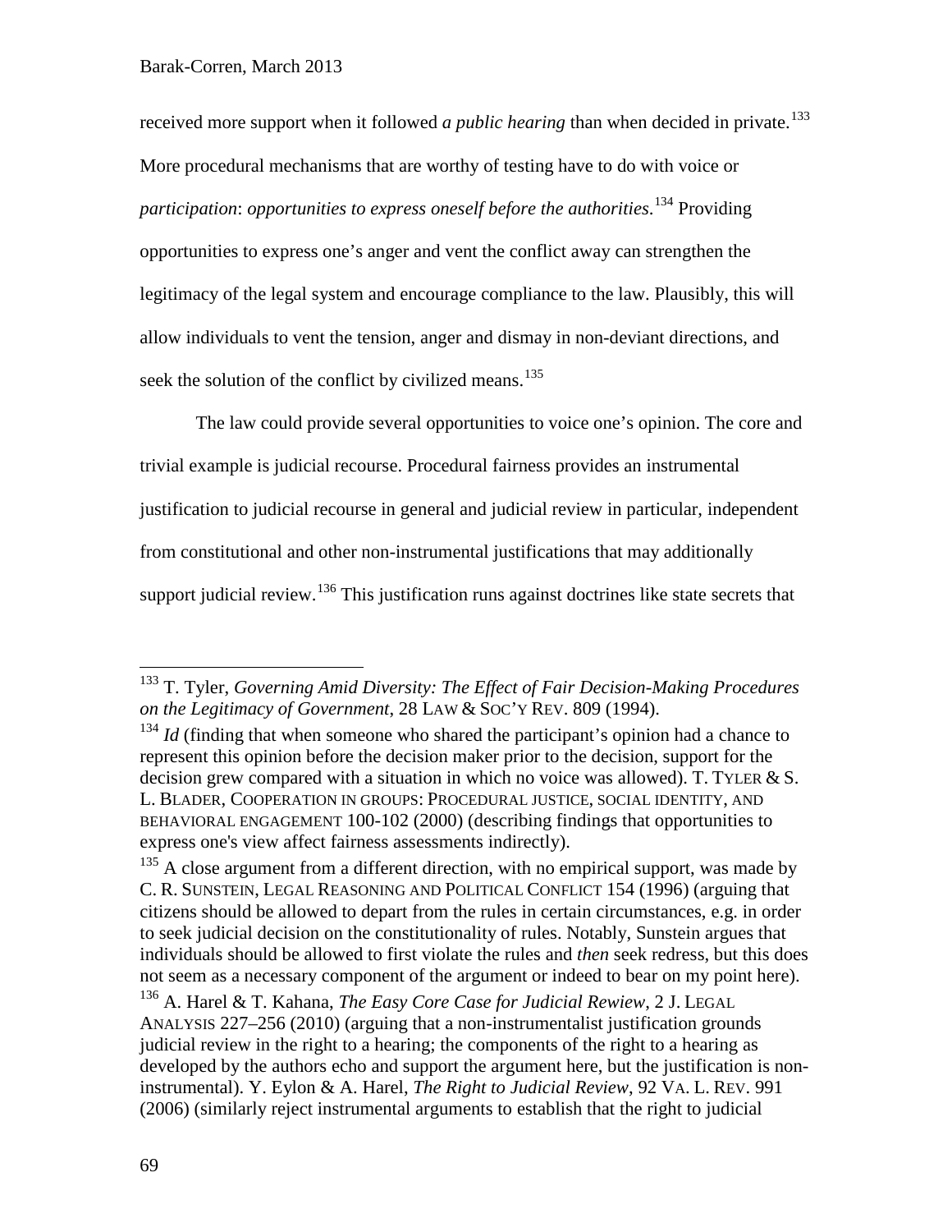received more support when it followed *a public hearing* than when decided in private.[133] More procedural mechanisms that are worthy of testing have to do with voice or *participation*: *opportunities to express oneself before the authorities*.[134] Providing opportunities to express one's anger and vent the conflict away can strengthen the legitimacy of the legal system and encourage compliance to the law. Plausibly, this will allow individuals to vent the tension, anger and dismay in non-deviant directions, and seek the solution of the conflict by civilized means.[135]

The law could provide several opportunities to voice one's opinion. The core and trivial example is judicial recourse. Procedural fairness provides an instrumental justification to judicial recourse in general and judicial review in particular, independent from constitutional and other non-instrumental justifications that may additionally support judicial review.[136] This justification runs against doctrines like state secrets that

---

[133] T. Tyler, *Governing Amid Diversity: The Effect of Fair Decision-Making Procedures on the Legitimacy of Government*, 28 LAW & SOC'Y REV. 809 (1994).

[134] *Id* (finding that when someone who shared the participant's opinion had a chance to represent this opinion before the decision maker prior to the decision, support for the decision grew compared with a situation in which no voice was allowed). T. TYLER & S. L. BLADER, COOPERATION IN GROUPS: PROCEDURAL JUSTICE, SOCIAL IDENTITY, AND BEHAVIORAL ENGAGEMENT 100-102 (2000) (describing findings that opportunities to express one's view affect fairness assessments indirectly).

[135] A close argument from a different direction, with no empirical support, was made by C. R. SUNSTEIN, LEGAL REASONING AND POLITICAL CONFLICT 154 (1996) (arguing that citizens should be allowed to depart from the rules in certain circumstances, e.g. in order to seek judicial decision on the constitutionality of rules. Notably, Sunstein argues that individuals should be allowed to first violate the rules and *then* seek redress, but this does not seem as a necessary component of the argument or indeed to bear on my point here).

[136] A. Harel & T. Kahana, *The Easy Core Case for Judicial Rewiew*, 2 J. LEGAL ANALYSIS 227–256 (2010) (arguing that a non-instrumentalist justification grounds judicial review in the right to a hearing; the components of the right to a hearing as developed by the authors echo and support the argument here, but the justification is non-instrumental). Y. Eylon & A. Harel, *The Right to Judicial Review*, 92 VA. L. REV. 991 (2006) (similarly reject instrumental arguments to establish that the right to judicial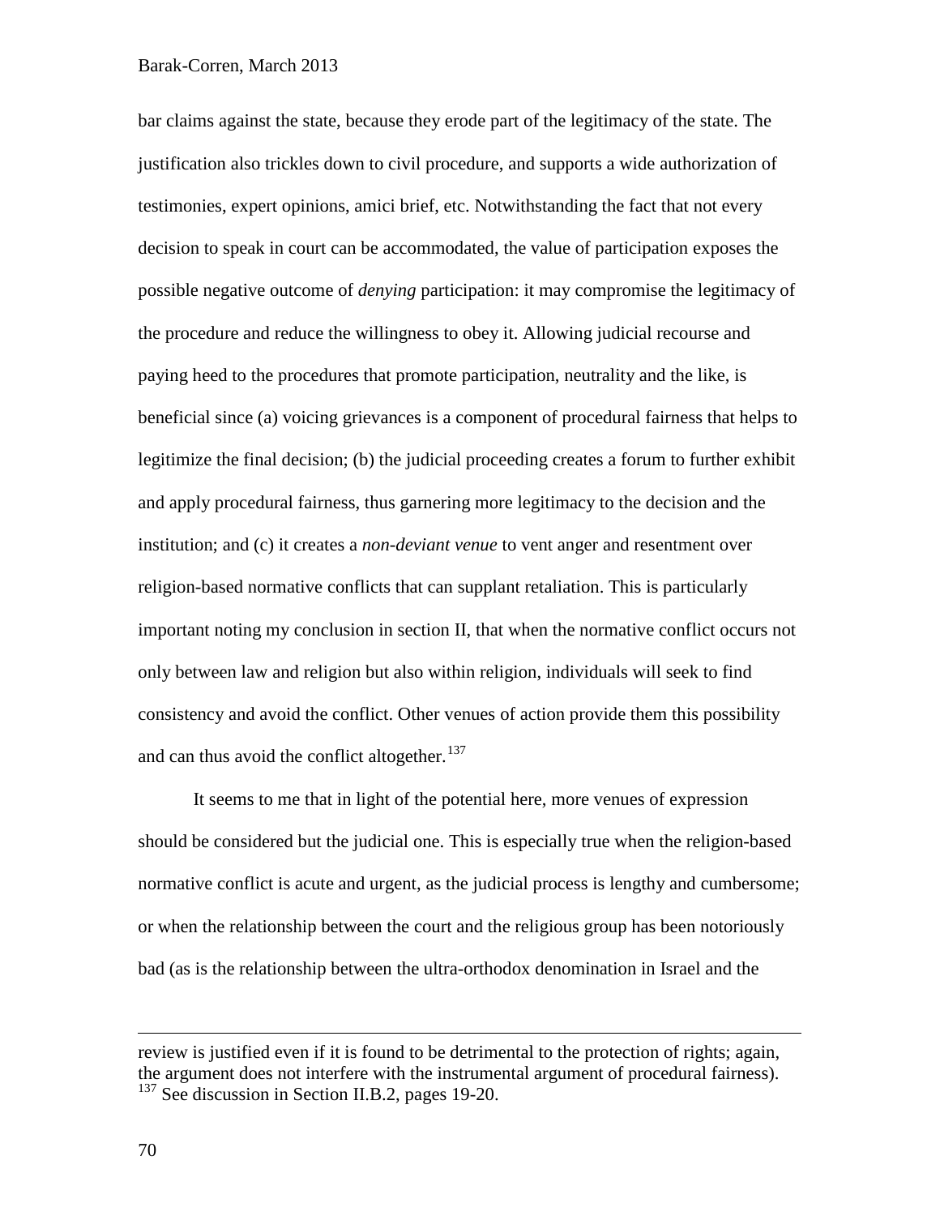bar claims against the state, because they erode part of the legitimacy of the state. The justification also trickles down to civil procedure, and supports a wide authorization of testimonies, expert opinions, amici brief, etc. Notwithstanding the fact that not every decision to speak in court can be accommodated, the value of participation exposes the possible negative outcome of *denying* participation: it may compromise the legitimacy of the procedure and reduce the willingness to obey it. Allowing judicial recourse and paying heed to the procedures that promote participation, neutrality and the like, is beneficial since (a) voicing grievances is a component of procedural fairness that helps to legitimize the final decision; (b) the judicial proceeding creates a forum to further exhibit and apply procedural fairness, thus garnering more legitimacy to the decision and the institution; and (c) it creates a *non-deviant venue* to vent anger and resentment over religion-based normative conflicts that can supplant retaliation. This is particularly important noting my conclusion in section II, that when the normative conflict occurs not only between law and religion but also within religion, individuals will seek to find consistency and avoid the conflict. Other venues of action provide them this possibility and can thus avoid the conflict altogether.[137]

It seems to me that in light of the potential here, more venues of expression should be considered but the judicial one. This is especially true when the religion-based normative conflict is acute and urgent, as the judicial process is lengthy and cumbersome; or when the relationship between the court and the religious group has been notoriously bad (as is the relationship between the ultra-orthodox denomination in Israel and the

---

review is justified even if it is found to be detrimental to the protection of rights; again, the argument does not interfere with the instrumental argument of procedural fairness).

[137] See discussion in Section II.B.2, pages 19-20.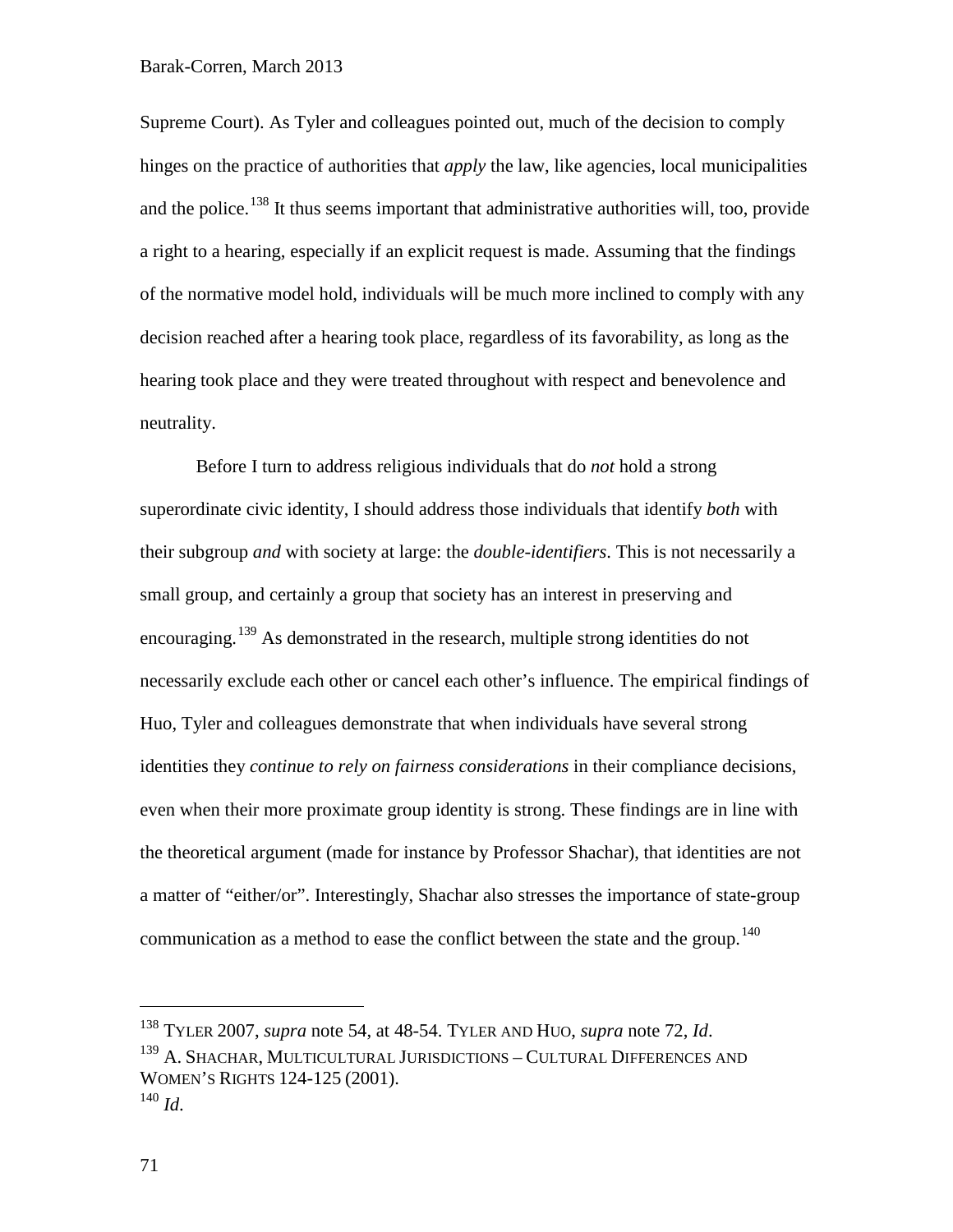Supreme Court). As Tyler and colleagues pointed out, much of the decision to comply hinges on the practice of authorities that *apply* the law, like agencies, local municipalities and the police.[138] It thus seems important that administrative authorities will, too, provide a right to a hearing, especially if an explicit request is made. Assuming that the findings of the normative model hold, individuals will be much more inclined to comply with any decision reached after a hearing took place, regardless of its favorability, as long as the hearing took place and they were treated throughout with respect and benevolence and neutrality.

Before I turn to address religious individuals that do *not* hold a strong superordinate civic identity, I should address those individuals that identify *both* with their subgroup *and* with society at large: the *double-identifiers*. This is not necessarily a small group, and certainly a group that society has an interest in preserving and encouraging.[139] As demonstrated in the research, multiple strong identities do not necessarily exclude each other or cancel each other's influence. The empirical findings of Huo, Tyler and colleagues demonstrate that when individuals have several strong identities they *continue to rely on fairness considerations* in their compliance decisions, even when their more proximate group identity is strong. These findings are in line with the theoretical argument (made for instance by Professor Shachar), that identities are not a matter of "either/or". Interestingly, Shachar also stresses the importance of state-group communication as a method to ease the conflict between the state and the group.[140]

---

[138] TYLER 2007, *supra* note 54, at 48-54. TYLER AND HUO, *supra* note 72, *Id*.

[139] A. SHACHAR, MULTICULTURAL JURISDICTIONS – CULTURAL DIFFERENCES AND WOMEN'S RIGHTS 124-125 (2001).

[140] *Id*.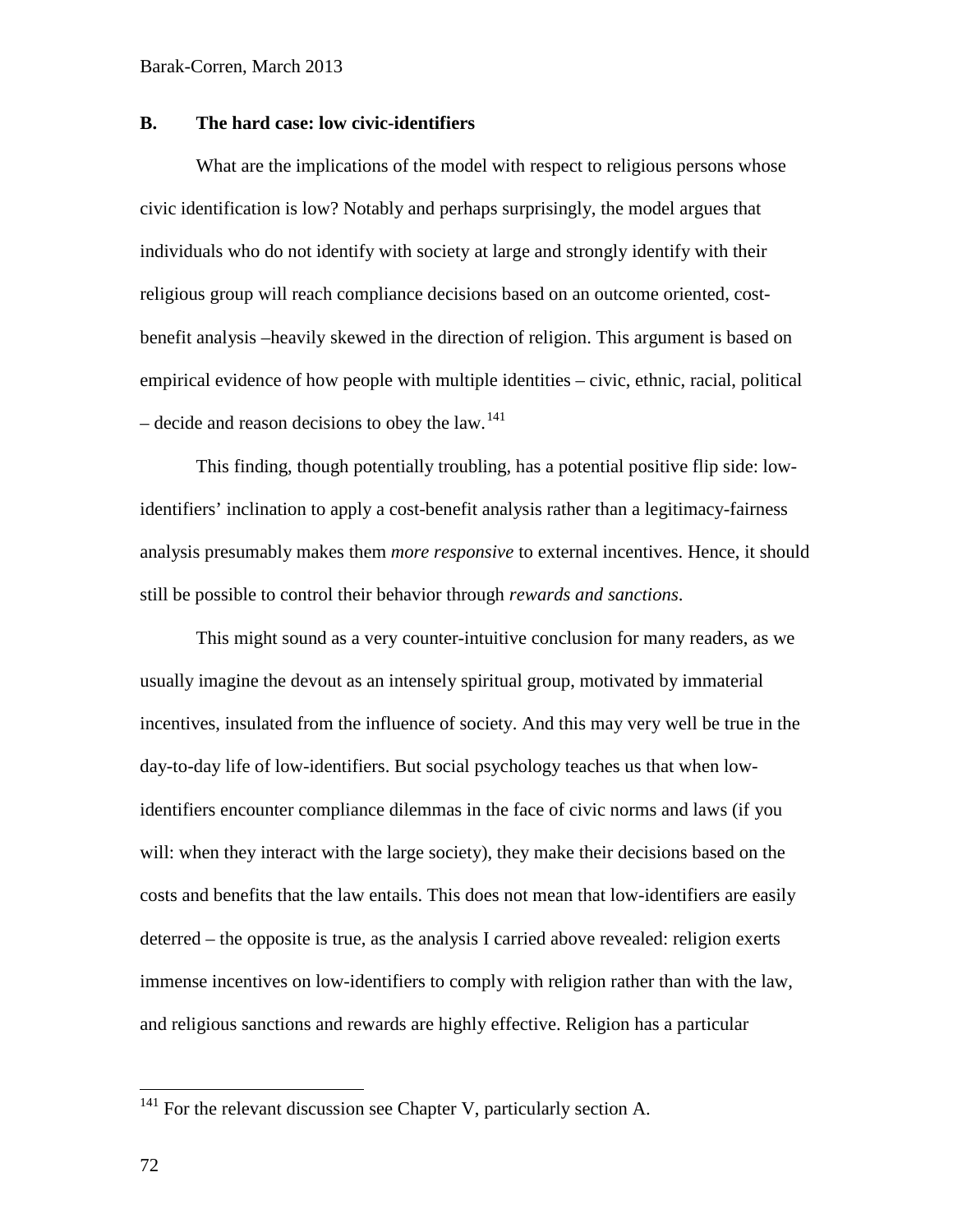### B. The hard case: low civic-identifiers

What are the implications of the model with respect to religious persons whose civic identification is low? Notably and perhaps surprisingly, the model argues that individuals who do not identify with society at large and strongly identify with their religious group will reach compliance decisions based on an outcome oriented, cost-benefit analysis –heavily skewed in the direction of religion. This argument is based on empirical evidence of how people with multiple identities – civic, ethnic, racial, political – decide and reason decisions to obey the law.[141]

This finding, though potentially troubling, has a potential positive flip side: low-identifiers' inclination to apply a cost-benefit analysis rather than a legitimacy-fairness analysis presumably makes them *more responsive* to external incentives. Hence, it should still be possible to control their behavior through *rewards and sanctions*.

This might sound as a very counter-intuitive conclusion for many readers, as we usually imagine the devout as an intensely spiritual group, motivated by immaterial incentives, insulated from the influence of society. And this may very well be true in the day-to-day life of low-identifiers. But social psychology teaches us that when low-identifiers encounter compliance dilemmas in the face of civic norms and laws (if you will: when they interact with the large society), they make their decisions based on the costs and benefits that the law entails. This does not mean that low-identifiers are easily deterred – the opposite is true, as the analysis I carried above revealed: religion exerts immense incentives on low-identifiers to comply with religion rather than with the law, and religious sanctions and rewards are highly effective. Religion has a particular

[141] For the relevant discussion see Chapter V, particularly section A.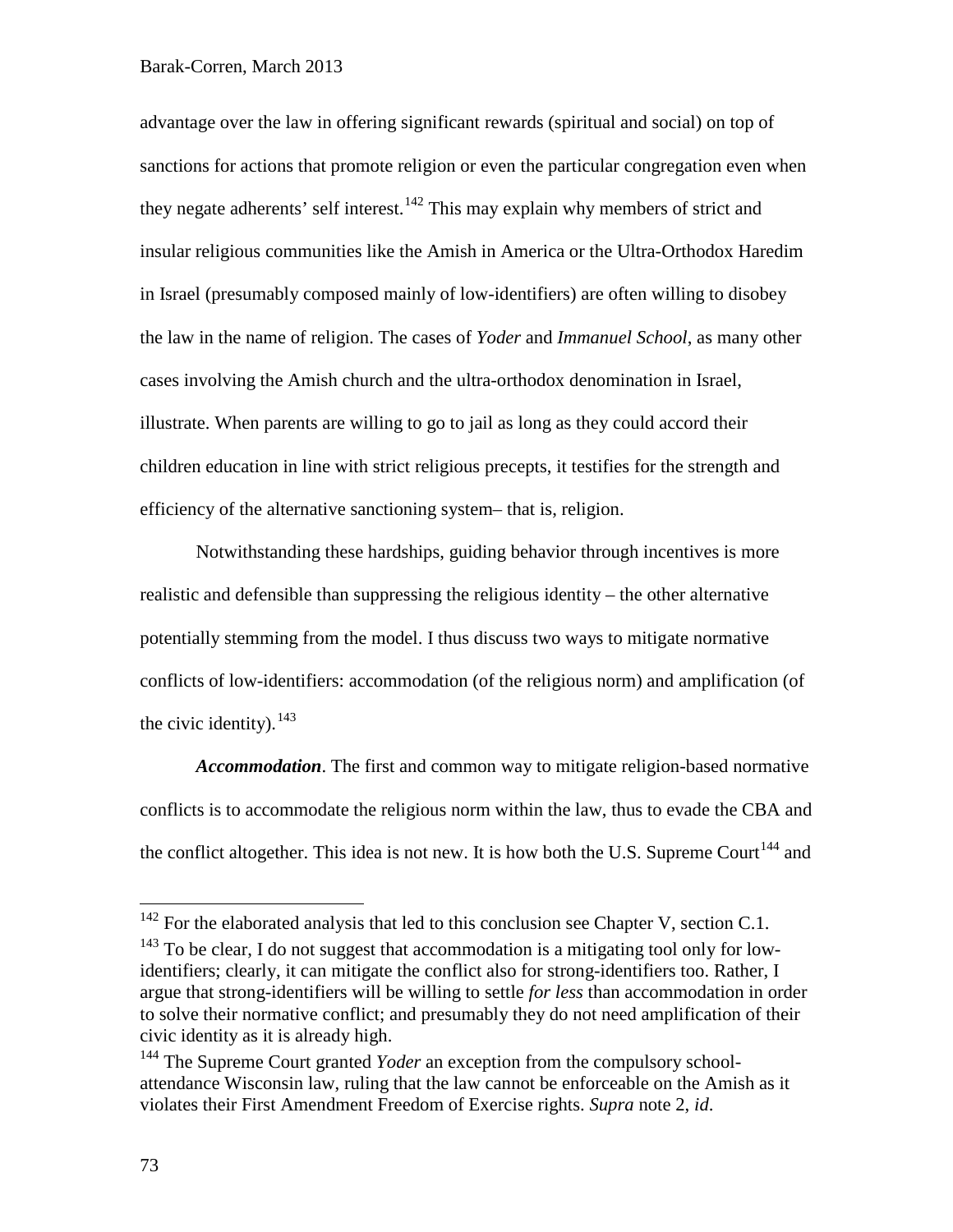advantage over the law in offering significant rewards (spiritual and social) on top of sanctions for actions that promote religion or even the particular congregation even when they negate adherents' self interest.[142] This may explain why members of strict and insular religious communities like the Amish in America or the Ultra-Orthodox Haredim in Israel (presumably composed mainly of low-identifiers) are often willing to disobey the law in the name of religion. The cases of *Yoder* and *Immanuel School*, as many other cases involving the Amish church and the ultra-orthodox denomination in Israel, illustrate. When parents are willing to go to jail as long as they could accord their children education in line with strict religious precepts, it testifies for the strength and efficiency of the alternative sanctioning system– that is, religion.

Notwithstanding these hardships, guiding behavior through incentives is more realistic and defensible than suppressing the religious identity – the other alternative potentially stemming from the model. I thus discuss two ways to mitigate normative conflicts of low-identifiers: accommodation (of the religious norm) and amplification (of the civic identity).[143]

***Accommodation***. The first and common way to mitigate religion-based normative conflicts is to accommodate the religious norm within the law, thus to evade the CBA and the conflict altogether. This idea is not new. It is how both the U.S. Supreme Court[144] and

---

[142] For the elaborated analysis that led to this conclusion see Chapter V, section C.1.

[143] To be clear, I do not suggest that accommodation is a mitigating tool only for low-identifiers; clearly, it can mitigate the conflict also for strong-identifiers too. Rather, I argue that strong-identifiers will be willing to settle *for less* than accommodation in order to solve their normative conflict; and presumably they do not need amplification of their civic identity as it is already high.

[144] The Supreme Court granted *Yoder* an exception from the compulsory school-attendance Wisconsin law, ruling that the law cannot be enforceable on the Amish as it violates their First Amendment Freedom of Exercise rights. *Supra* note 2, *id*.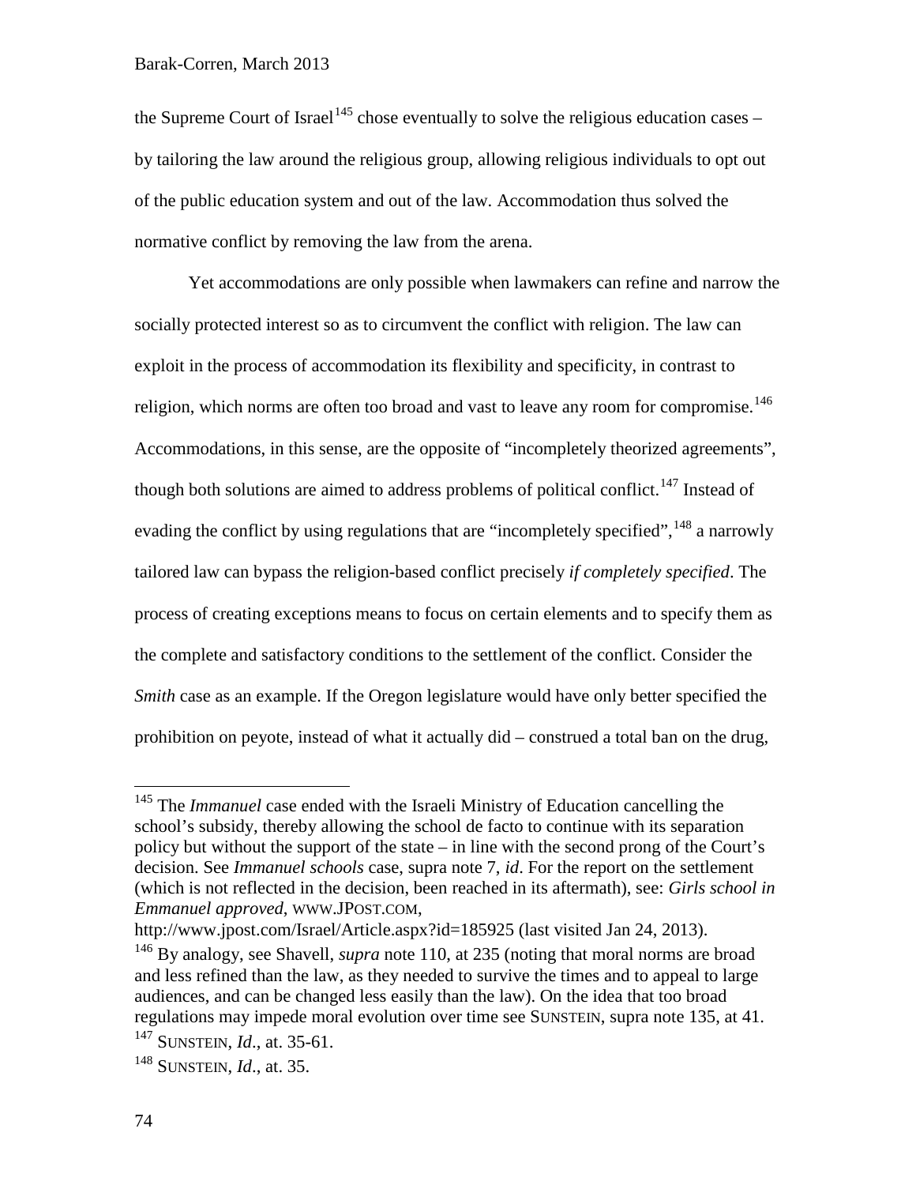the Supreme Court of Israel[145] chose eventually to solve the religious education cases – by tailoring the law around the religious group, allowing religious individuals to opt out of the public education system and out of the law. Accommodation thus solved the normative conflict by removing the law from the arena.

Yet accommodations are only possible when lawmakers can refine and narrow the socially protected interest so as to circumvent the conflict with religion. The law can exploit in the process of accommodation its flexibility and specificity, in contrast to religion, which norms are often too broad and vast to leave any room for compromise.[146] Accommodations, in this sense, are the opposite of "incompletely theorized agreements", though both solutions are aimed to address problems of political conflict.[147] Instead of evading the conflict by using regulations that are "incompletely specified",[148] a narrowly tailored law can bypass the religion-based conflict precisely *if completely specified*. The process of creating exceptions means to focus on certain elements and to specify them as the complete and satisfactory conditions to the settlement of the conflict. Consider the *Smith* case as an example. If the Oregon legislature would have only better specified the prohibition on peyote, instead of what it actually did – construed a total ban on the drug,

---

[145] The *Immanuel* case ended with the Israeli Ministry of Education cancelling the school's subsidy, thereby allowing the school de facto to continue with its separation policy but without the support of the state – in line with the second prong of the Court's decision. See *Immanuel schools* case, supra note 7, *id*. For the report on the settlement (which is not reflected in the decision, been reached in its aftermath), see: *Girls school in Emmanuel approved*, WWW.JPOST.COM, http://www.jpost.com/Israel/Article.aspx?id=185925 (last visited Jan 24, 2013).

[146] By analogy, see Shavell, *supra* note 110, at 235 (noting that moral norms are broad and less refined than the law, as they needed to survive the times and to appeal to large audiences, and can be changed less easily than the law). On the idea that too broad regulations may impede moral evolution over time see SUNSTEIN, supra note 135, at 41.

[147] SUNSTEIN, *Id*., at. 35-61.

[148] SUNSTEIN, *Id*., at. 35.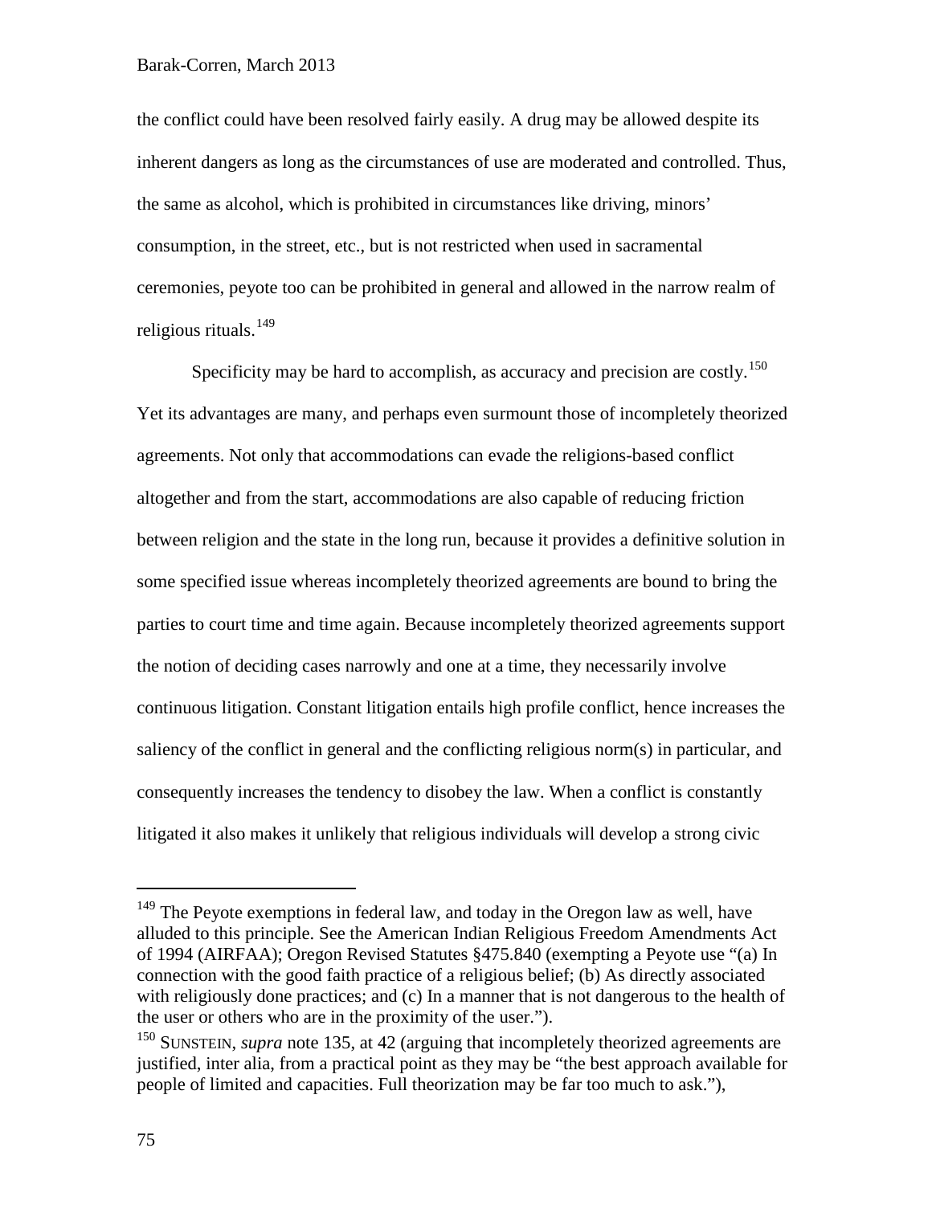the conflict could have been resolved fairly easily. A drug may be allowed despite its inherent dangers as long as the circumstances of use are moderated and controlled. Thus, the same as alcohol, which is prohibited in circumstances like driving, minors' consumption, in the street, etc., but is not restricted when used in sacramental ceremonies, peyote too can be prohibited in general and allowed in the narrow realm of religious rituals.[149]

Specificity may be hard to accomplish, as accuracy and precision are costly.[150] Yet its advantages are many, and perhaps even surmount those of incompletely theorized agreements. Not only that accommodations can evade the religions-based conflict altogether and from the start, accommodations are also capable of reducing friction between religion and the state in the long run, because it provides a definitive solution in some specified issue whereas incompletely theorized agreements are bound to bring the parties to court time and time again. Because incompletely theorized agreements support the notion of deciding cases narrowly and one at a time, they necessarily involve continuous litigation. Constant litigation entails high profile conflict, hence increases the saliency of the conflict in general and the conflicting religious norm(s) in particular, and consequently increases the tendency to disobey the law. When a conflict is constantly litigated it also makes it unlikely that religious individuals will develop a strong civic

---

[149] The Peyote exemptions in federal law, and today in the Oregon law as well, have alluded to this principle. See the American Indian Religious Freedom Amendments Act of 1994 (AIRFAA); Oregon Revised Statutes §475.840 (exempting a Peyote use "(a) In connection with the good faith practice of a religious belief; (b) As directly associated with religiously done practices; and (c) In a manner that is not dangerous to the health of the user or others who are in the proximity of the user.").

[150] SUNSTEIN, *supra* note 135, at 42 (arguing that incompletely theorized agreements are justified, inter alia, from a practical point as they may be "the best approach available for people of limited and capacities. Full theorization may be far too much to ask."),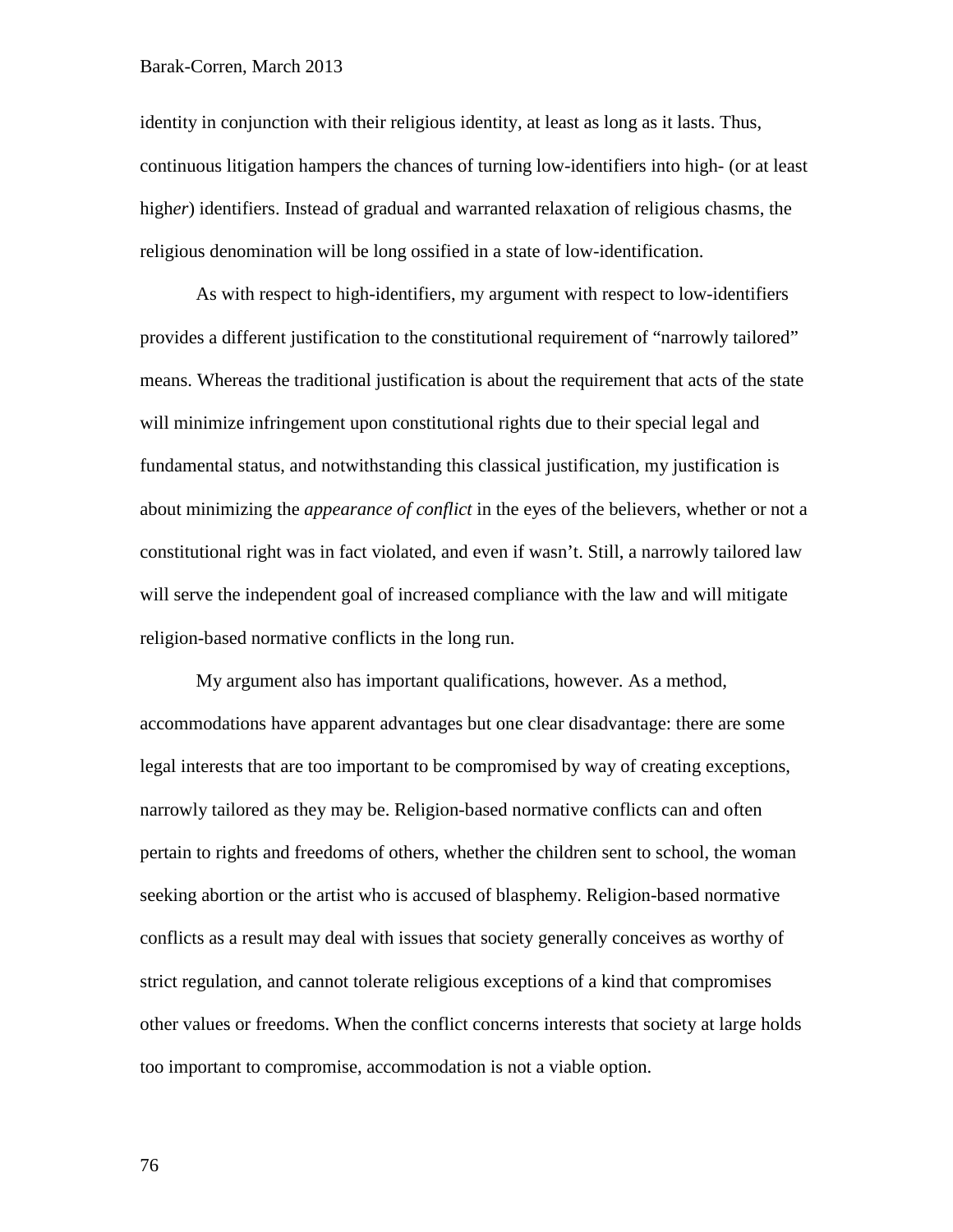identity in conjunction with their religious identity, at least as long as it lasts. Thus, continuous litigation hampers the chances of turning low-identifiers into high- (or at least high*er*) identifiers. Instead of gradual and warranted relaxation of religious chasms, the religious denomination will be long ossified in a state of low-identification.

As with respect to high-identifiers, my argument with respect to low-identifiers provides a different justification to the constitutional requirement of "narrowly tailored" means. Whereas the traditional justification is about the requirement that acts of the state will minimize infringement upon constitutional rights due to their special legal and fundamental status, and notwithstanding this classical justification, my justification is about minimizing the *appearance of conflict* in the eyes of the believers, whether or not a constitutional right was in fact violated, and even if wasn't. Still, a narrowly tailored law will serve the independent goal of increased compliance with the law and will mitigate religion-based normative conflicts in the long run.

My argument also has important qualifications, however. As a method, accommodations have apparent advantages but one clear disadvantage: there are some legal interests that are too important to be compromised by way of creating exceptions, narrowly tailored as they may be. Religion-based normative conflicts can and often pertain to rights and freedoms of others, whether the children sent to school, the woman seeking abortion or the artist who is accused of blasphemy. Religion-based normative conflicts as a result may deal with issues that society generally conceives as worthy of strict regulation, and cannot tolerate religious exceptions of a kind that compromises other values or freedoms. When the conflict concerns interests that society at large holds too important to compromise, accommodation is not a viable option.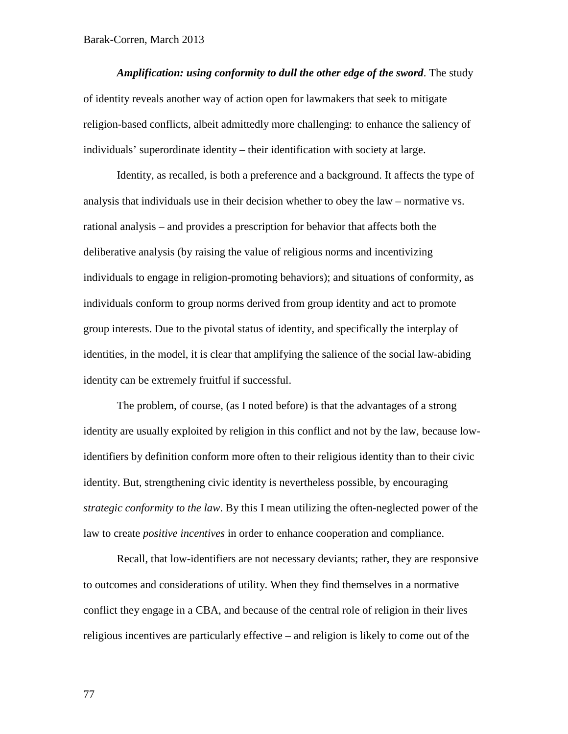***Amplification: using conformity to dull the other edge of the sword***. The study of identity reveals another way of action open for lawmakers that seek to mitigate religion-based conflicts, albeit admittedly more challenging: to enhance the saliency of individuals' superordinate identity – their identification with society at large.

Identity, as recalled, is both a preference and a background. It affects the type of analysis that individuals use in their decision whether to obey the law – normative vs. rational analysis – and provides a prescription for behavior that affects both the deliberative analysis (by raising the value of religious norms and incentivizing individuals to engage in religion-promoting behaviors); and situations of conformity, as individuals conform to group norms derived from group identity and act to promote group interests. Due to the pivotal status of identity, and specifically the interplay of identities, in the model, it is clear that amplifying the salience of the social law-abiding identity can be extremely fruitful if successful.

The problem, of course, (as I noted before) is that the advantages of a strong identity are usually exploited by religion in this conflict and not by the law, because low-identifiers by definition conform more often to their religious identity than to their civic identity. But, strengthening civic identity is nevertheless possible, by encouraging *strategic conformity to the law*. By this I mean utilizing the often-neglected power of the law to create *positive incentives* in order to enhance cooperation and compliance.

Recall, that low-identifiers are not necessary deviants; rather, they are responsive to outcomes and considerations of utility. When they find themselves in a normative conflict they engage in a CBA, and because of the central role of religion in their lives religious incentives are particularly effective – and religion is likely to come out of the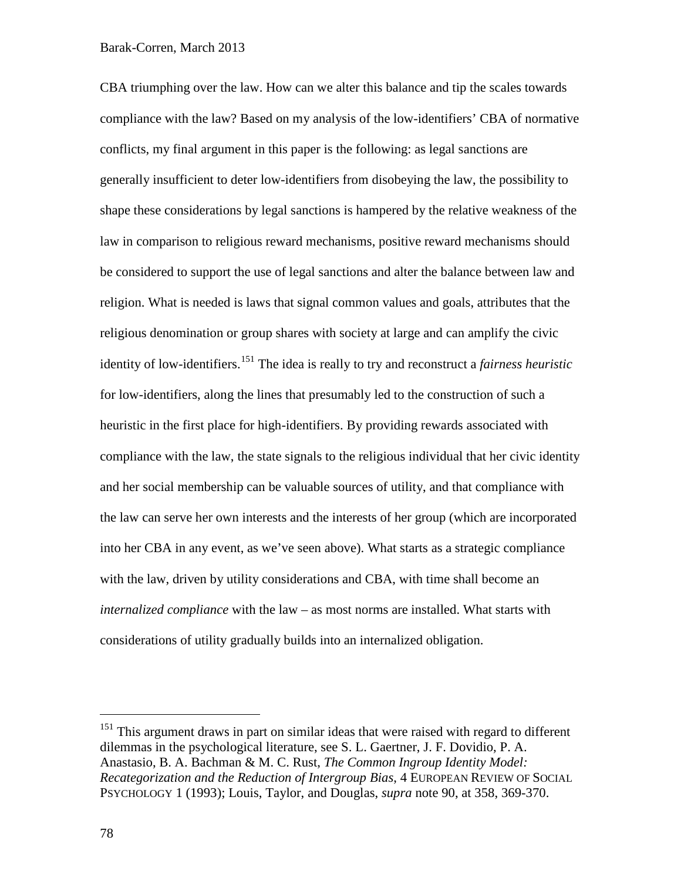CBA triumphing over the law. How can we alter this balance and tip the scales towards compliance with the law? Based on my analysis of the low-identifiers' CBA of normative conflicts, my final argument in this paper is the following: as legal sanctions are generally insufficient to deter low-identifiers from disobeying the law, the possibility to shape these considerations by legal sanctions is hampered by the relative weakness of the law in comparison to religious reward mechanisms, positive reward mechanisms should be considered to support the use of legal sanctions and alter the balance between law and religion. What is needed is laws that signal common values and goals, attributes that the religious denomination or group shares with society at large and can amplify the civic identity of low-identifiers.[151] The idea is really to try and reconstruct a *fairness heuristic* for low-identifiers, along the lines that presumably led to the construction of such a heuristic in the first place for high-identifiers. By providing rewards associated with compliance with the law, the state signals to the religious individual that her civic identity and her social membership can be valuable sources of utility, and that compliance with the law can serve her own interests and the interests of her group (which are incorporated into her CBA in any event, as we've seen above). What starts as a strategic compliance with the law, driven by utility considerations and CBA, with time shall become an *internalized compliance* with the law – as most norms are installed. What starts with considerations of utility gradually builds into an internalized obligation.

---

[151] This argument draws in part on similar ideas that were raised with regard to different dilemmas in the psychological literature, see S. L. Gaertner, J. F. Dovidio, P. A. Anastasio, B. A. Bachman & M. C. Rust, *The Common Ingroup Identity Model: Recategorization and the Reduction of Intergroup Bias*, 4 EUROPEAN REVIEW OF SOCIAL PSYCHOLOGY 1 (1993); Louis, Taylor, and Douglas, *supra* note 90, at 358, 369-370.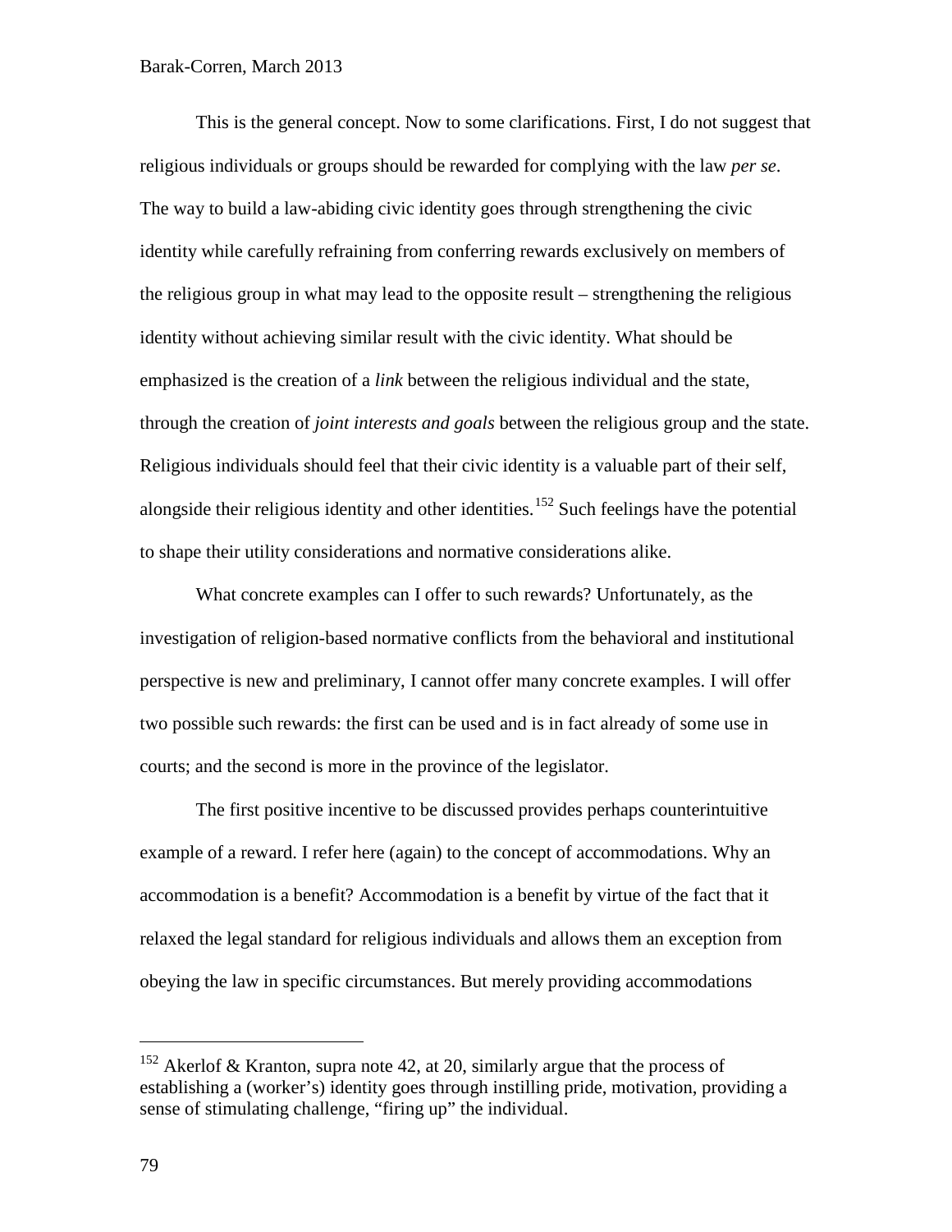This is the general concept. Now to some clarifications. First, I do not suggest that religious individuals or groups should be rewarded for complying with the law *per se*. The way to build a law-abiding civic identity goes through strengthening the civic identity while carefully refraining from conferring rewards exclusively on members of the religious group in what may lead to the opposite result – strengthening the religious identity without achieving similar result with the civic identity. What should be emphasized is the creation of a *link* between the religious individual and the state, through the creation of *joint interests and goals* between the religious group and the state. Religious individuals should feel that their civic identity is a valuable part of their self, alongside their religious identity and other identities.[152] Such feelings have the potential to shape their utility considerations and normative considerations alike.

What concrete examples can I offer to such rewards? Unfortunately, as the investigation of religion-based normative conflicts from the behavioral and institutional perspective is new and preliminary, I cannot offer many concrete examples. I will offer two possible such rewards: the first can be used and is in fact already of some use in courts; and the second is more in the province of the legislator.

The first positive incentive to be discussed provides perhaps counterintuitive example of a reward. I refer here (again) to the concept of accommodations. Why an accommodation is a benefit? Accommodation is a benefit by virtue of the fact that it relaxed the legal standard for religious individuals and allows them an exception from obeying the law in specific circumstances. But merely providing accommodations

[152] Akerlof & Kranton, supra note 42, at 20, similarly argue that the process of establishing a (worker's) identity goes through instilling pride, motivation, providing a sense of stimulating challenge, "firing up" the individual.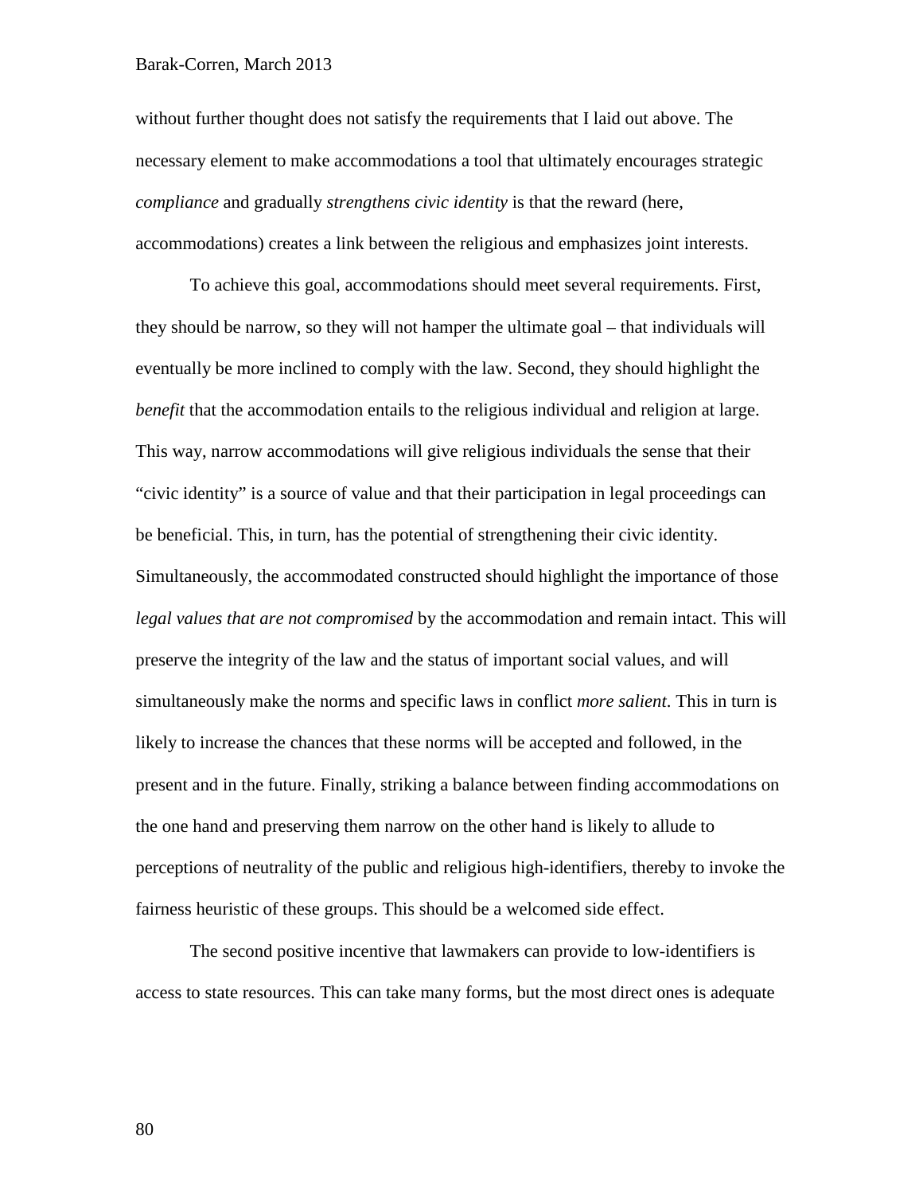without further thought does not satisfy the requirements that I laid out above. The necessary element to make accommodations a tool that ultimately encourages strategic *compliance* and gradually *strengthens civic identity* is that the reward (here, accommodations) creates a link between the religious and emphasizes joint interests.

To achieve this goal, accommodations should meet several requirements. First, they should be narrow, so they will not hamper the ultimate goal – that individuals will eventually be more inclined to comply with the law. Second, they should highlight the *benefit* that the accommodation entails to the religious individual and religion at large. This way, narrow accommodations will give religious individuals the sense that their "civic identity" is a source of value and that their participation in legal proceedings can be beneficial. This, in turn, has the potential of strengthening their civic identity. Simultaneously, the accommodated constructed should highlight the importance of those *legal values that are not compromised* by the accommodation and remain intact. This will preserve the integrity of the law and the status of important social values, and will simultaneously make the norms and specific laws in conflict *more salient*. This in turn is likely to increase the chances that these norms will be accepted and followed, in the present and in the future. Finally, striking a balance between finding accommodations on the one hand and preserving them narrow on the other hand is likely to allude to perceptions of neutrality of the public and religious high-identifiers, thereby to invoke the fairness heuristic of these groups. This should be a welcomed side effect.

The second positive incentive that lawmakers can provide to low-identifiers is access to state resources. This can take many forms, but the most direct ones is adequate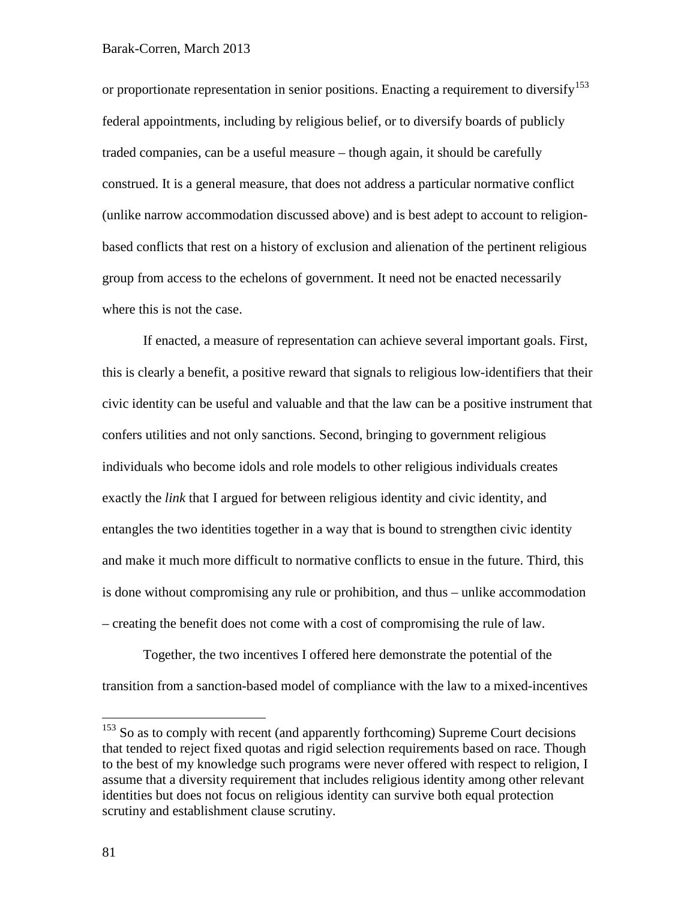or proportionate representation in senior positions. Enacting a requirement to diversify[153] federal appointments, including by religious belief, or to diversify boards of publicly traded companies, can be a useful measure – though again, it should be carefully construed. It is a general measure, that does not address a particular normative conflict (unlike narrow accommodation discussed above) and is best adept to account to religion-based conflicts that rest on a history of exclusion and alienation of the pertinent religious group from access to the echelons of government. It need not be enacted necessarily where this is not the case.

If enacted, a measure of representation can achieve several important goals. First, this is clearly a benefit, a positive reward that signals to religious low-identifiers that their civic identity can be useful and valuable and that the law can be a positive instrument that confers utilities and not only sanctions. Second, bringing to government religious individuals who become idols and role models to other religious individuals creates exactly the *link* that I argued for between religious identity and civic identity, and entangles the two identities together in a way that is bound to strengthen civic identity and make it much more difficult to normative conflicts to ensue in the future. Third, this is done without compromising any rule or prohibition, and thus – unlike accommodation – creating the benefit does not come with a cost of compromising the rule of law.

Together, the two incentives I offered here demonstrate the potential of the transition from a sanction-based model of compliance with the law to a mixed-incentives

---

[153] So as to comply with recent (and apparently forthcoming) Supreme Court decisions that tended to reject fixed quotas and rigid selection requirements based on race. Though to the best of my knowledge such programs were never offered with respect to religion, I assume that a diversity requirement that includes religious identity among other relevant identities but does not focus on religious identity can survive both equal protection scrutiny and establishment clause scrutiny.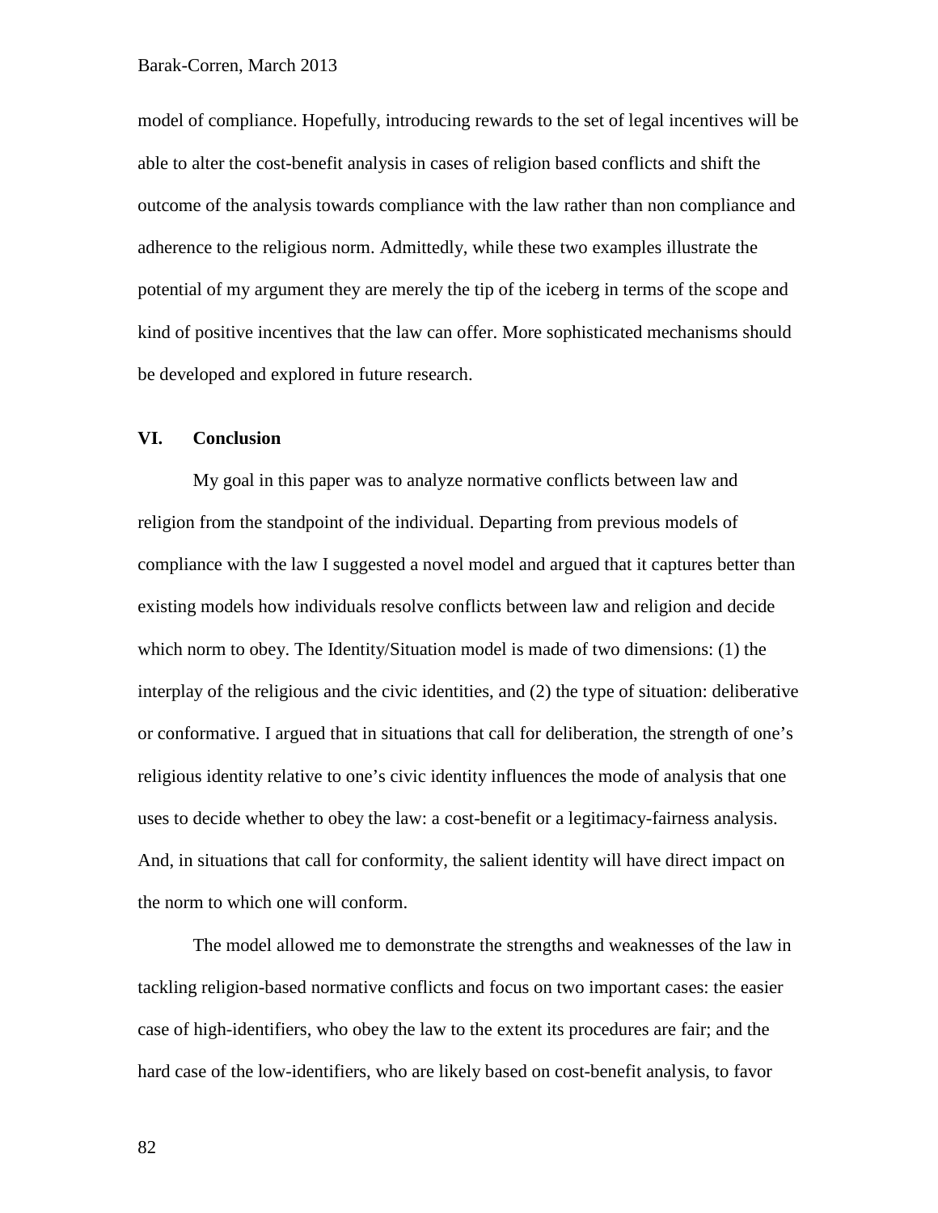model of compliance. Hopefully, introducing rewards to the set of legal incentives will be able to alter the cost-benefit analysis in cases of religion based conflicts and shift the outcome of the analysis towards compliance with the law rather than non compliance and adherence to the religious norm. Admittedly, while these two examples illustrate the potential of my argument they are merely the tip of the iceberg in terms of the scope and kind of positive incentives that the law can offer. More sophisticated mechanisms should be developed and explored in future research.

## VI. Conclusion

My goal in this paper was to analyze normative conflicts between law and religion from the standpoint of the individual. Departing from previous models of compliance with the law I suggested a novel model and argued that it captures better than existing models how individuals resolve conflicts between law and religion and decide which norm to obey. The Identity/Situation model is made of two dimensions: (1) the interplay of the religious and the civic identities, and (2) the type of situation: deliberative or conformative. I argued that in situations that call for deliberation, the strength of one's religious identity relative to one's civic identity influences the mode of analysis that one uses to decide whether to obey the law: a cost-benefit or a legitimacy-fairness analysis. And, in situations that call for conformity, the salient identity will have direct impact on the norm to which one will conform.

The model allowed me to demonstrate the strengths and weaknesses of the law in tackling religion-based normative conflicts and focus on two important cases: the easier case of high-identifiers, who obey the law to the extent its procedures are fair; and the hard case of the low-identifiers, who are likely based on cost-benefit analysis, to favor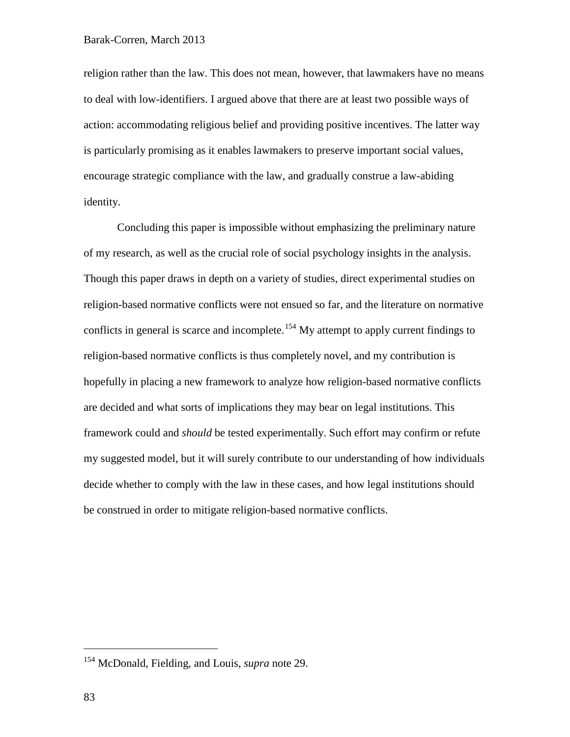religion rather than the law. This does not mean, however, that lawmakers have no means to deal with low-identifiers. I argued above that there are at least two possible ways of action: accommodating religious belief and providing positive incentives. The latter way is particularly promising as it enables lawmakers to preserve important social values, encourage strategic compliance with the law, and gradually construe a law-abiding identity.

Concluding this paper is impossible without emphasizing the preliminary nature of my research, as well as the crucial role of social psychology insights in the analysis. Though this paper draws in depth on a variety of studies, direct experimental studies on religion-based normative conflicts were not ensued so far, and the literature on normative conflicts in general is scarce and incomplete.[154] My attempt to apply current findings to religion-based normative conflicts is thus completely novel, and my contribution is hopefully in placing a new framework to analyze how religion-based normative conflicts are decided and what sorts of implications they may bear on legal institutions. This framework could and *should* be tested experimentally. Such effort may confirm or refute my suggested model, but it will surely contribute to our understanding of how individuals decide whether to comply with the law in these cases, and how legal institutions should be construed in order to mitigate religion-based normative conflicts.

[154] McDonald, Fielding, and Louis, *supra* note 29.